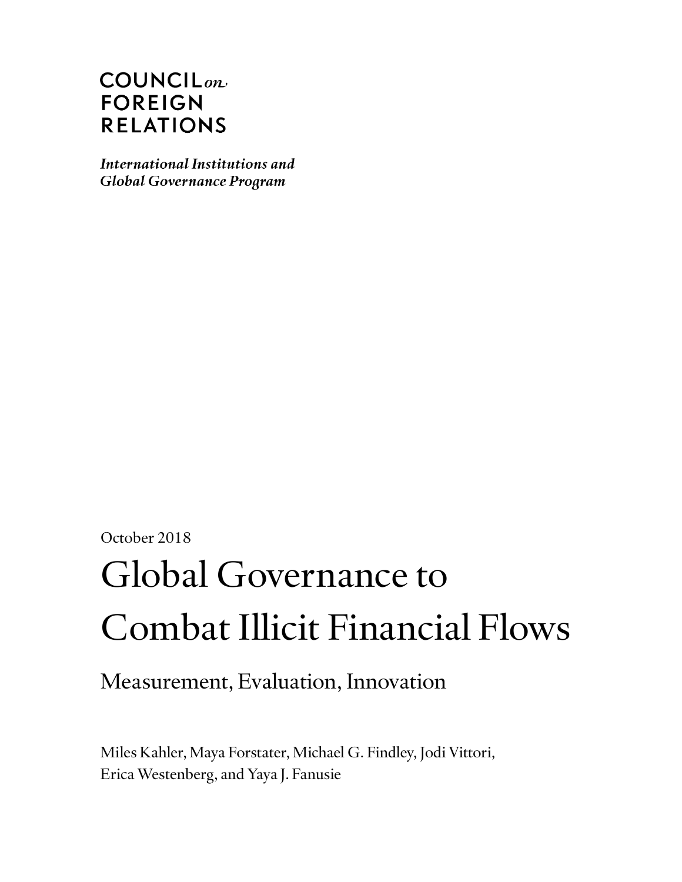COUNCIL *on* FOREIGN RELATIONS

***International Institutions and Global Governance Program***

October 2018

# Global Governance to Combat Illicit Financial Flows

## Measurement, Evaluation, Innovation

Miles Kahler, Maya Forstater, Michael G. Findley, Jodi Vittori, Erica Westenberg, and Yaya J. Fanusie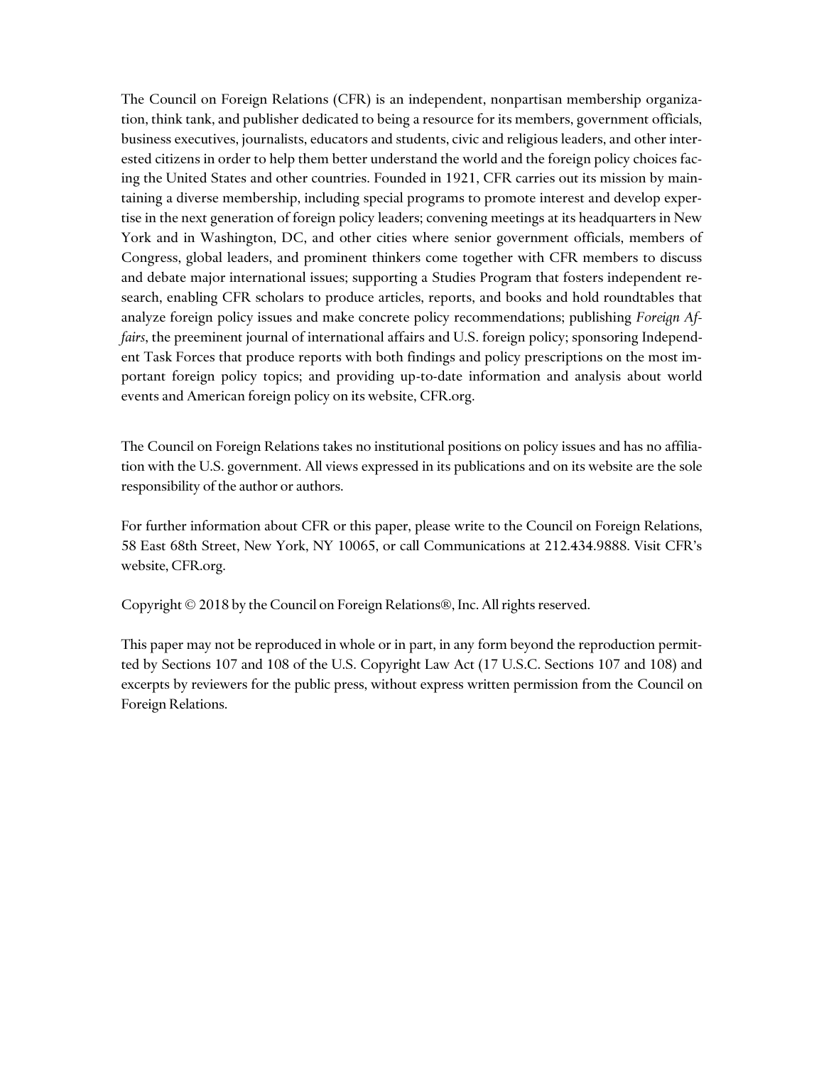The Council on Foreign Relations (CFR) is an independent, nonpartisan membership organization, think tank, and publisher dedicated to being a resource for its members, government officials, business executives, journalists, educators and students, civic and religious leaders, and other interested citizens in order to help them better understand the world and the foreign policy choices facing the United States and other countries. Founded in 1921, CFR carries out its mission by maintaining a diverse membership, including special programs to promote interest and develop expertise in the next generation of foreign policy leaders; convening meetings at its headquarters in New York and in Washington, DC, and other cities where senior government officials, members of Congress, global leaders, and prominent thinkers come together with CFR members to discuss and debate major international issues; supporting a Studies Program that fosters independent research, enabling CFR scholars to produce articles, reports, and books and hold roundtables that analyze foreign policy issues and make concrete policy recommendations; publishing *Foreign Affairs*, the preeminent journal of international affairs and U.S. foreign policy; sponsoring Independent Task Forces that produce reports with both findings and policy prescriptions on the most important foreign policy topics; and providing up-to-date information and analysis about world events and American foreign policy on its website, CFR.org.

The Council on Foreign Relations takes no institutional positions on policy issues and has no affiliation with the U.S. government. All views expressed in its publications and on its website are the sole responsibility of the author or authors.

For further information about CFR or this paper, please write to the Council on Foreign Relations, 58 East 68th Street, New York, NY 10065, or call Communications at 212.434.9888. Visit CFR's website, CFR.org.

Copyright © 2018 by the Council on Foreign Relations®, Inc. All rights reserved.

This paper may not be reproduced in whole or in part, in any form beyond the reproduction permitted by Sections 107 and 108 of the U.S. Copyright Law Act (17 U.S.C. Sections 107 and 108) and excerpts by reviewers for the public press, without express written permission from the Council on Foreign Relations.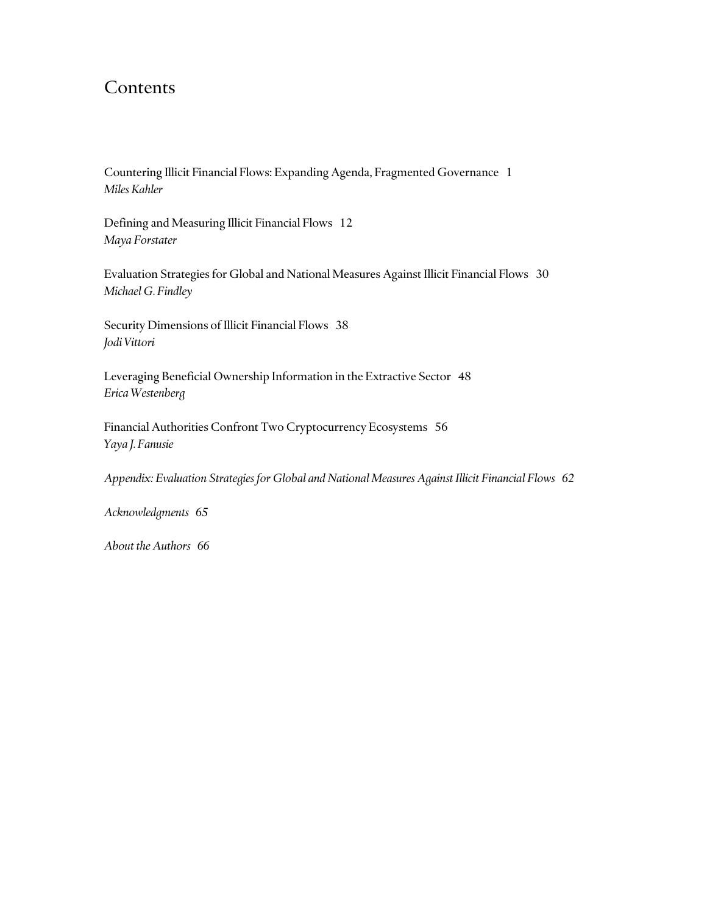# Contents

Countering Illicit Financial Flows: Expanding Agenda, Fragmented Governance 1
*Miles Kahler*

Defining and Measuring Illicit Financial Flows 12
*Maya Forstater*

Evaluation Strategies for Global and National Measures Against Illicit Financial Flows 30
*Michael G. Findley*

Security Dimensions of Illicit Financial Flows 38
*Jodi Vittori*

Leveraging Beneficial Ownership Information in the Extractive Sector 48
*Erica Westenberg*

Financial Authorities Confront Two Cryptocurrency Ecosystems 56
*Yaya J. Fanusie*

*Appendix: Evaluation Strategies for Global and National Measures Against Illicit Financial Flows 62*

*Acknowledgments 65*

*About the Authors 66*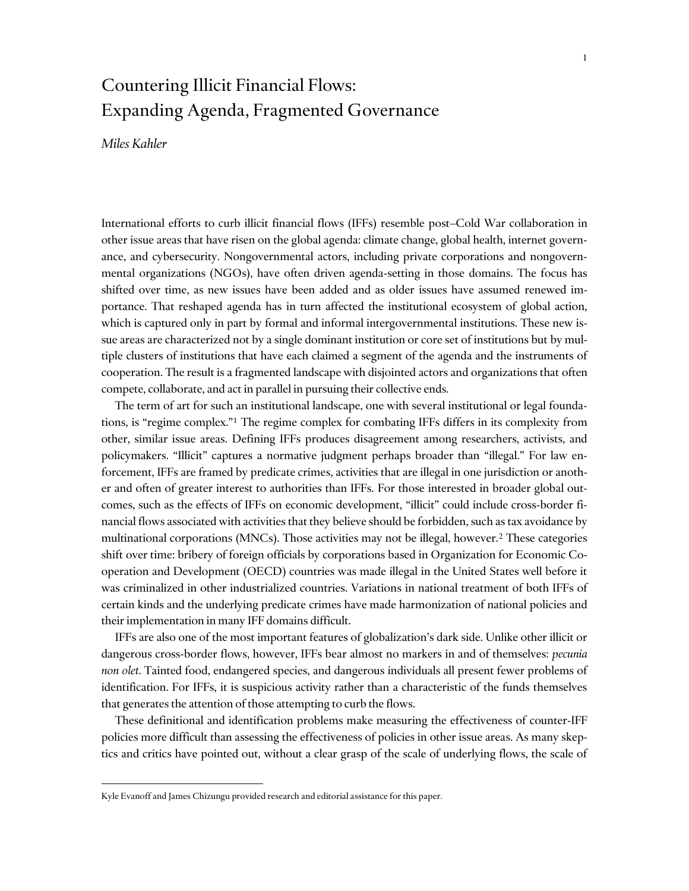# Countering Illicit Financial Flows: Expanding Agenda, Fragmented Governance

*Miles Kahler*

International efforts to curb illicit financial flows (IFFs) resemble post–Cold War collaboration in other issue areas that have risen on the global agenda: climate change, global health, internet governance, and cybersecurity. Nongovernmental actors, including private corporations and nongovernmental organizations (NGOs), have often driven agenda-setting in those domains. The focus has shifted over time, as new issues have been added and as older issues have assumed renewed importance. That reshaped agenda has in turn affected the institutional ecosystem of global action, which is captured only in part by formal and informal intergovernmental institutions. These new issue areas are characterized not by a single dominant institution or core set of institutions but by multiple clusters of institutions that have each claimed a segment of the agenda and the instruments of cooperation. The result is a fragmented landscape with disjointed actors and organizations that often compete, collaborate, and act in parallel in pursuing their collective ends.

The term of art for such an institutional landscape, one with several institutional or legal foundations, is "regime complex."[1] The regime complex for combating IFFs differs in its complexity from other, similar issue areas. Defining IFFs produces disagreement among researchers, activists, and policymakers. "Illicit" captures a normative judgment perhaps broader than "illegal." For law enforcement, IFFs are framed by predicate crimes, activities that are illegal in one jurisdiction or another and often of greater interest to authorities than IFFs. For those interested in broader global outcomes, such as the effects of IFFs on economic development, "illicit" could include cross-border financial flows associated with activities that they believe should be forbidden, such as tax avoidance by multinational corporations (MNCs). Those activities may not be illegal, however.[2] These categories shift over time: bribery of foreign officials by corporations based in Organization for Economic Cooperation and Development (OECD) countries was made illegal in the United States well before it was criminalized in other industrialized countries. Variations in national treatment of both IFFs of certain kinds and the underlying predicate crimes have made harmonization of national policies and their implementation in many IFF domains difficult.

IFFs are also one of the most important features of globalization's dark side. Unlike other illicit or dangerous cross-border flows, however, IFFs bear almost no markers in and of themselves: *pecunia non olet*. Tainted food, endangered species, and dangerous individuals all present fewer problems of identification. For IFFs, it is suspicious activity rather than a characteristic of the funds themselves that generates the attention of those attempting to curb the flows.

These definitional and identification problems make measuring the effectiveness of counter-IFF policies more difficult than assessing the effectiveness of policies in other issue areas. As many skeptics and critics have pointed out, without a clear grasp of the scale of underlying flows, the scale of

---

Kyle Evanoff and James Chizungu provided research and editorial assistance for this paper.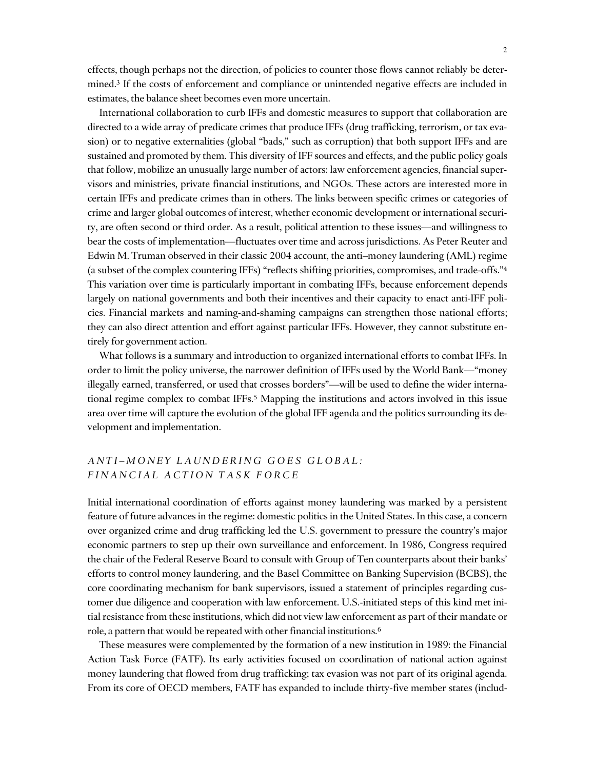effects, though perhaps not the direction, of policies to counter those flows cannot reliably be determined.[3] If the costs of enforcement and compliance or unintended negative effects are included in estimates, the balance sheet becomes even more uncertain.

International collaboration to curb IFFs and domestic measures to support that collaboration are directed to a wide array of predicate crimes that produce IFFs (drug trafficking, terrorism, or tax evasion) or to negative externalities (global "bads," such as corruption) that both support IFFs and are sustained and promoted by them. This diversity of IFF sources and effects, and the public policy goals that follow, mobilize an unusually large number of actors: law enforcement agencies, financial supervisors and ministries, private financial institutions, and NGOs. These actors are interested more in certain IFFs and predicate crimes than in others. The links between specific crimes or categories of crime and larger global outcomes of interest, whether economic development or international security, are often second or third order. As a result, political attention to these issues—and willingness to bear the costs of implementation—fluctuates over time and across jurisdictions. As Peter Reuter and Edwin M. Truman observed in their classic 2004 account, the anti–money laundering (AML) regime (a subset of the complex countering IFFs) "reflects shifting priorities, compromises, and trade-offs."[4] This variation over time is particularly important in combating IFFs, because enforcement depends largely on national governments and both their incentives and their capacity to enact anti-IFF policies. Financial markets and naming-and-shaming campaigns can strengthen those national efforts; they can also direct attention and effort against particular IFFs. However, they cannot substitute entirely for government action.

What follows is a summary and introduction to organized international efforts to combat IFFs. In order to limit the policy universe, the narrower definition of IFFs used by the World Bank—"money illegally earned, transferred, or used that crosses borders"—will be used to define the wider international regime complex to combat IFFs.[5] Mapping the institutions and actors involved in this issue area over time will capture the evolution of the global IFF agenda and the politics surrounding its development and implementation.

## *ANTI–MONEY LAUNDERING GOES GLOBAL: FINANCIAL ACTION TASK FORCE*

Initial international coordination of efforts against money laundering was marked by a persistent feature of future advances in the regime: domestic politics in the United States. In this case, a concern over organized crime and drug trafficking led the U.S. government to pressure the country's major economic partners to step up their own surveillance and enforcement. In 1986, Congress required the chair of the Federal Reserve Board to consult with Group of Ten counterparts about their banks' efforts to control money laundering, and the Basel Committee on Banking Supervision (BCBS), the core coordinating mechanism for bank supervisors, issued a statement of principles regarding customer due diligence and cooperation with law enforcement. U.S.-initiated steps of this kind met initial resistance from these institutions, which did not view law enforcement as part of their mandate or role, a pattern that would be repeated with other financial institutions.[6]

These measures were complemented by the formation of a new institution in 1989: the Financial Action Task Force (FATF). Its early activities focused on coordination of national action against money laundering that flowed from drug trafficking; tax evasion was not part of its original agenda. From its core of OECD members, FATF has expanded to include thirty-five member states (includ-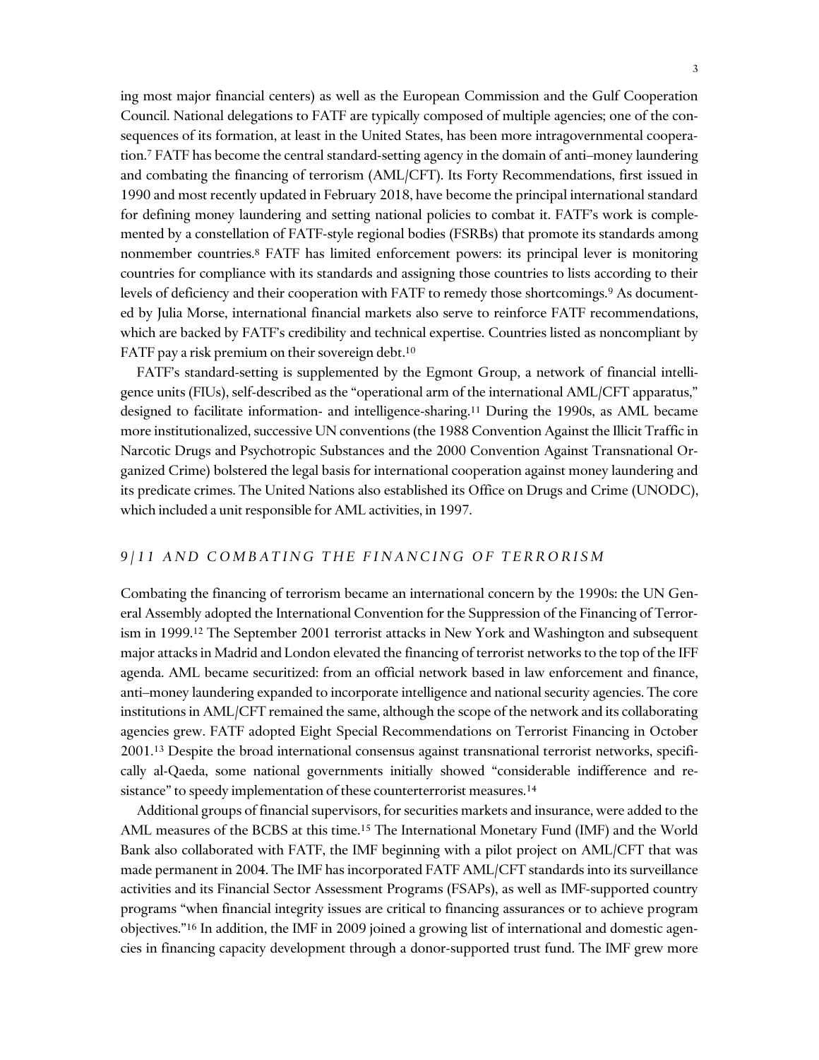ing most major financial centers) as well as the European Commission and the Gulf Cooperation Council. National delegations to FATF are typically composed of multiple agencies; one of the consequences of its formation, at least in the United States, has been more intragovernmental cooperation.[7] FATF has become the central standard-setting agency in the domain of anti–money laundering and combating the financing of terrorism (AML/CFT). Its Forty Recommendations, first issued in 1990 and most recently updated in February 2018, have become the principal international standard for defining money laundering and setting national policies to combat it. FATF's work is complemented by a constellation of FATF-style regional bodies (FSRBs) that promote its standards among nonmember countries.[8] FATF has limited enforcement powers: its principal lever is monitoring countries for compliance with its standards and assigning those countries to lists according to their levels of deficiency and their cooperation with FATF to remedy those shortcomings.[9] As documented by Julia Morse, international financial markets also serve to reinforce FATF recommendations, which are backed by FATF's credibility and technical expertise. Countries listed as noncompliant by FATF pay a risk premium on their sovereign debt.[10]

FATF's standard-setting is supplemented by the Egmont Group, a network of financial intelligence units (FIUs), self-described as the "operational arm of the international AML/CFT apparatus," designed to facilitate information- and intelligence-sharing.[11] During the 1990s, as AML became more institutionalized, successive UN conventions (the 1988 Convention Against the Illicit Traffic in Narcotic Drugs and Psychotropic Substances and the 2000 Convention Against Transnational Organized Crime) bolstered the legal basis for international cooperation against money laundering and its predicate crimes. The United Nations also established its Office on Drugs and Crime (UNODC), which included a unit responsible for AML activities, in 1997.

## *9/11 AND COMBATING THE FINANCING OF TERRORISM*

Combating the financing of terrorism became an international concern by the 1990s: the UN General Assembly adopted the International Convention for the Suppression of the Financing of Terrorism in 1999.[12] The September 2001 terrorist attacks in New York and Washington and subsequent major attacks in Madrid and London elevated the financing of terrorist networks to the top of the IFF agenda. AML became securitized: from an official network based in law enforcement and finance, anti–money laundering expanded to incorporate intelligence and national security agencies. The core institutions in AML/CFT remained the same, although the scope of the network and its collaborating agencies grew. FATF adopted Eight Special Recommendations on Terrorist Financing in October 2001.[13] Despite the broad international consensus against transnational terrorist networks, specifically al-Qaeda, some national governments initially showed "considerable indifference and resistance" to speedy implementation of these counterterrorist measures.[14]

Additional groups of financial supervisors, for securities markets and insurance, were added to the AML measures of the BCBS at this time.[15] The International Monetary Fund (IMF) and the World Bank also collaborated with FATF, the IMF beginning with a pilot project on AML/CFT that was made permanent in 2004. The IMF has incorporated FATF AML/CFT standards into its surveillance activities and its Financial Sector Assessment Programs (FSAPs), as well as IMF-supported country programs "when financial integrity issues are critical to financing assurances or to achieve program objectives."[16] In addition, the IMF in 2009 joined a growing list of international and domestic agencies in financing capacity development through a donor-supported trust fund. The IMF grew more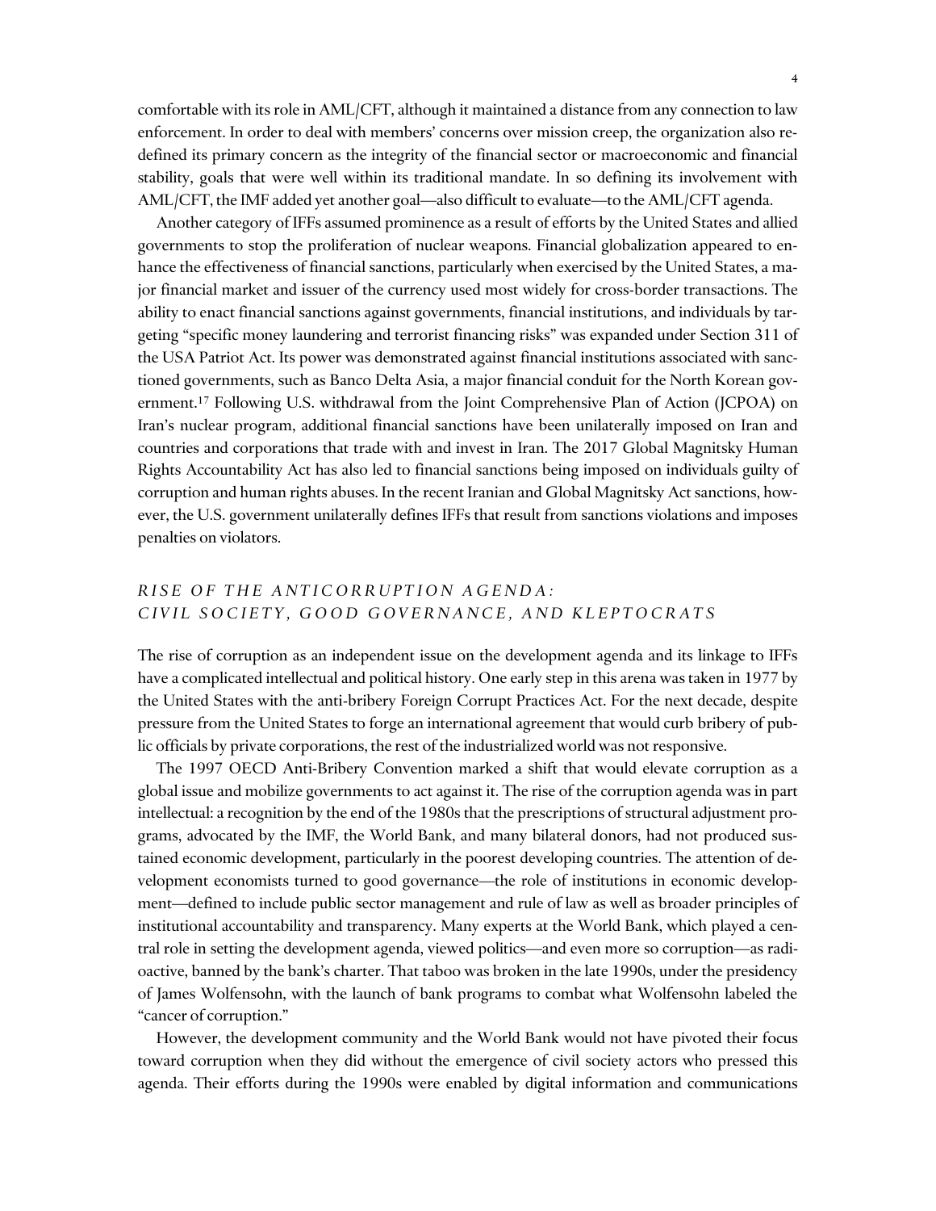comfortable with its role in AML/CFT, although it maintained a distance from any connection to law enforcement. In order to deal with members' concerns over mission creep, the organization also redefined its primary concern as the integrity of the financial sector or macroeconomic and financial stability, goals that were well within its traditional mandate. In so defining its involvement with AML/CFT, the IMF added yet another goal—also difficult to evaluate—to the AML/CFT agenda.

Another category of IFFs assumed prominence as a result of efforts by the United States and allied governments to stop the proliferation of nuclear weapons. Financial globalization appeared to enhance the effectiveness of financial sanctions, particularly when exercised by the United States, a major financial market and issuer of the currency used most widely for cross-border transactions. The ability to enact financial sanctions against governments, financial institutions, and individuals by targeting "specific money laundering and terrorist financing risks" was expanded under Section 311 of the USA Patriot Act. Its power was demonstrated against financial institutions associated with sanctioned governments, such as Banco Delta Asia, a major financial conduit for the North Korean government.[17] Following U.S. withdrawal from the Joint Comprehensive Plan of Action (JCPOA) on Iran's nuclear program, additional financial sanctions have been unilaterally imposed on Iran and countries and corporations that trade with and invest in Iran. The 2017 Global Magnitsky Human Rights Accountability Act has also led to financial sanctions being imposed on individuals guilty of corruption and human rights abuses. In the recent Iranian and Global Magnitsky Act sanctions, however, the U.S. government unilaterally defines IFFs that result from sanctions violations and imposes penalties on violators.

## *RISE OF THE ANTICORRUPTION AGENDA: CIVIL SOCIETY, GOOD GOVERNANCE, AND KLEPTOCRATS*

The rise of corruption as an independent issue on the development agenda and its linkage to IFFs have a complicated intellectual and political history. One early step in this arena was taken in 1977 by the United States with the anti-bribery Foreign Corrupt Practices Act. For the next decade, despite pressure from the United States to forge an international agreement that would curb bribery of public officials by private corporations, the rest of the industrialized world was not responsive.

The 1997 OECD Anti-Bribery Convention marked a shift that would elevate corruption as a global issue and mobilize governments to act against it. The rise of the corruption agenda was in part intellectual: a recognition by the end of the 1980s that the prescriptions of structural adjustment programs, advocated by the IMF, the World Bank, and many bilateral donors, had not produced sustained economic development, particularly in the poorest developing countries. The attention of development economists turned to good governance—the role of institutions in economic development—defined to include public sector management and rule of law as well as broader principles of institutional accountability and transparency. Many experts at the World Bank, which played a central role in setting the development agenda, viewed politics—and even more so corruption—as radioactive, banned by the bank's charter. That taboo was broken in the late 1990s, under the presidency of James Wolfensohn, with the launch of bank programs to combat what Wolfensohn labeled the "cancer of corruption."

However, the development community and the World Bank would not have pivoted their focus toward corruption when they did without the emergence of civil society actors who pressed this agenda. Their efforts during the 1990s were enabled by digital information and communications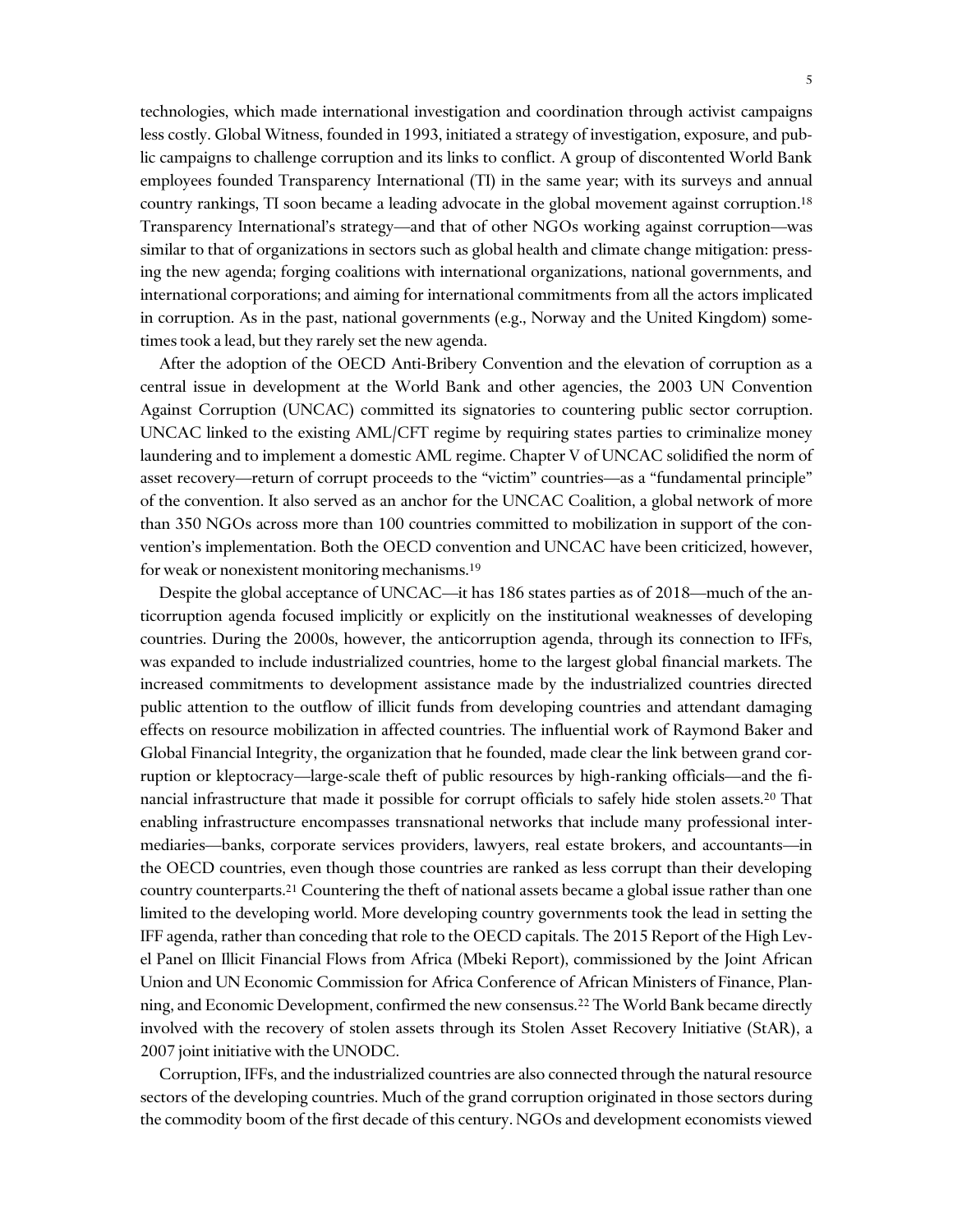technologies, which made international investigation and coordination through activist campaigns less costly. Global Witness, founded in 1993, initiated a strategy of investigation, exposure, and public campaigns to challenge corruption and its links to conflict. A group of discontented World Bank employees founded Transparency International (TI) in the same year; with its surveys and annual country rankings, TI soon became a leading advocate in the global movement against corruption.[18] Transparency International's strategy—and that of other NGOs working against corruption—was similar to that of organizations in sectors such as global health and climate change mitigation: pressing the new agenda; forging coalitions with international organizations, national governments, and international corporations; and aiming for international commitments from all the actors implicated in corruption. As in the past, national governments (e.g., Norway and the United Kingdom) sometimes took a lead, but they rarely set the new agenda.

After the adoption of the OECD Anti-Bribery Convention and the elevation of corruption as a central issue in development at the World Bank and other agencies, the 2003 UN Convention Against Corruption (UNCAC) committed its signatories to countering public sector corruption. UNCAC linked to the existing AML/CFT regime by requiring states parties to criminalize money laundering and to implement a domestic AML regime. Chapter V of UNCAC solidified the norm of asset recovery—return of corrupt proceeds to the "victim" countries—as a "fundamental principle" of the convention. It also served as an anchor for the UNCAC Coalition, a global network of more than 350 NGOs across more than 100 countries committed to mobilization in support of the convention's implementation. Both the OECD convention and UNCAC have been criticized, however, for weak or nonexistent monitoring mechanisms.[19]

Despite the global acceptance of UNCAC—it has 186 states parties as of 2018—much of the anticorruption agenda focused implicitly or explicitly on the institutional weaknesses of developing countries. During the 2000s, however, the anticorruption agenda, through its connection to IFFs, was expanded to include industrialized countries, home to the largest global financial markets. The increased commitments to development assistance made by the industrialized countries directed public attention to the outflow of illicit funds from developing countries and attendant damaging effects on resource mobilization in affected countries. The influential work of Raymond Baker and Global Financial Integrity, the organization that he founded, made clear the link between grand corruption or kleptocracy—large-scale theft of public resources by high-ranking officials—and the financial infrastructure that made it possible for corrupt officials to safely hide stolen assets.[20] That enabling infrastructure encompasses transnational networks that include many professional intermediaries—banks, corporate services providers, lawyers, real estate brokers, and accountants—in the OECD countries, even though those countries are ranked as less corrupt than their developing country counterparts.[21] Countering the theft of national assets became a global issue rather than one limited to the developing world. More developing country governments took the lead in setting the IFF agenda, rather than conceding that role to the OECD capitals. The 2015 Report of the High Level Panel on Illicit Financial Flows from Africa (Mbeki Report), commissioned by the Joint African Union and UN Economic Commission for Africa Conference of African Ministers of Finance, Planning, and Economic Development, confirmed the new consensus.[22] The World Bank became directly involved with the recovery of stolen assets through its Stolen Asset Recovery Initiative (StAR), a 2007 joint initiative with the UNODC.

Corruption, IFFs, and the industrialized countries are also connected through the natural resource sectors of the developing countries. Much of the grand corruption originated in those sectors during the commodity boom of the first decade of this century. NGOs and development economists viewed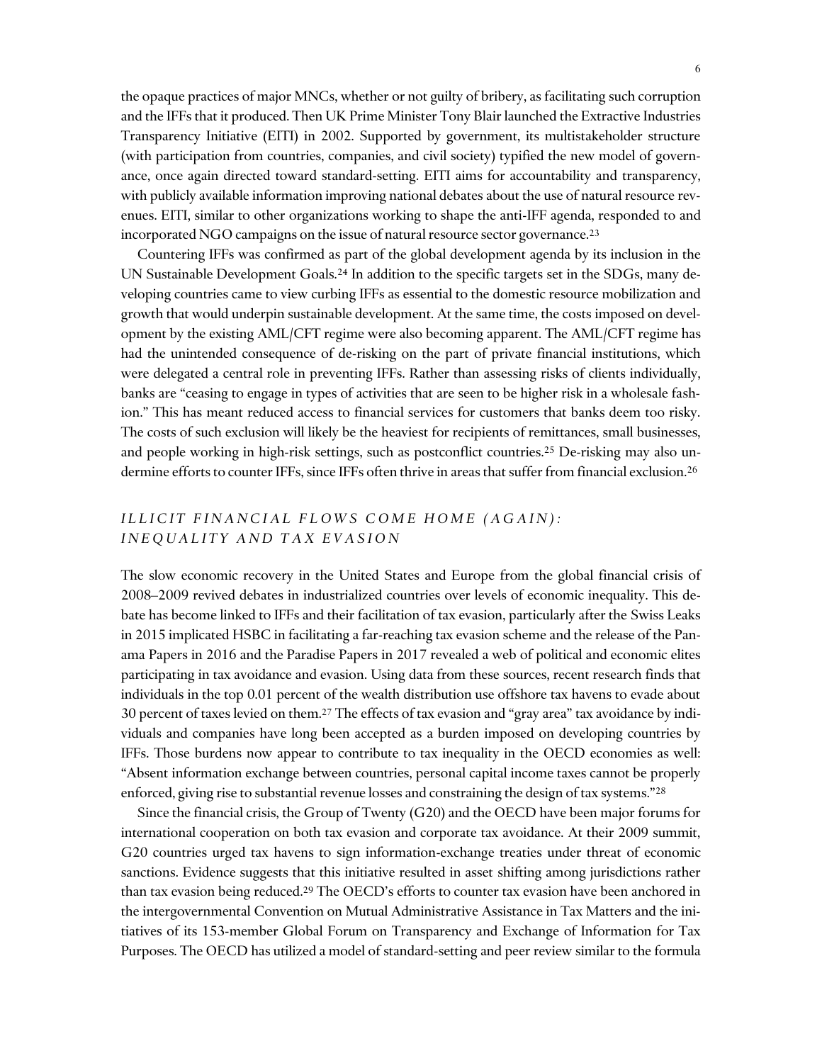the opaque practices of major MNCs, whether or not guilty of bribery, as facilitating such corruption and the IFFs that it produced. Then UK Prime Minister Tony Blair launched the Extractive Industries Transparency Initiative (EITI) in 2002. Supported by government, its multistakeholder structure (with participation from countries, companies, and civil society) typified the new model of governance, once again directed toward standard-setting. EITI aims for accountability and transparency, with publicly available information improving national debates about the use of natural resource revenues. EITI, similar to other organizations working to shape the anti-IFF agenda, responded to and incorporated NGO campaigns on the issue of natural resource sector governance.[23]

Countering IFFs was confirmed as part of the global development agenda by its inclusion in the UN Sustainable Development Goals.[24] In addition to the specific targets set in the SDGs, many developing countries came to view curbing IFFs as essential to the domestic resource mobilization and growth that would underpin sustainable development. At the same time, the costs imposed on development by the existing AML/CFT regime were also becoming apparent. The AML/CFT regime has had the unintended consequence of de-risking on the part of private financial institutions, which were delegated a central role in preventing IFFs. Rather than assessing risks of clients individually, banks are "ceasing to engage in types of activities that are seen to be higher risk in a wholesale fashion." This has meant reduced access to financial services for customers that banks deem too risky. The costs of such exclusion will likely be the heaviest for recipients of remittances, small businesses, and people working in high-risk settings, such as postconflict countries.[25] De-risking may also undermine efforts to counter IFFs, since IFFs often thrive in areas that suffer from financial exclusion.[26]

## *ILLICIT FINANCIAL FLOWS COME HOME (AGAIN): INEQUALITY AND TAX EVASION*

The slow economic recovery in the United States and Europe from the global financial crisis of 2008–2009 revived debates in industrialized countries over levels of economic inequality. This debate has become linked to IFFs and their facilitation of tax evasion, particularly after the Swiss Leaks in 2015 implicated HSBC in facilitating a far-reaching tax evasion scheme and the release of the Panama Papers in 2016 and the Paradise Papers in 2017 revealed a web of political and economic elites participating in tax avoidance and evasion. Using data from these sources, recent research finds that individuals in the top 0.01 percent of the wealth distribution use offshore tax havens to evade about 30 percent of taxes levied on them.[27] The effects of tax evasion and "gray area" tax avoidance by individuals and companies have long been accepted as a burden imposed on developing countries by IFFs. Those burdens now appear to contribute to tax inequality in the OECD economies as well: "Absent information exchange between countries, personal capital income taxes cannot be properly enforced, giving rise to substantial revenue losses and constraining the design of tax systems."[28]

Since the financial crisis, the Group of Twenty (G20) and the OECD have been major forums for international cooperation on both tax evasion and corporate tax avoidance. At their 2009 summit, G20 countries urged tax havens to sign information-exchange treaties under threat of economic sanctions. Evidence suggests that this initiative resulted in asset shifting among jurisdictions rather than tax evasion being reduced.[29] The OECD's efforts to counter tax evasion have been anchored in the intergovernmental Convention on Mutual Administrative Assistance in Tax Matters and the initiatives of its 153-member Global Forum on Transparency and Exchange of Information for Tax Purposes. The OECD has utilized a model of standard-setting and peer review similar to the formula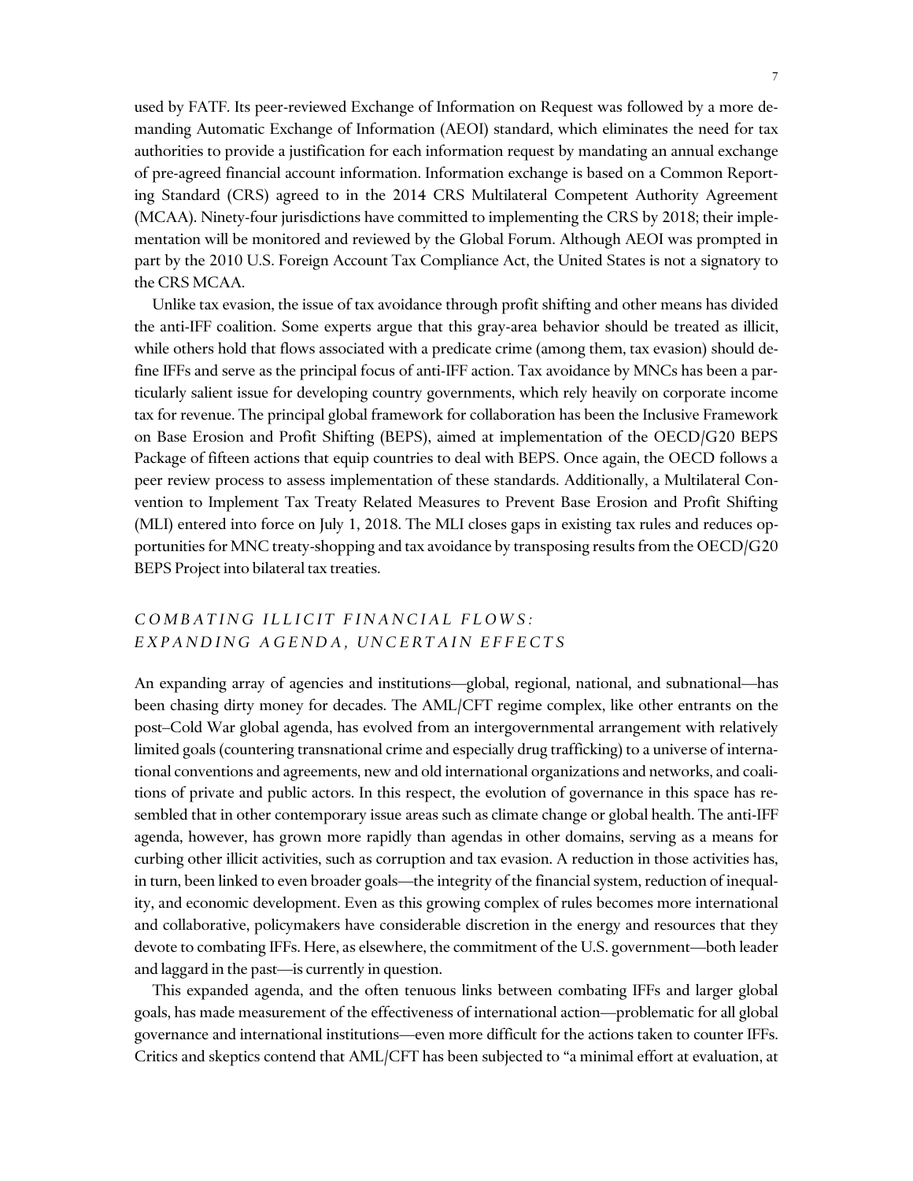used by FATF. Its peer-reviewed Exchange of Information on Request was followed by a more demanding Automatic Exchange of Information (AEOI) standard, which eliminates the need for tax authorities to provide a justification for each information request by mandating an annual exchange of pre-agreed financial account information. Information exchange is based on a Common Reporting Standard (CRS) agreed to in the 2014 CRS Multilateral Competent Authority Agreement (MCAA). Ninety-four jurisdictions have committed to implementing the CRS by 2018; their implementation will be monitored and reviewed by the Global Forum. Although AEOI was prompted in part by the 2010 U.S. Foreign Account Tax Compliance Act, the United States is not a signatory to the CRS MCAA.

Unlike tax evasion, the issue of tax avoidance through profit shifting and other means has divided the anti-IFF coalition. Some experts argue that this gray-area behavior should be treated as illicit, while others hold that flows associated with a predicate crime (among them, tax evasion) should define IFFs and serve as the principal focus of anti-IFF action. Tax avoidance by MNCs has been a particularly salient issue for developing country governments, which rely heavily on corporate income tax for revenue. The principal global framework for collaboration has been the Inclusive Framework on Base Erosion and Profit Shifting (BEPS), aimed at implementation of the OECD/G20 BEPS Package of fifteen actions that equip countries to deal with BEPS. Once again, the OECD follows a peer review process to assess implementation of these standards. Additionally, a Multilateral Convention to Implement Tax Treaty Related Measures to Prevent Base Erosion and Profit Shifting (MLI) entered into force on July 1, 2018. The MLI closes gaps in existing tax rules and reduces opportunities for MNC treaty-shopping and tax avoidance by transposing results from the OECD/G20 BEPS Project into bilateral tax treaties.

## *COMBATING ILLICIT FINANCIAL FLOWS: EXPANDING AGENDA, UNCERTAIN EFFECTS*

An expanding array of agencies and institutions—global, regional, national, and subnational—has been chasing dirty money for decades. The AML/CFT regime complex, like other entrants on the post–Cold War global agenda, has evolved from an intergovernmental arrangement with relatively limited goals (countering transnational crime and especially drug trafficking) to a universe of international conventions and agreements, new and old international organizations and networks, and coalitions of private and public actors. In this respect, the evolution of governance in this space has resembled that in other contemporary issue areas such as climate change or global health. The anti-IFF agenda, however, has grown more rapidly than agendas in other domains, serving as a means for curbing other illicit activities, such as corruption and tax evasion. A reduction in those activities has, in turn, been linked to even broader goals—the integrity of the financial system, reduction of inequality, and economic development. Even as this growing complex of rules becomes more international and collaborative, policymakers have considerable discretion in the energy and resources that they devote to combating IFFs. Here, as elsewhere, the commitment of the U.S. government—both leader and laggard in the past—is currently in question.

This expanded agenda, and the often tenuous links between combating IFFs and larger global goals, has made measurement of the effectiveness of international action—problematic for all global governance and international institutions—even more difficult for the actions taken to counter IFFs. Critics and skeptics contend that AML/CFT has been subjected to "a minimal effort at evaluation, at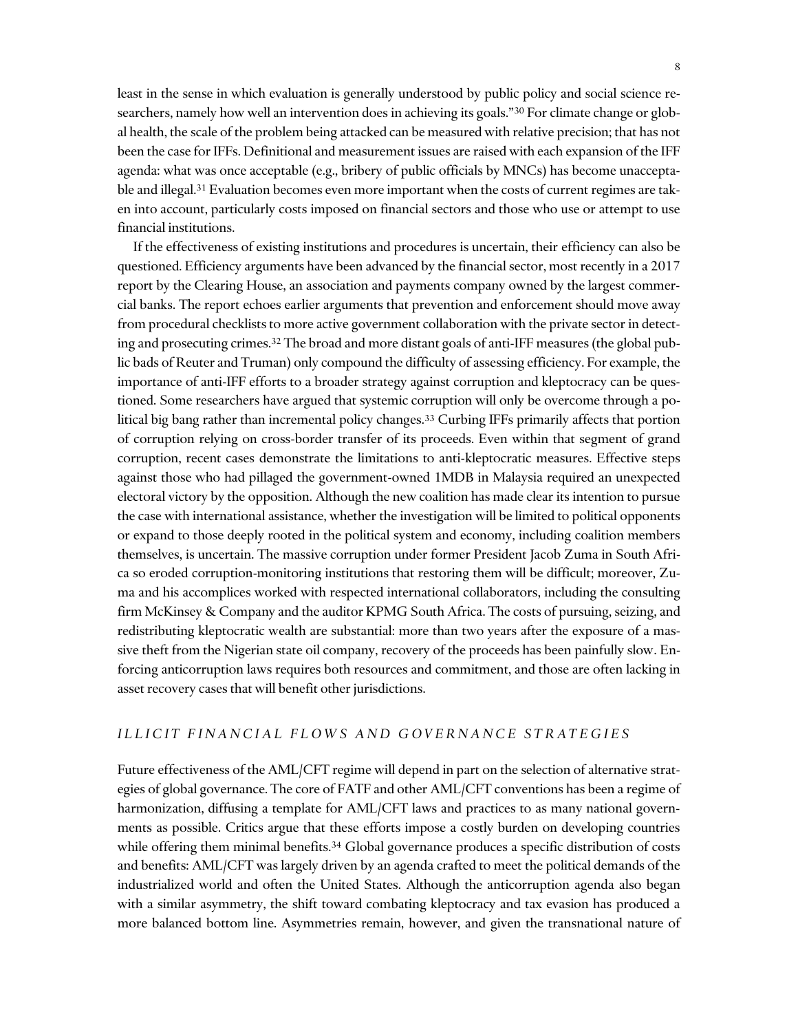least in the sense in which evaluation is generally understood by public policy and social science researchers, namely how well an intervention does in achieving its goals."[30] For climate change or global health, the scale of the problem being attacked can be measured with relative precision; that has not been the case for IFFs. Definitional and measurement issues are raised with each expansion of the IFF agenda: what was once acceptable (e.g., bribery of public officials by MNCs) has become unacceptable and illegal.[31] Evaluation becomes even more important when the costs of current regimes are taken into account, particularly costs imposed on financial sectors and those who use or attempt to use financial institutions.

If the effectiveness of existing institutions and procedures is uncertain, their efficiency can also be questioned. Efficiency arguments have been advanced by the financial sector, most recently in a 2017 report by the Clearing House, an association and payments company owned by the largest commercial banks. The report echoes earlier arguments that prevention and enforcement should move away from procedural checklists to more active government collaboration with the private sector in detecting and prosecuting crimes.[32] The broad and more distant goals of anti-IFF measures (the global public bads of Reuter and Truman) only compound the difficulty of assessing efficiency. For example, the importance of anti-IFF efforts to a broader strategy against corruption and kleptocracy can be questioned. Some researchers have argued that systemic corruption will only be overcome through a political big bang rather than incremental policy changes.[33] Curbing IFFs primarily affects that portion of corruption relying on cross-border transfer of its proceeds. Even within that segment of grand corruption, recent cases demonstrate the limitations to anti-kleptocratic measures. Effective steps against those who had pillaged the government-owned 1MDB in Malaysia required an unexpected electoral victory by the opposition. Although the new coalition has made clear its intention to pursue the case with international assistance, whether the investigation will be limited to political opponents or expand to those deeply rooted in the political system and economy, including coalition members themselves, is uncertain. The massive corruption under former President Jacob Zuma in South Africa so eroded corruption-monitoring institutions that restoring them will be difficult; moreover, Zuma and his accomplices worked with respected international collaborators, including the consulting firm McKinsey & Company and the auditor KPMG South Africa. The costs of pursuing, seizing, and redistributing kleptocratic wealth are substantial: more than two years after the exposure of a massive theft from the Nigerian state oil company, recovery of the proceeds has been painfully slow. Enforcing anticorruption laws requires both resources and commitment, and those are often lacking in asset recovery cases that will benefit other jurisdictions.

## *ILLICIT FINANCIAL FLOWS AND GOVERNANCE STRATEGIES*

Future effectiveness of the AML/CFT regime will depend in part on the selection of alternative strategies of global governance. The core of FATF and other AML/CFT conventions has been a regime of harmonization, diffusing a template for AML/CFT laws and practices to as many national governments as possible. Critics argue that these efforts impose a costly burden on developing countries while offering them minimal benefits.[34] Global governance produces a specific distribution of costs and benefits: AML/CFT was largely driven by an agenda crafted to meet the political demands of the industrialized world and often the United States. Although the anticorruption agenda also began with a similar asymmetry, the shift toward combating kleptocracy and tax evasion has produced a more balanced bottom line. Asymmetries remain, however, and given the transnational nature of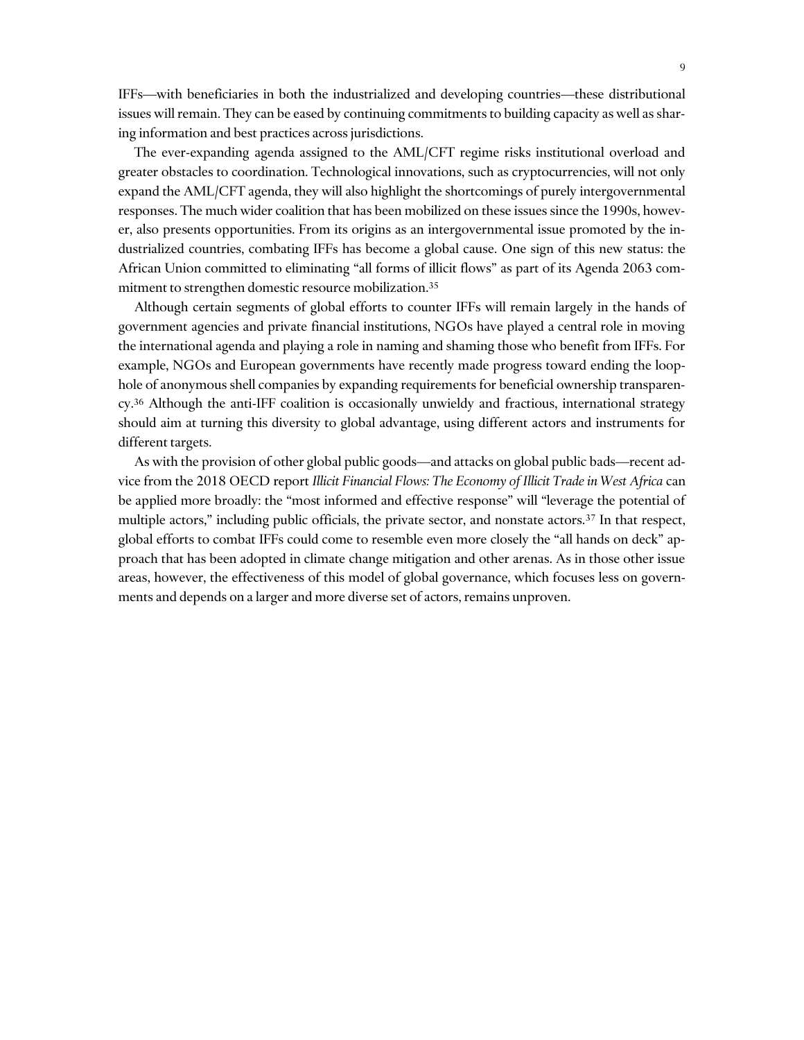IFFs—with beneficiaries in both the industrialized and developing countries—these distributional issues will remain. They can be eased by continuing commitments to building capacity as well as sharing information and best practices across jurisdictions.

The ever-expanding agenda assigned to the AML/CFT regime risks institutional overload and greater obstacles to coordination. Technological innovations, such as cryptocurrencies, will not only expand the AML/CFT agenda, they will also highlight the shortcomings of purely intergovernmental responses. The much wider coalition that has been mobilized on these issues since the 1990s, however, also presents opportunities. From its origins as an intergovernmental issue promoted by the industrialized countries, combating IFFs has become a global cause. One sign of this new status: the African Union committed to eliminating "all forms of illicit flows" as part of its Agenda 2063 commitment to strengthen domestic resource mobilization.[35]

Although certain segments of global efforts to counter IFFs will remain largely in the hands of government agencies and private financial institutions, NGOs have played a central role in moving the international agenda and playing a role in naming and shaming those who benefit from IFFs. For example, NGOs and European governments have recently made progress toward ending the loophole of anonymous shell companies by expanding requirements for beneficial ownership transparency.[36] Although the anti-IFF coalition is occasionally unwieldy and fractious, international strategy should aim at turning this diversity to global advantage, using different actors and instruments for different targets.

As with the provision of other global public goods—and attacks on global public bads—recent advice from the 2018 OECD report *Illicit Financial Flows: The Economy of Illicit Trade in West Africa* can be applied more broadly: the "most informed and effective response" will "leverage the potential of multiple actors," including public officials, the private sector, and nonstate actors.[37] In that respect, global efforts to combat IFFs could come to resemble even more closely the "all hands on deck" approach that has been adopted in climate change mitigation and other arenas. As in those other issue areas, however, the effectiveness of this model of global governance, which focuses less on governments and depends on a larger and more diverse set of actors, remains unproven.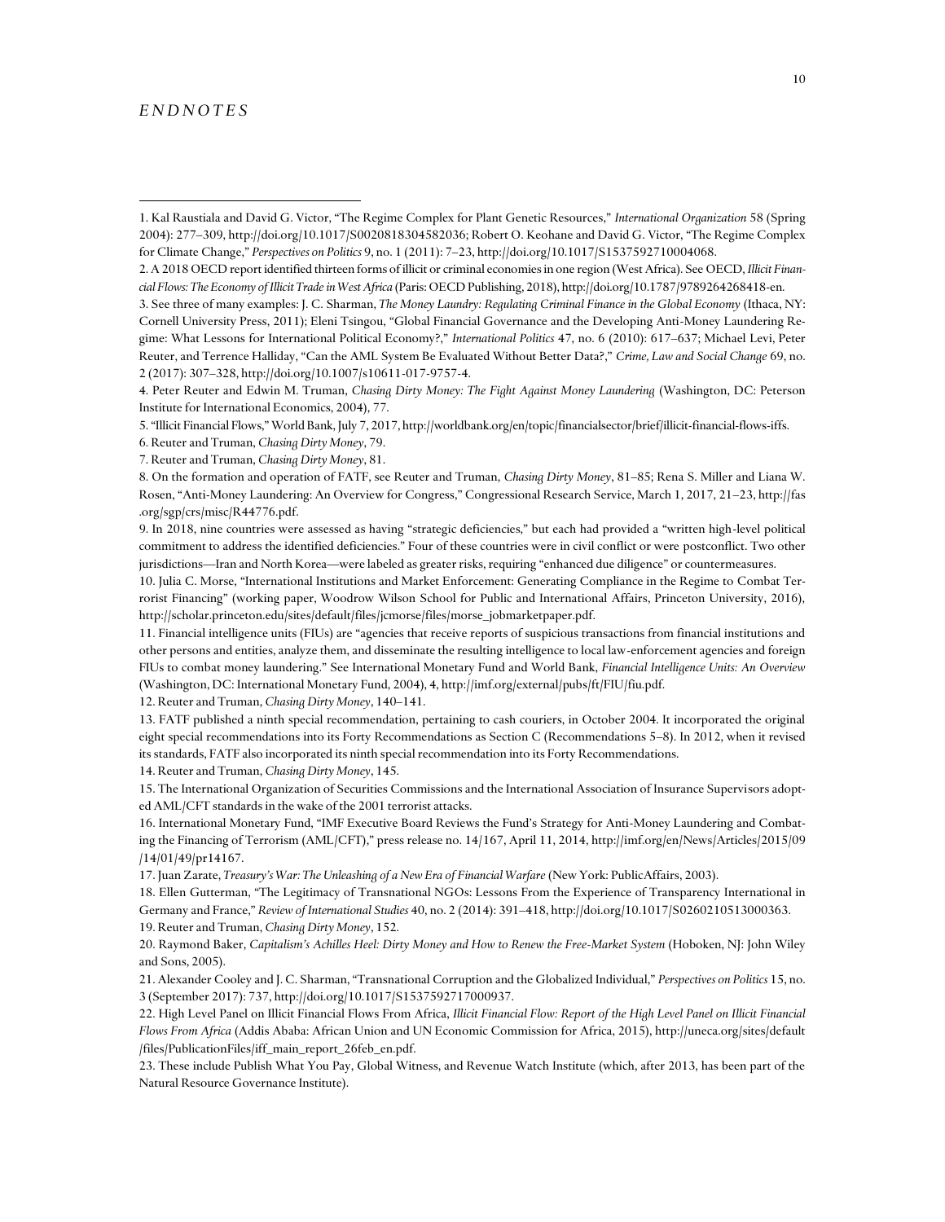## *ENDNOTES*

1. Kal Raustiala and David G. Victor, "The Regime Complex for Plant Genetic Resources," *International Organization* 58 (Spring 2004): 277–309, http://doi.org/10.1017/S0020818304582036; Robert O. Keohane and David G. Victor, "The Regime Complex for Climate Change," *Perspectives on Politics* 9, no. 1 (2011): 7–23, http://doi.org/10.1017/S1537592710004068.

2. A 2018 OECD report identified thirteen forms of illicit or criminal economies in one region (West Africa). See OECD, *Illicit Financial Flows: The Economy of Illicit Trade in West Africa* (Paris: OECD Publishing, 2018), http://doi.org/10.1787/9789264268418-en.

3. See three of many examples: J. C. Sharman, *The Money Laundry: Regulating Criminal Finance in the Global Economy* (Ithaca, NY: Cornell University Press, 2011); Eleni Tsingou, "Global Financial Governance and the Developing Anti-Money Laundering Regime: What Lessons for International Political Economy?," *International Politics* 47, no. 6 (2010): 617–637; Michael Levi, Peter Reuter, and Terrence Halliday, "Can the AML System Be Evaluated Without Better Data?," *Crime, Law and Social Change* 69, no. 2 (2017): 307–328, http://doi.org/10.1007/s10611-017-9757-4.

4. Peter Reuter and Edwin M. Truman, *Chasing Dirty Money: The Fight Against Money Laundering* (Washington, DC: Peterson Institute for International Economics, 2004), 77.

5. "Illicit Financial Flows," World Bank, July 7, 2017, http://worldbank.org/en/topic/financialsector/brief/illicit-financial-flows-iffs.

6. Reuter and Truman, *Chasing Dirty Money*, 79.

7. Reuter and Truman, *Chasing Dirty Money*, 81.

8. On the formation and operation of FATF, see Reuter and Truman, *Chasing Dirty Money*, 81–85; Rena S. Miller and Liana W. Rosen, "Anti-Money Laundering: An Overview for Congress," Congressional Research Service, March 1, 2017, 21–23, http://fas.org/sgp/crs/misc/R44776.pdf.

9. In 2018, nine countries were assessed as having "strategic deficiencies," but each had provided a "written high-level political commitment to address the identified deficiencies." Four of these countries were in civil conflict or were postconflict. Two other jurisdictions—Iran and North Korea—were labeled as greater risks, requiring "enhanced due diligence" or countermeasures.

10. Julia C. Morse, "International Institutions and Market Enforcement: Generating Compliance in the Regime to Combat Terrorist Financing" (working paper, Woodrow Wilson School for Public and International Affairs, Princeton University, 2016), http://scholar.princeton.edu/sites/default/files/jcmorse/files/morse_jobmarketpaper.pdf.

11. Financial intelligence units (FIUs) are "agencies that receive reports of suspicious transactions from financial institutions and other persons and entities, analyze them, and disseminate the resulting intelligence to local law-enforcement agencies and foreign FIUs to combat money laundering." See International Monetary Fund and World Bank, *Financial Intelligence Units: An Overview* (Washington, DC: International Monetary Fund, 2004), 4, http://imf.org/external/pubs/ft/FIU/fiu.pdf.

12. Reuter and Truman, *Chasing Dirty Money*, 140–141.

13. FATF published a ninth special recommendation, pertaining to cash couriers, in October 2004. It incorporated the original eight special recommendations into its Forty Recommendations as Section C (Recommendations 5–8). In 2012, when it revised its standards, FATF also incorporated its ninth special recommendation into its Forty Recommendations.

14. Reuter and Truman, *Chasing Dirty Money*, 145.

15. The International Organization of Securities Commissions and the International Association of Insurance Supervisors adopted AML/CFT standards in the wake of the 2001 terrorist attacks.

16. International Monetary Fund, "IMF Executive Board Reviews the Fund's Strategy for Anti-Money Laundering and Combating the Financing of Terrorism (AML/CFT)," press release no. 14/167, April 11, 2014, http://imf.org/en/News/Articles/2015/09/14/01/49/pr14167.

17. Juan Zarate, *Treasury's War: The Unleashing of a New Era of Financial Warfare* (New York: PublicAffairs, 2003).

18. Ellen Gutterman, "The Legitimacy of Transnational NGOs: Lessons From the Experience of Transparency International in Germany and France," *Review of International Studies* 40, no. 2 (2014): 391–418, http://doi.org/10.1017/S0260210513000363.

19. Reuter and Truman, *Chasing Dirty Money*, 152.

20. Raymond Baker, *Capitalism's Achilles Heel: Dirty Money and How to Renew the Free-Market System* (Hoboken, NJ: John Wiley and Sons, 2005).

21. Alexander Cooley and J. C. Sharman, "Transnational Corruption and the Globalized Individual," *Perspectives on Politics* 15, no. 3 (September 2017): 737, http://doi.org/10.1017/S1537592717000937.

22. High Level Panel on Illicit Financial Flows From Africa, *Illicit Financial Flow: Report of the High Level Panel on Illicit Financial Flows From Africa* (Addis Ababa: African Union and UN Economic Commission for Africa, 2015), http://uneca.org/sites/default/files/PublicationFiles/iff_main_report_26feb_en.pdf.

23. These include Publish What You Pay, Global Witness, and Revenue Watch Institute (which, after 2013, has been part of the Natural Resource Governance Institute).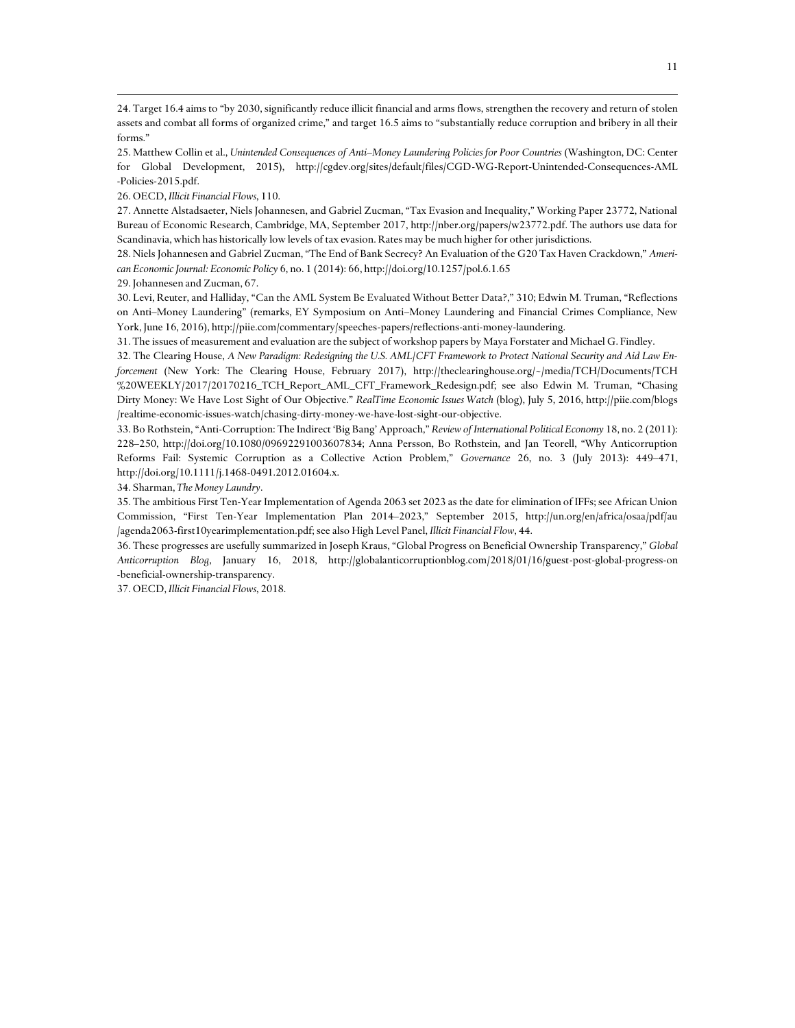24. Target 16.4 aims to "by 2030, significantly reduce illicit financial and arms flows, strengthen the recovery and return of stolen assets and combat all forms of organized crime," and target 16.5 aims to "substantially reduce corruption and bribery in all their forms."

25. Matthew Collin et al., *Unintended Consequences of Anti–Money Laundering Policies for Poor Countries* (Washington, DC: Center for Global Development, 2015), http://cgdev.org/sites/default/files/CGD-WG-Report-Unintended-Consequences-AML-Policies-2015.pdf.

26. OECD, *Illicit Financial Flows*, 110.

27. Annette Alstadsaeter, Niels Johannesen, and Gabriel Zucman, "Tax Evasion and Inequality," Working Paper 23772, National Bureau of Economic Research, Cambridge, MA, September 2017, http://nber.org/papers/w23772.pdf. The authors use data for Scandinavia, which has historically low levels of tax evasion. Rates may be much higher for other jurisdictions.

28. Niels Johannesen and Gabriel Zucman, "The End of Bank Secrecy? An Evaluation of the G20 Tax Haven Crackdown," *American Economic Journal: Economic Policy* 6, no. 1 (2014): 66, http://doi.org/10.1257/pol.6.1.65

29. Johannesen and Zucman, 67.

30. Levi, Reuter, and Halliday, "Can the AML System Be Evaluated Without Better Data?," 310; Edwin M. Truman, "Reflections on Anti–Money Laundering" (remarks, EY Symposium on Anti–Money Laundering and Financial Crimes Compliance, New York, June 16, 2016), http://piie.com/commentary/speeches-papers/reflections-anti-money-laundering.

31. The issues of measurement and evaluation are the subject of workshop papers by Maya Forstater and Michael G. Findley.

32. The Clearing House, *A New Paradigm: Redesigning the U.S. AML/CFT Framework to Protect National Security and Aid Law Enforcement* (New York: The Clearing House, February 2017), http://theclearinghouse.org/~/media/TCH/Documents/TCH%20WEEKLY/2017/20170216_TCH_Report_AML_CFT_Framework_Redesign.pdf; see also Edwin M. Truman, "Chasing Dirty Money: We Have Lost Sight of Our Objective." *RealTime Economic Issues Watch* (blog), July 5, 2016, http://piie.com/blogs/realtime-economic-issues-watch/chasing-dirty-money-we-have-lost-sight-our-objective.

33. Bo Rothstein, "Anti-Corruption: The Indirect 'Big Bang' Approach," *Review of International Political Economy* 18, no. 2 (2011): 228–250, http://doi.org/10.1080/09692291003607834; Anna Persson, Bo Rothstein, and Jan Teorell, "Why Anticorruption Reforms Fail: Systemic Corruption as a Collective Action Problem," *Governance* 26, no. 3 (July 2013): 449–471, http://doi.org/10.1111/j.1468-0491.2012.01604.x.

34. Sharman, *The Money Laundry*.

35. The ambitious First Ten-Year Implementation of Agenda 2063 set 2023 as the date for elimination of IFFs; see African Union Commission, "First Ten-Year Implementation Plan 2014–2023," September 2015, http://un.org/en/africa/osaa/pdf/au/agenda2063-first10yearimplementation.pdf; see also High Level Panel, *Illicit Financial Flow*, 44.

36. These progresses are usefully summarized in Joseph Kraus, "Global Progress on Beneficial Ownership Transparency," *Global Anticorruption Blog*, January 16, 2018, http://globalanticorruptionblog.com/2018/01/16/guest-post-global-progress-on-beneficial-ownership-transparency.

37. OECD, *Illicit Financial Flows*, 2018.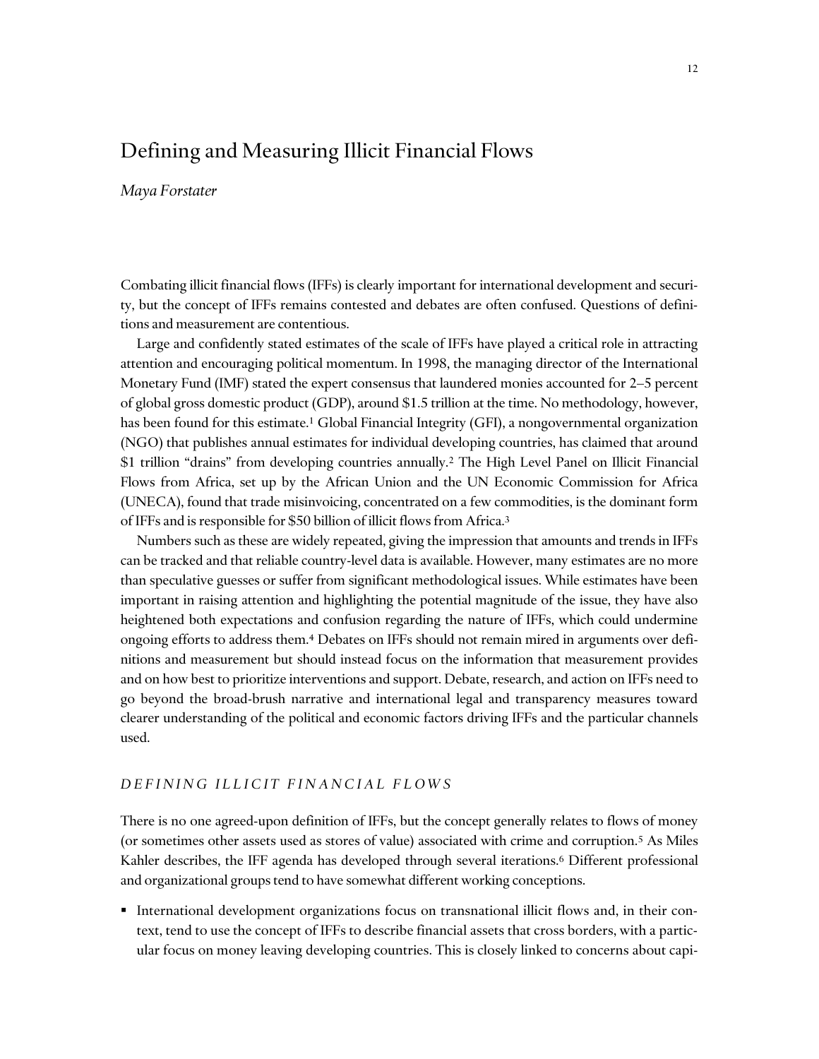# Defining and Measuring Illicit Financial Flows

*Maya Forstater*

Combating illicit financial flows (IFFs) is clearly important for international development and security, but the concept of IFFs remains contested and debates are often confused. Questions of definitions and measurement are contentious.

Large and confidently stated estimates of the scale of IFFs have played a critical role in attracting attention and encouraging political momentum. In 1998, the managing director of the International Monetary Fund (IMF) stated the expert consensus that laundered monies accounted for 2–5 percent of global gross domestic product (GDP), around $1.5 trillion at the time. No methodology, however, has been found for this estimate.[1] Global Financial Integrity (GFI), a nongovernmental organization (NGO) that publishes annual estimates for individual developing countries, has claimed that around $1 trillion "drains" from developing countries annually.[2] The High Level Panel on Illicit Financial Flows from Africa, set up by the African Union and the UN Economic Commission for Africa (UNECA), found that trade misinvoicing, concentrated on a few commodities, is the dominant form of IFFs and is responsible for $50 billion of illicit flows from Africa.[3]

Numbers such as these are widely repeated, giving the impression that amounts and trends in IFFs can be tracked and that reliable country-level data is available. However, many estimates are no more than speculative guesses or suffer from significant methodological issues. While estimates have been important in raising attention and highlighting the potential magnitude of the issue, they have also heightened both expectations and confusion regarding the nature of IFFs, which could undermine ongoing efforts to address them.[4] Debates on IFFs should not remain mired in arguments over definitions and measurement but should instead focus on the information that measurement provides and on how best to prioritize interventions and support. Debate, research, and action on IFFs need to go beyond the broad-brush narrative and international legal and transparency measures toward clearer understanding of the political and economic factors driving IFFs and the particular channels used.

## *DEFINING ILLICIT FINANCIAL FLOWS*

There is no one agreed-upon definition of IFFs, but the concept generally relates to flows of money (or sometimes other assets used as stores of value) associated with crime and corruption.[5] As Miles Kahler describes, the IFF agenda has developed through several iterations.[6] Different professional and organizational groups tend to have somewhat different working conceptions.

- International development organizations focus on transnational illicit flows and, in their context, tend to use the concept of IFFs to describe financial assets that cross borders, with a particular focus on money leaving developing countries. This is closely linked to concerns about capi-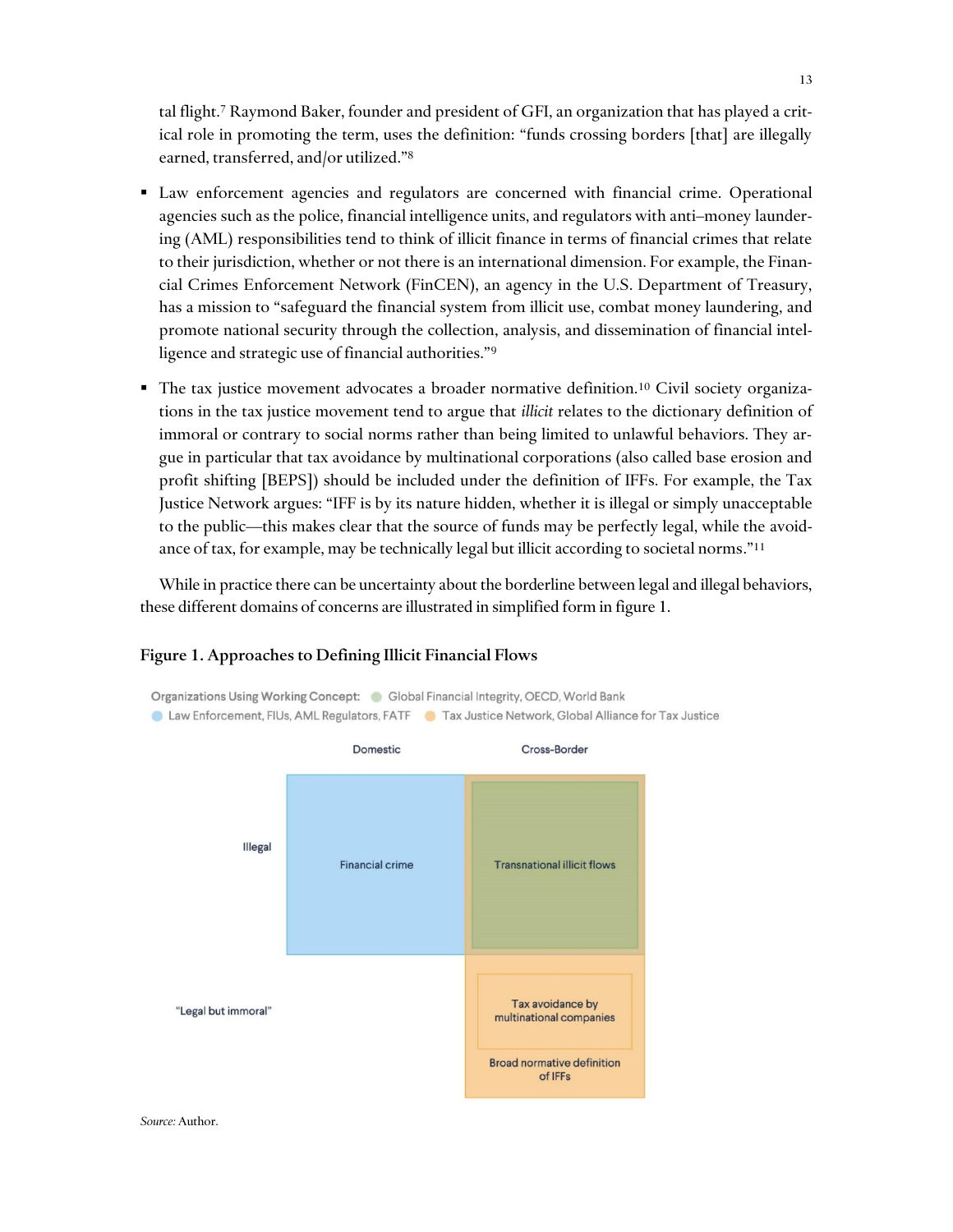tal flight.[7] Raymond Baker, founder and president of GFI, an organization that has played a critical role in promoting the term, uses the definition: "funds crossing borders [that] are illegally earned, transferred, and/or utilized."[8]

- Law enforcement agencies and regulators are concerned with financial crime. Operational agencies such as the police, financial intelligence units, and regulators with anti–money laundering (AML) responsibilities tend to think of illicit finance in terms of financial crimes that relate to their jurisdiction, whether or not there is an international dimension. For example, the Financial Crimes Enforcement Network (FinCEN), an agency in the U.S. Department of Treasury, has a mission to "safeguard the financial system from illicit use, combat money laundering, and promote national security through the collection, analysis, and dissemination of financial intelligence and strategic use of financial authorities."[9]
- The tax justice movement advocates a broader normative definition.[10] Civil society organizations in the tax justice movement tend to argue that *illicit* relates to the dictionary definition of immoral or contrary to social norms rather than being limited to unlawful behaviors. They argue in particular that tax avoidance by multinational corporations (also called base erosion and profit shifting [BEPS]) should be included under the definition of IFFs. For example, the Tax Justice Network argues: "IFF is by its nature hidden, whether it is illegal or simply unacceptable to the public—this makes clear that the source of funds may be perfectly legal, while the avoidance of tax, for example, may be technically legal but illicit according to societal norms."[11]

While in practice there can be uncertainty about the borderline between legal and illegal behaviors, these different domains of concerns are illustrated in simplified form in figure 1.

**Figure 1. Approaches to Defining Illicit Financial Flows**

Organizations Using Working Concept: ● Global Financial Integrity, OECD, World Bank ● Law Enforcement, FIUs, AML Regulators, FATF ● Tax Justice Network, Global Alliance for Tax Justice

| | Domestic | Cross-Border |
|---|---|---|
| Illegal | Financial crime | Transnational illicit flows |
| "Legal but immoral" | | Tax avoidance by multinational companies; Broad normative definition of IFFs |

*Source:* Author.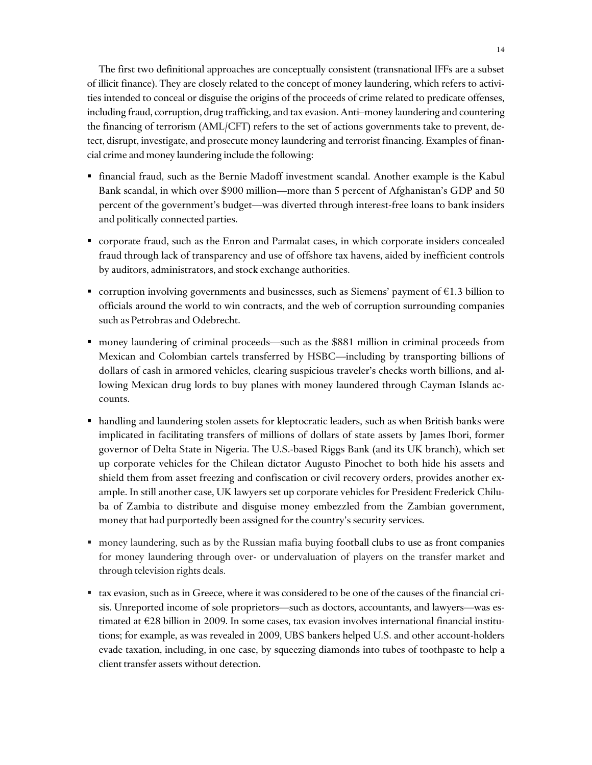The first two definitional approaches are conceptually consistent (transnational IFFs are a subset of illicit finance). They are closely related to the concept of money laundering, which refers to activities intended to conceal or disguise the origins of the proceeds of crime related to predicate offenses, including fraud, corruption, drug trafficking, and tax evasion. Anti–money laundering and countering the financing of terrorism (AML/CFT) refers to the set of actions governments take to prevent, detect, disrupt, investigate, and prosecute money laundering and terrorist financing. Examples of financial crime and money laundering include the following:

- financial fraud, such as the Bernie Madoff investment scandal. Another example is the Kabul Bank scandal, in which over $900 million—more than 5 percent of Afghanistan's GDP and 50 percent of the government's budget—was diverted through interest-free loans to bank insiders and politically connected parties.
- corporate fraud, such as the Enron and Parmalat cases, in which corporate insiders concealed fraud through lack of transparency and use of offshore tax havens, aided by inefficient controls by auditors, administrators, and stock exchange authorities.
- corruption involving governments and businesses, such as Siemens' payment of €1.3 billion to officials around the world to win contracts, and the web of corruption surrounding companies such as Petrobras and Odebrecht.
- money laundering of criminal proceeds—such as the $881 million in criminal proceeds from Mexican and Colombian cartels transferred by HSBC—including by transporting billions of dollars of cash in armored vehicles, clearing suspicious traveler's checks worth billions, and allowing Mexican drug lords to buy planes with money laundered through Cayman Islands accounts.
- handling and laundering stolen assets for kleptocratic leaders, such as when British banks were implicated in facilitating transfers of millions of dollars of state assets by James Ibori, former governor of Delta State in Nigeria. The U.S.-based Riggs Bank (and its UK branch), which set up corporate vehicles for the Chilean dictator Augusto Pinochet to both hide his assets and shield them from asset freezing and confiscation or civil recovery orders, provides another example. In still another case, UK lawyers set up corporate vehicles for President Frederick Chiluba of Zambia to distribute and disguise money embezzled from the Zambian government, money that had purportedly been assigned for the country's security services.
- money laundering, such as by the Russian mafia buying football clubs to use as front companies for money laundering through over- or undervaluation of players on the transfer market and through television rights deals.
- tax evasion, such as in Greece, where it was considered to be one of the causes of the financial crisis. Unreported income of sole proprietors—such as doctors, accountants, and lawyers—was estimated at €28 billion in 2009. In some cases, tax evasion involves international financial institutions; for example, as was revealed in 2009, UBS bankers helped U.S. and other account-holders evade taxation, including, in one case, by squeezing diamonds into tubes of toothpaste to help a client transfer assets without detection.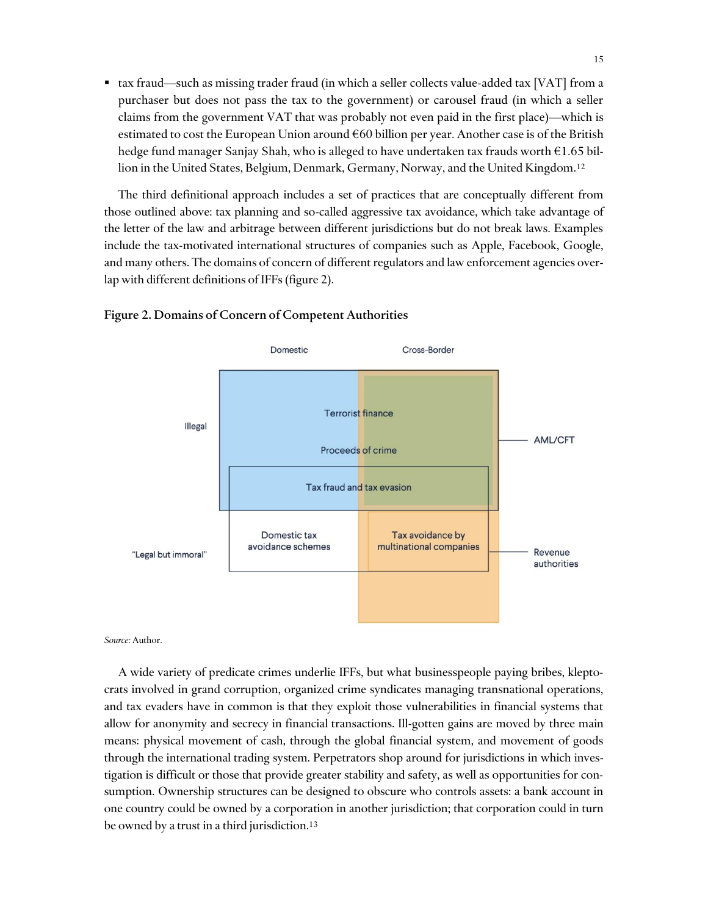- tax fraud—such as missing trader fraud (in which a seller collects value-added tax [VAT] from a purchaser but does not pass the tax to the government) or carousel fraud (in which a seller claims from the government VAT that was probably not even paid in the first place)—which is estimated to cost the European Union around €60 billion per year. Another case is of the British hedge fund manager Sanjay Shah, who is alleged to have undertaken tax frauds worth €1.65 billion in the United States, Belgium, Denmark, Germany, Norway, and the United Kingdom.[12]

The third definitional approach includes a set of practices that are conceptually different from those outlined above: tax planning and so-called aggressive tax avoidance, which take advantage of the letter of the law and arbitrage between different jurisdictions but do not break laws. Examples include the tax-motivated international structures of companies such as Apple, Facebook, Google, and many others. The domains of concern of different regulators and law enforcement agencies overlap with different definitions of IFFs (figure 2).

**Figure 2. Domains of Concern of Competent Authorities**

*Source:* Author.

A wide variety of predicate crimes underlie IFFs, but what businesspeople paying bribes, kleptocrats involved in grand corruption, organized crime syndicates managing transnational operations, and tax evaders have in common is that they exploit those vulnerabilities in financial systems that allow for anonymity and secrecy in financial transactions. Ill-gotten gains are moved by three main means: physical movement of cash, through the global financial system, and movement of goods through the international trading system. Perpetrators shop around for jurisdictions in which investigation is difficult or those that provide greater stability and safety, as well as opportunities for consumption. Ownership structures can be designed to obscure who controls assets: a bank account in one country could be owned by a corporation in another jurisdiction; that corporation could in turn be owned by a trust in a third jurisdiction.[13]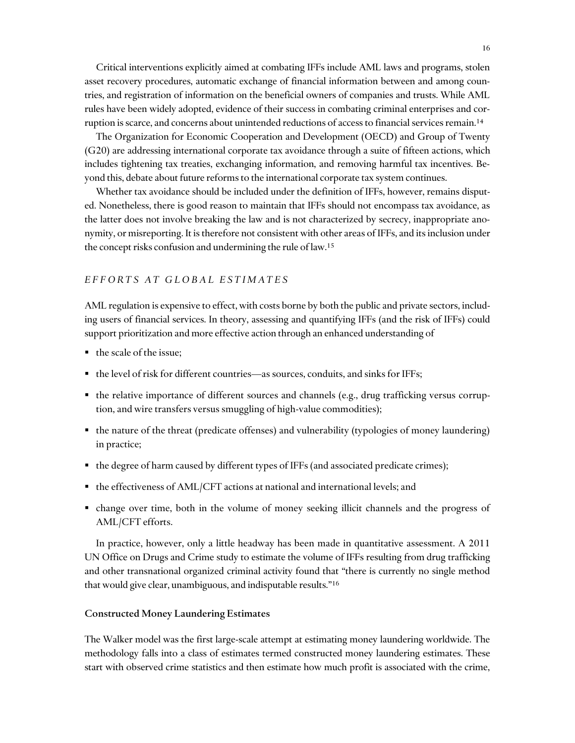Critical interventions explicitly aimed at combating IFFs include AML laws and programs, stolen asset recovery procedures, automatic exchange of financial information between and among countries, and registration of information on the beneficial owners of companies and trusts. While AML rules have been widely adopted, evidence of their success in combating criminal enterprises and corruption is scarce, and concerns about unintended reductions of access to financial services remain.[14]

The Organization for Economic Cooperation and Development (OECD) and Group of Twenty (G20) are addressing international corporate tax avoidance through a suite of fifteen actions, which includes tightening tax treaties, exchanging information, and removing harmful tax incentives. Beyond this, debate about future reforms to the international corporate tax system continues.

Whether tax avoidance should be included under the definition of IFFs, however, remains disputed. Nonetheless, there is good reason to maintain that IFFs should not encompass tax avoidance, as the latter does not involve breaking the law and is not characterized by secrecy, inappropriate anonymity, or misreporting. It is therefore not consistent with other areas of IFFs, and its inclusion under the concept risks confusion and undermining the rule of law.[15]

## *EFFORTS AT GLOBAL ESTIMATES*

AML regulation is expensive to effect, with costs borne by both the public and private sectors, including users of financial services. In theory, assessing and quantifying IFFs (and the risk of IFFs) could support prioritization and more effective action through an enhanced understanding of

- the scale of the issue;
- the level of risk for different countries—as sources, conduits, and sinks for IFFs;
- the relative importance of different sources and channels (e.g., drug trafficking versus corruption, and wire transfers versus smuggling of high-value commodities);
- the nature of the threat (predicate offenses) and vulnerability (typologies of money laundering) in practice;
- the degree of harm caused by different types of IFFs (and associated predicate crimes);
- the effectiveness of AML/CFT actions at national and international levels; and
- change over time, both in the volume of money seeking illicit channels and the progress of AML/CFT efforts.

In practice, however, only a little headway has been made in quantitative assessment. A 2011 UN Office on Drugs and Crime study to estimate the volume of IFFs resulting from drug trafficking and other transnational organized criminal activity found that "there is currently no single method that would give clear, unambiguous, and indisputable results."[16]

### Constructed Money Laundering Estimates

The Walker model was the first large-scale attempt at estimating money laundering worldwide. The methodology falls into a class of estimates termed constructed money laundering estimates. These start with observed crime statistics and then estimate how much profit is associated with the crime,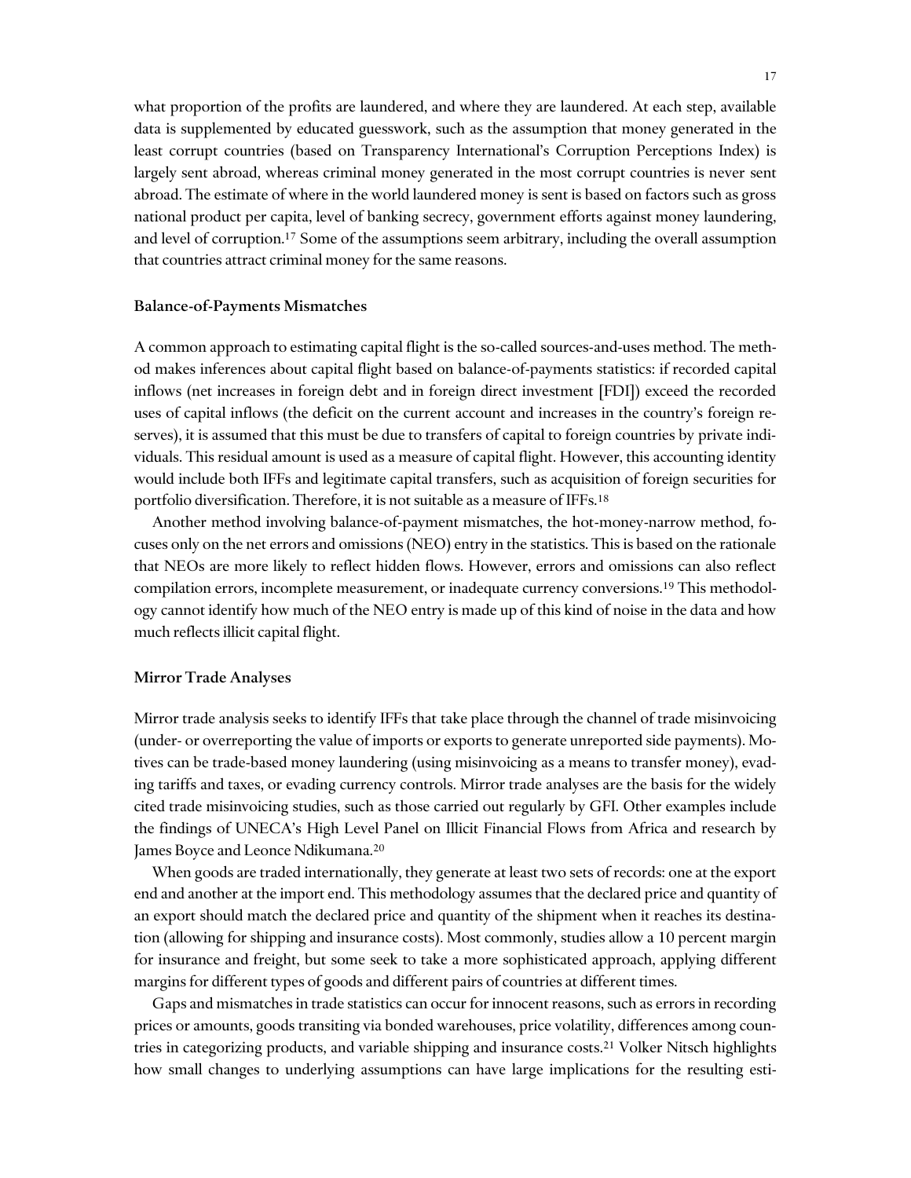what proportion of the profits are laundered, and where they are laundered. At each step, available data is supplemented by educated guesswork, such as the assumption that money generated in the least corrupt countries (based on Transparency International's Corruption Perceptions Index) is largely sent abroad, whereas criminal money generated in the most corrupt countries is never sent abroad. The estimate of where in the world laundered money is sent is based on factors such as gross national product per capita, level of banking secrecy, government efforts against money laundering, and level of corruption.[17] Some of the assumptions seem arbitrary, including the overall assumption that countries attract criminal money for the same reasons.

### Balance-of-Payments Mismatches

A common approach to estimating capital flight is the so-called sources-and-uses method. The method makes inferences about capital flight based on balance-of-payments statistics: if recorded capital inflows (net increases in foreign debt and in foreign direct investment [FDI]) exceed the recorded uses of capital inflows (the deficit on the current account and increases in the country's foreign reserves), it is assumed that this must be due to transfers of capital to foreign countries by private individuals. This residual amount is used as a measure of capital flight. However, this accounting identity would include both IFFs and legitimate capital transfers, such as acquisition of foreign securities for portfolio diversification. Therefore, it is not suitable as a measure of IFFs.[18]

Another method involving balance-of-payment mismatches, the hot-money-narrow method, focuses only on the net errors and omissions (NEO) entry in the statistics. This is based on the rationale that NEOs are more likely to reflect hidden flows. However, errors and omissions can also reflect compilation errors, incomplete measurement, or inadequate currency conversions.[19] This methodology cannot identify how much of the NEO entry is made up of this kind of noise in the data and how much reflects illicit capital flight.

### Mirror Trade Analyses

Mirror trade analysis seeks to identify IFFs that take place through the channel of trade misinvoicing (under- or overreporting the value of imports or exports to generate unreported side payments). Motives can be trade-based money laundering (using misinvoicing as a means to transfer money), evading tariffs and taxes, or evading currency controls. Mirror trade analyses are the basis for the widely cited trade misinvoicing studies, such as those carried out regularly by GFI. Other examples include the findings of UNECA's High Level Panel on Illicit Financial Flows from Africa and research by James Boyce and Leonce Ndikumana.[20]

When goods are traded internationally, they generate at least two sets of records: one at the export end and another at the import end. This methodology assumes that the declared price and quantity of an export should match the declared price and quantity of the shipment when it reaches its destination (allowing for shipping and insurance costs). Most commonly, studies allow a 10 percent margin for insurance and freight, but some seek to take a more sophisticated approach, applying different margins for different types of goods and different pairs of countries at different times.

Gaps and mismatches in trade statistics can occur for innocent reasons, such as errors in recording prices or amounts, goods transiting via bonded warehouses, price volatility, differences among countries in categorizing products, and variable shipping and insurance costs.[21] Volker Nitsch highlights how small changes to underlying assumptions can have large implications for the resulting esti-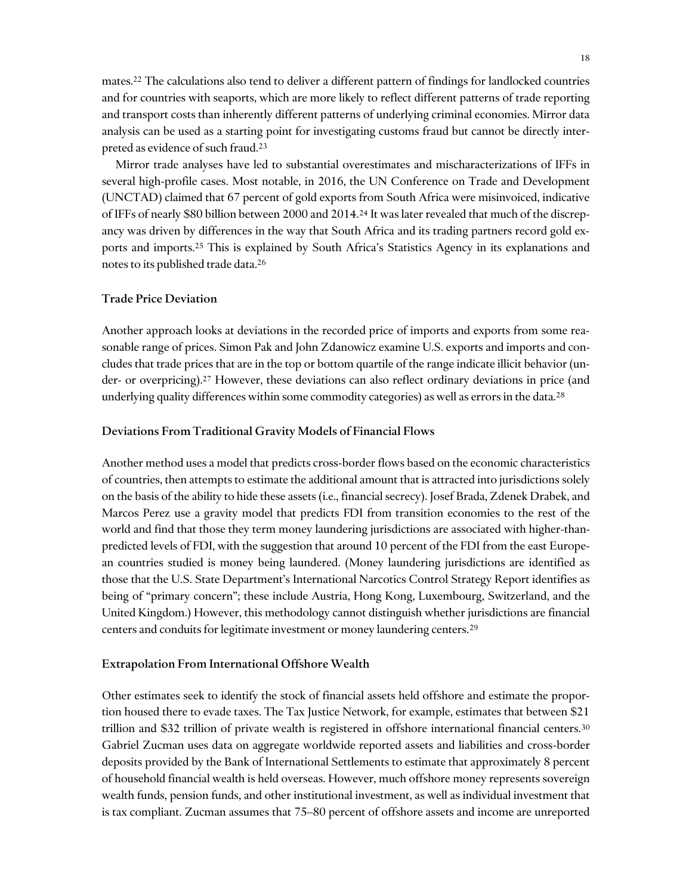mates.[22] The calculations also tend to deliver a different pattern of findings for landlocked countries and for countries with seaports, which are more likely to reflect different patterns of trade reporting and transport costs than inherently different patterns of underlying criminal economies. Mirror data analysis can be used as a starting point for investigating customs fraud but cannot be directly interpreted as evidence of such fraud.[23]

Mirror trade analyses have led to substantial overestimates and mischaracterizations of IFFs in several high-profile cases. Most notable, in 2016, the UN Conference on Trade and Development (UNCTAD) claimed that 67 percent of gold exports from South Africa were misinvoiced, indicative of IFFs of nearly $80 billion between 2000 and 2014.[24] It was later revealed that much of the discrepancy was driven by differences in the way that South Africa and its trading partners record gold exports and imports.[25] This is explained by South Africa's Statistics Agency in its explanations and notes to its published trade data.[26]

### Trade Price Deviation

Another approach looks at deviations in the recorded price of imports and exports from some reasonable range of prices. Simon Pak and John Zdanowicz examine U.S. exports and imports and concludes that trade prices that are in the top or bottom quartile of the range indicate illicit behavior (under- or overpricing).[27] However, these deviations can also reflect ordinary deviations in price (and underlying quality differences within some commodity categories) as well as errors in the data.[28]

### Deviations From Traditional Gravity Models of Financial Flows

Another method uses a model that predicts cross-border flows based on the economic characteristics of countries, then attempts to estimate the additional amount that is attracted into jurisdictions solely on the basis of the ability to hide these assets (i.e., financial secrecy). Josef Brada, Zdenek Drabek, and Marcos Perez use a gravity model that predicts FDI from transition economies to the rest of the world and find that those they term money laundering jurisdictions are associated with higher-than-predicted levels of FDI, with the suggestion that around 10 percent of the FDI from the east European countries studied is money being laundered. (Money laundering jurisdictions are identified as those that the U.S. State Department's International Narcotics Control Strategy Report identifies as being of "primary concern"; these include Austria, Hong Kong, Luxembourg, Switzerland, and the United Kingdom.) However, this methodology cannot distinguish whether jurisdictions are financial centers and conduits for legitimate investment or money laundering centers.[29]

### Extrapolation From International Offshore Wealth

Other estimates seek to identify the stock of financial assets held offshore and estimate the proportion housed there to evade taxes. The Tax Justice Network, for example, estimates that between $21 trillion and $32 trillion of private wealth is registered in offshore international financial centers.[30] Gabriel Zucman uses data on aggregate worldwide reported assets and liabilities and cross-border deposits provided by the Bank of International Settlements to estimate that approximately 8 percent of household financial wealth is held overseas. However, much offshore money represents sovereign wealth funds, pension funds, and other institutional investment, as well as individual investment that is tax compliant. Zucman assumes that 75–80 percent of offshore assets and income are unreported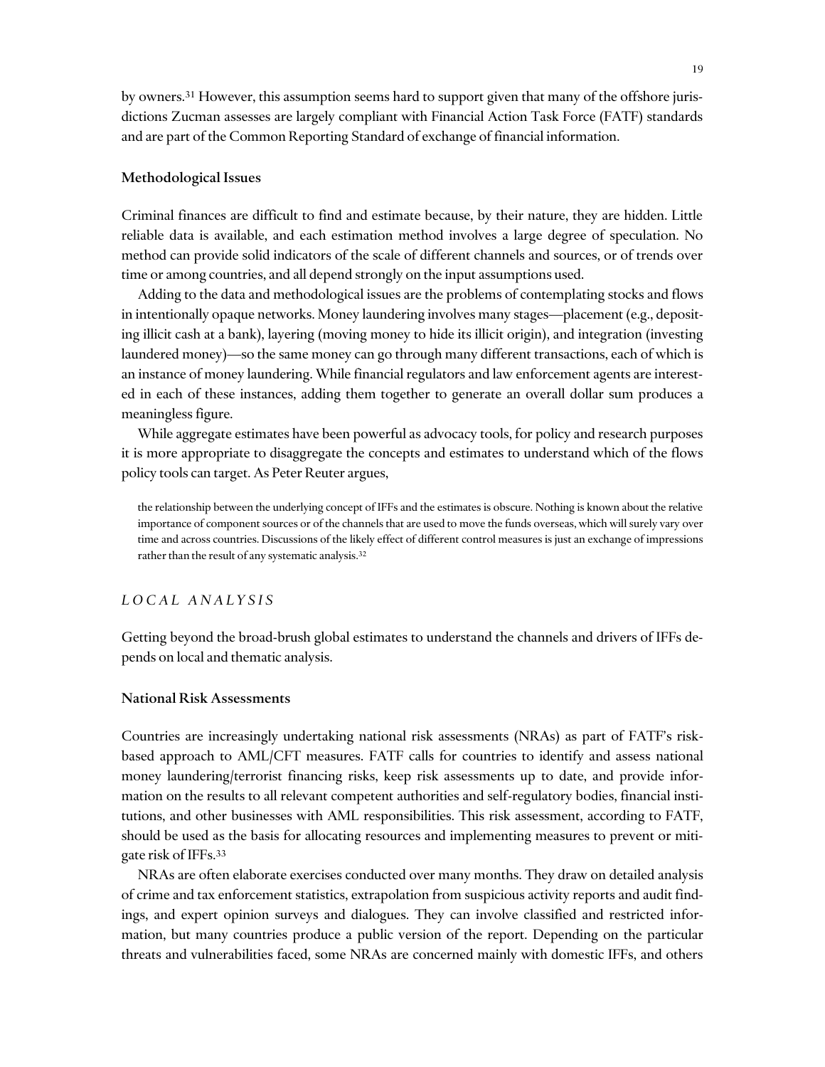by owners.[31] However, this assumption seems hard to support given that many of the offshore jurisdictions Zucman assesses are largely compliant with Financial Action Task Force (FATF) standards and are part of the Common Reporting Standard of exchange of financial information.

### Methodological Issues

Criminal finances are difficult to find and estimate because, by their nature, they are hidden. Little reliable data is available, and each estimation method involves a large degree of speculation. No method can provide solid indicators of the scale of different channels and sources, or of trends over time or among countries, and all depend strongly on the input assumptions used.

Adding to the data and methodological issues are the problems of contemplating stocks and flows in intentionally opaque networks. Money laundering involves many stages—placement (e.g., depositing illicit cash at a bank), layering (moving money to hide its illicit origin), and integration (investing laundered money)—so the same money can go through many different transactions, each of which is an instance of money laundering. While financial regulators and law enforcement agents are interested in each of these instances, adding them together to generate an overall dollar sum produces a meaningless figure.

While aggregate estimates have been powerful as advocacy tools, for policy and research purposes it is more appropriate to disaggregate the concepts and estimates to understand which of the flows policy tools can target. As Peter Reuter argues,

> the relationship between the underlying concept of IFFs and the estimates is obscure. Nothing is known about the relative importance of component sources or of the channels that are used to move the funds overseas, which will surely vary over time and across countries. Discussions of the likely effect of different control measures is just an exchange of impressions rather than the result of any systematic analysis.[32]

## *LOCAL ANALYSIS*

Getting beyond the broad-brush global estimates to understand the channels and drivers of IFFs depends on local and thematic analysis.

### National Risk Assessments

Countries are increasingly undertaking national risk assessments (NRAs) as part of FATF's risk-based approach to AML/CFT measures. FATF calls for countries to identify and assess national money laundering/terrorist financing risks, keep risk assessments up to date, and provide information on the results to all relevant competent authorities and self-regulatory bodies, financial institutions, and other businesses with AML responsibilities. This risk assessment, according to FATF, should be used as the basis for allocating resources and implementing measures to prevent or mitigate risk of IFFs.[33]

NRAs are often elaborate exercises conducted over many months. They draw on detailed analysis of crime and tax enforcement statistics, extrapolation from suspicious activity reports and audit findings, and expert opinion surveys and dialogues. They can involve classified and restricted information, but many countries produce a public version of the report. Depending on the particular threats and vulnerabilities faced, some NRAs are concerned mainly with domestic IFFs, and others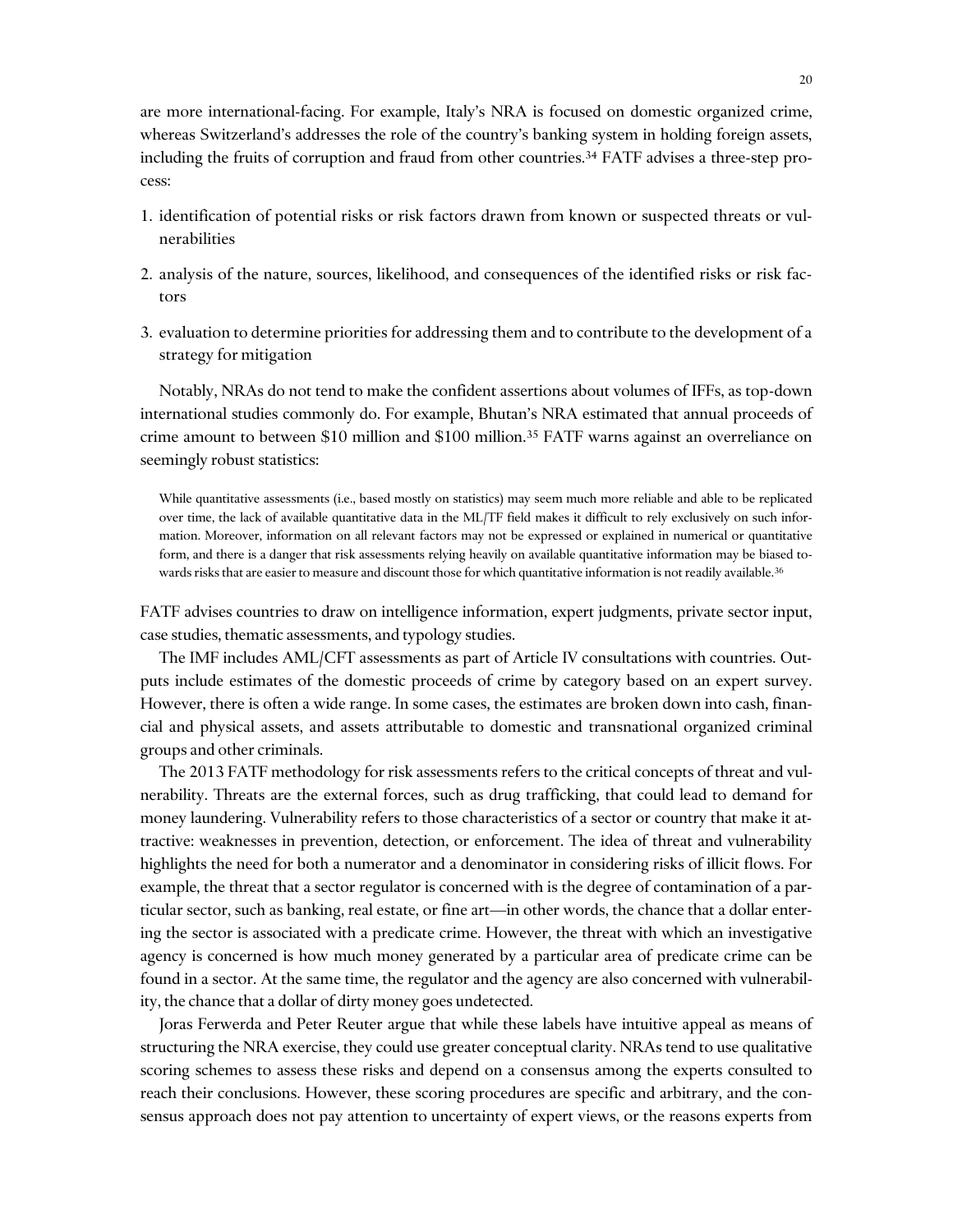are more international-facing. For example, Italy's NRA is focused on domestic organized crime, whereas Switzerland's addresses the role of the country's banking system in holding foreign assets, including the fruits of corruption and fraud from other countries.[34] FATF advises a three-step process:

1. identification of potential risks or risk factors drawn from known or suspected threats or vulnerabilities
2. analysis of the nature, sources, likelihood, and consequences of the identified risks or risk factors
3. evaluation to determine priorities for addressing them and to contribute to the development of a strategy for mitigation

Notably, NRAs do not tend to make the confident assertions about volumes of IFFs, as top-down international studies commonly do. For example, Bhutan's NRA estimated that annual proceeds of crime amount to between $10 million and $100 million.[35] FATF warns against an overreliance on seemingly robust statistics:

> While quantitative assessments (i.e., based mostly on statistics) may seem much more reliable and able to be replicated over time, the lack of available quantitative data in the ML/TF field makes it difficult to rely exclusively on such information. Moreover, information on all relevant factors may not be expressed or explained in numerical or quantitative form, and there is a danger that risk assessments relying heavily on available quantitative information may be biased towards risks that are easier to measure and discount those for which quantitative information is not readily available.[36]

FATF advises countries to draw on intelligence information, expert judgments, private sector input, case studies, thematic assessments, and typology studies.

The IMF includes AML/CFT assessments as part of Article IV consultations with countries. Outputs include estimates of the domestic proceeds of crime by category based on an expert survey. However, there is often a wide range. In some cases, the estimates are broken down into cash, financial and physical assets, and assets attributable to domestic and transnational organized criminal groups and other criminals.

The 2013 FATF methodology for risk assessments refers to the critical concepts of threat and vulnerability. Threats are the external forces, such as drug trafficking, that could lead to demand for money laundering. Vulnerability refers to those characteristics of a sector or country that make it attractive: weaknesses in prevention, detection, or enforcement. The idea of threat and vulnerability highlights the need for both a numerator and a denominator in considering risks of illicit flows. For example, the threat that a sector regulator is concerned with is the degree of contamination of a particular sector, such as banking, real estate, or fine art—in other words, the chance that a dollar entering the sector is associated with a predicate crime. However, the threat with which an investigative agency is concerned is how much money generated by a particular area of predicate crime can be found in a sector. At the same time, the regulator and the agency are also concerned with vulnerability, the chance that a dollar of dirty money goes undetected.

Joras Ferwerda and Peter Reuter argue that while these labels have intuitive appeal as means of structuring the NRA exercise, they could use greater conceptual clarity. NRAs tend to use qualitative scoring schemes to assess these risks and depend on a consensus among the experts consulted to reach their conclusions. However, these scoring procedures are specific and arbitrary, and the consensus approach does not pay attention to uncertainty of expert views, or the reasons experts from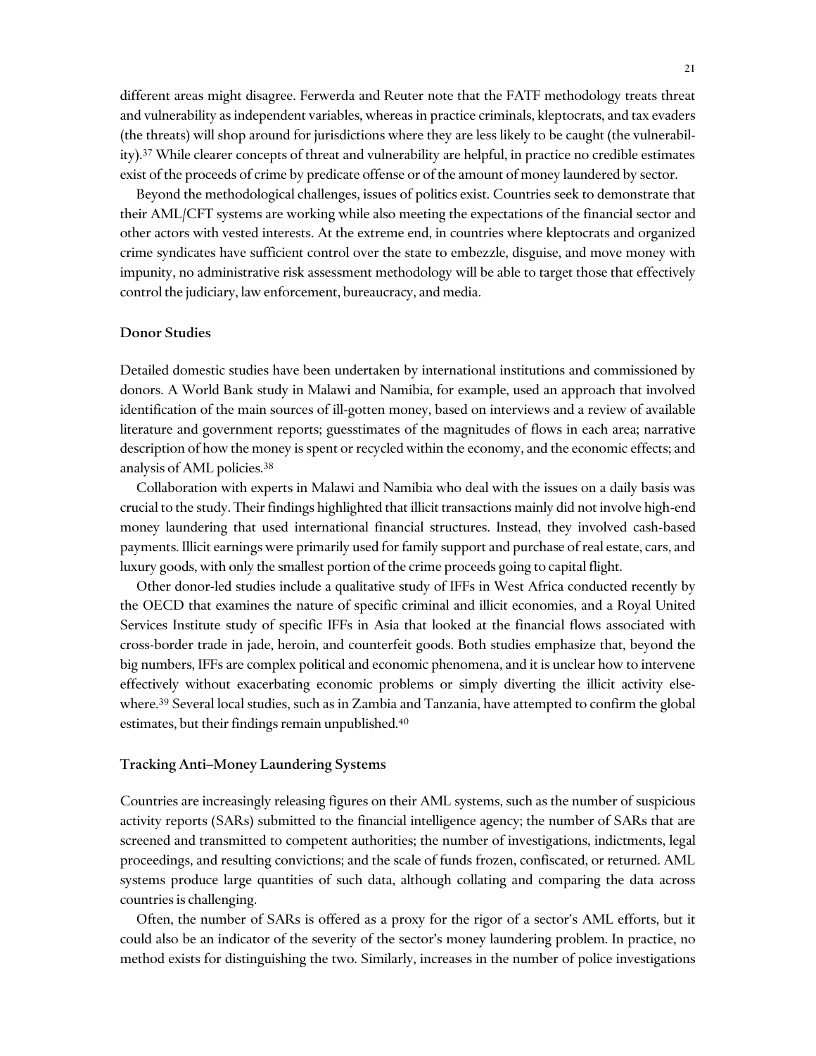different areas might disagree. Ferwerda and Reuter note that the FATF methodology treats threat and vulnerability as independent variables, whereas in practice criminals, kleptocrats, and tax evaders (the threats) will shop around for jurisdictions where they are less likely to be caught (the vulnerability).[37] While clearer concepts of threat and vulnerability are helpful, in practice no credible estimates exist of the proceeds of crime by predicate offense or of the amount of money laundered by sector.

Beyond the methodological challenges, issues of politics exist. Countries seek to demonstrate that their AML/CFT systems are working while also meeting the expectations of the financial sector and other actors with vested interests. At the extreme end, in countries where kleptocrats and organized crime syndicates have sufficient control over the state to embezzle, disguise, and move money with impunity, no administrative risk assessment methodology will be able to target those that effectively control the judiciary, law enforcement, bureaucracy, and media.

### Donor Studies

Detailed domestic studies have been undertaken by international institutions and commissioned by donors. A World Bank study in Malawi and Namibia, for example, used an approach that involved identification of the main sources of ill-gotten money, based on interviews and a review of available literature and government reports; guesstimates of the magnitudes of flows in each area; narrative description of how the money is spent or recycled within the economy, and the economic effects; and analysis of AML policies.[38]

Collaboration with experts in Malawi and Namibia who deal with the issues on a daily basis was crucial to the study. Their findings highlighted that illicit transactions mainly did not involve high-end money laundering that used international financial structures. Instead, they involved cash-based payments. Illicit earnings were primarily used for family support and purchase of real estate, cars, and luxury goods, with only the smallest portion of the crime proceeds going to capital flight.

Other donor-led studies include a qualitative study of IFFs in West Africa conducted recently by the OECD that examines the nature of specific criminal and illicit economies, and a Royal United Services Institute study of specific IFFs in Asia that looked at the financial flows associated with cross-border trade in jade, heroin, and counterfeit goods. Both studies emphasize that, beyond the big numbers, IFFs are complex political and economic phenomena, and it is unclear how to intervene effectively without exacerbating economic problems or simply diverting the illicit activity elsewhere.[39] Several local studies, such as in Zambia and Tanzania, have attempted to confirm the global estimates, but their findings remain unpublished.[40]

### Tracking Anti–Money Laundering Systems

Countries are increasingly releasing figures on their AML systems, such as the number of suspicious activity reports (SARs) submitted to the financial intelligence agency; the number of SARs that are screened and transmitted to competent authorities; the number of investigations, indictments, legal proceedings, and resulting convictions; and the scale of funds frozen, confiscated, or returned. AML systems produce large quantities of such data, although collating and comparing the data across countries is challenging.

Often, the number of SARs is offered as a proxy for the rigor of a sector's AML efforts, but it could also be an indicator of the severity of the sector's money laundering problem. In practice, no method exists for distinguishing the two. Similarly, increases in the number of police investigations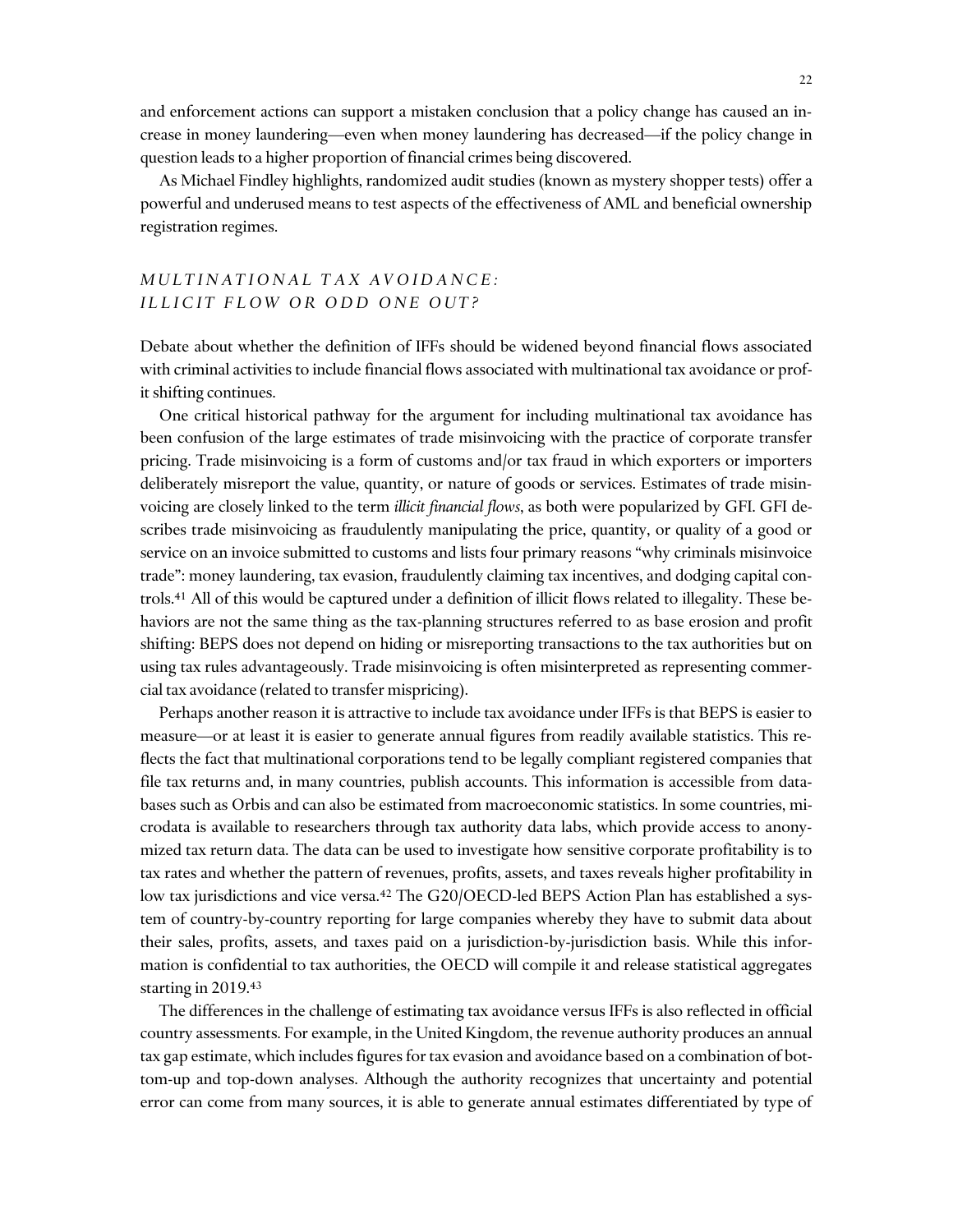and enforcement actions can support a mistaken conclusion that a policy change has caused an increase in money laundering—even when money laundering has decreased—if the policy change in question leads to a higher proportion of financial crimes being discovered.

As Michael Findley highlights, randomized audit studies (known as mystery shopper tests) offer a powerful and underused means to test aspects of the effectiveness of AML and beneficial ownership registration regimes.

## *MULTINATIONAL TAX AVOIDANCE: ILLICIT FLOW OR ODD ONE OUT?*

Debate about whether the definition of IFFs should be widened beyond financial flows associated with criminal activities to include financial flows associated with multinational tax avoidance or profit shifting continues.

One critical historical pathway for the argument for including multinational tax avoidance has been confusion of the large estimates of trade misinvoicing with the practice of corporate transfer pricing. Trade misinvoicing is a form of customs and/or tax fraud in which exporters or importers deliberately misreport the value, quantity, or nature of goods or services. Estimates of trade misinvoicing are closely linked to the term *illicit financial flows*, as both were popularized by GFI. GFI describes trade misinvoicing as fraudulently manipulating the price, quantity, or quality of a good or service on an invoice submitted to customs and lists four primary reasons "why criminals misinvoice trade": money laundering, tax evasion, fraudulently claiming tax incentives, and dodging capital controls.[41] All of this would be captured under a definition of illicit flows related to illegality. These behaviors are not the same thing as the tax-planning structures referred to as base erosion and profit shifting: BEPS does not depend on hiding or misreporting transactions to the tax authorities but on using tax rules advantageously. Trade misinvoicing is often misinterpreted as representing commercial tax avoidance (related to transfer mispricing).

Perhaps another reason it is attractive to include tax avoidance under IFFs is that BEPS is easier to measure—or at least it is easier to generate annual figures from readily available statistics. This reflects the fact that multinational corporations tend to be legally compliant registered companies that file tax returns and, in many countries, publish accounts. This information is accessible from databases such as Orbis and can also be estimated from macroeconomic statistics. In some countries, microdata is available to researchers through tax authority data labs, which provide access to anonymized tax return data. The data can be used to investigate how sensitive corporate profitability is to tax rates and whether the pattern of revenues, profits, assets, and taxes reveals higher profitability in low tax jurisdictions and vice versa.[42] The G20/OECD-led BEPS Action Plan has established a system of country-by-country reporting for large companies whereby they have to submit data about their sales, profits, assets, and taxes paid on a jurisdiction-by-jurisdiction basis. While this information is confidential to tax authorities, the OECD will compile it and release statistical aggregates starting in 2019.[43]

The differences in the challenge of estimating tax avoidance versus IFFs is also reflected in official country assessments. For example, in the United Kingdom, the revenue authority produces an annual tax gap estimate, which includes figures for tax evasion and avoidance based on a combination of bottom-up and top-down analyses. Although the authority recognizes that uncertainty and potential error can come from many sources, it is able to generate annual estimates differentiated by type of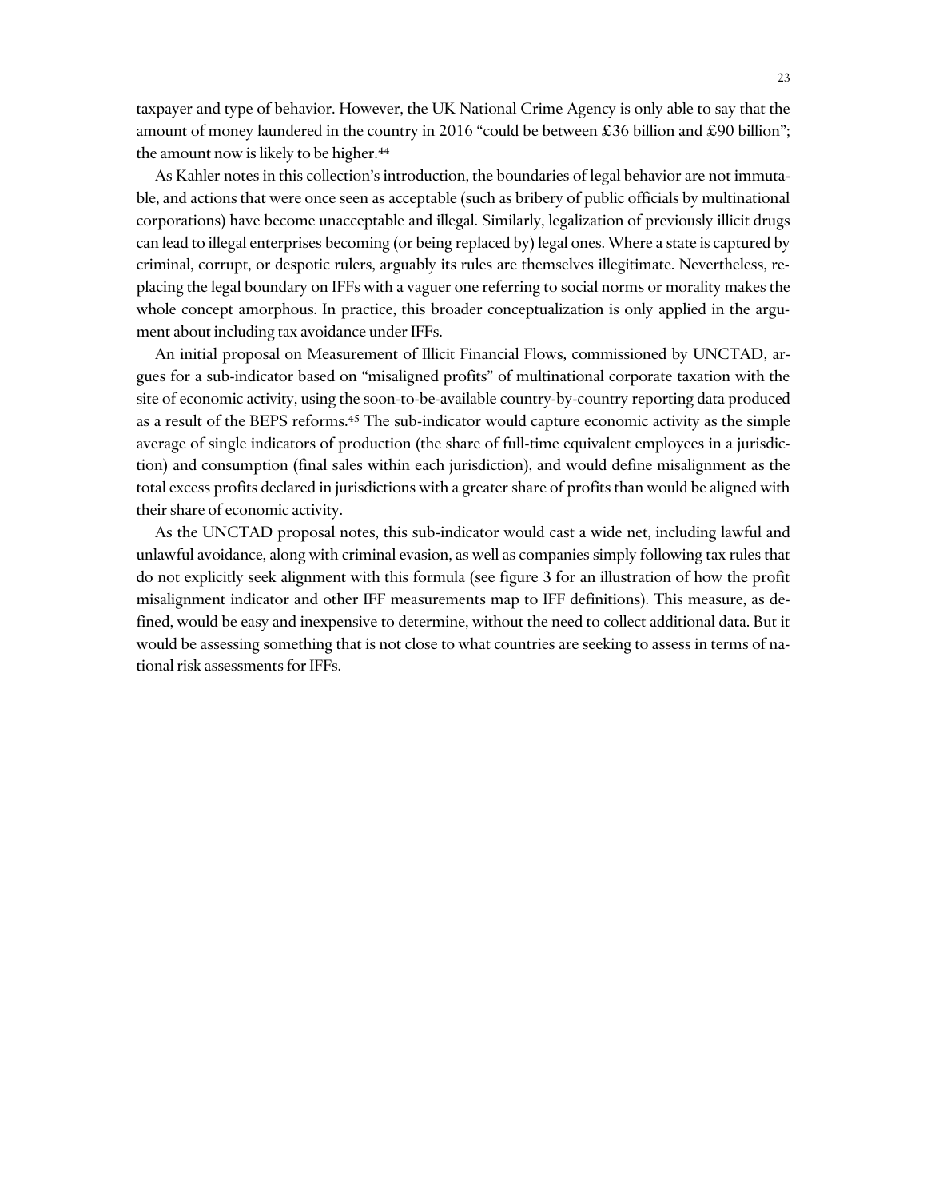taxpayer and type of behavior. However, the UK National Crime Agency is only able to say that the amount of money laundered in the country in 2016 "could be between £36 billion and £90 billion"; the amount now is likely to be higher.[44]

As Kahler notes in this collection's introduction, the boundaries of legal behavior are not immutable, and actions that were once seen as acceptable (such as bribery of public officials by multinational corporations) have become unacceptable and illegal. Similarly, legalization of previously illicit drugs can lead to illegal enterprises becoming (or being replaced by) legal ones. Where a state is captured by criminal, corrupt, or despotic rulers, arguably its rules are themselves illegitimate. Nevertheless, replacing the legal boundary on IFFs with a vaguer one referring to social norms or morality makes the whole concept amorphous. In practice, this broader conceptualization is only applied in the argument about including tax avoidance under IFFs.

An initial proposal on Measurement of Illicit Financial Flows, commissioned by UNCTAD, argues for a sub-indicator based on "misaligned profits" of multinational corporate taxation with the site of economic activity, using the soon-to-be-available country-by-country reporting data produced as a result of the BEPS reforms.[45] The sub-indicator would capture economic activity as the simple average of single indicators of production (the share of full-time equivalent employees in a jurisdiction) and consumption (final sales within each jurisdiction), and would define misalignment as the total excess profits declared in jurisdictions with a greater share of profits than would be aligned with their share of economic activity.

As the UNCTAD proposal notes, this sub-indicator would cast a wide net, including lawful and unlawful avoidance, along with criminal evasion, as well as companies simply following tax rules that do not explicitly seek alignment with this formula (see figure 3 for an illustration of how the profit misalignment indicator and other IFF measurements map to IFF definitions). This measure, as defined, would be easy and inexpensive to determine, without the need to collect additional data. But it would be assessing something that is not close to what countries are seeking to assess in terms of national risk assessments for IFFs.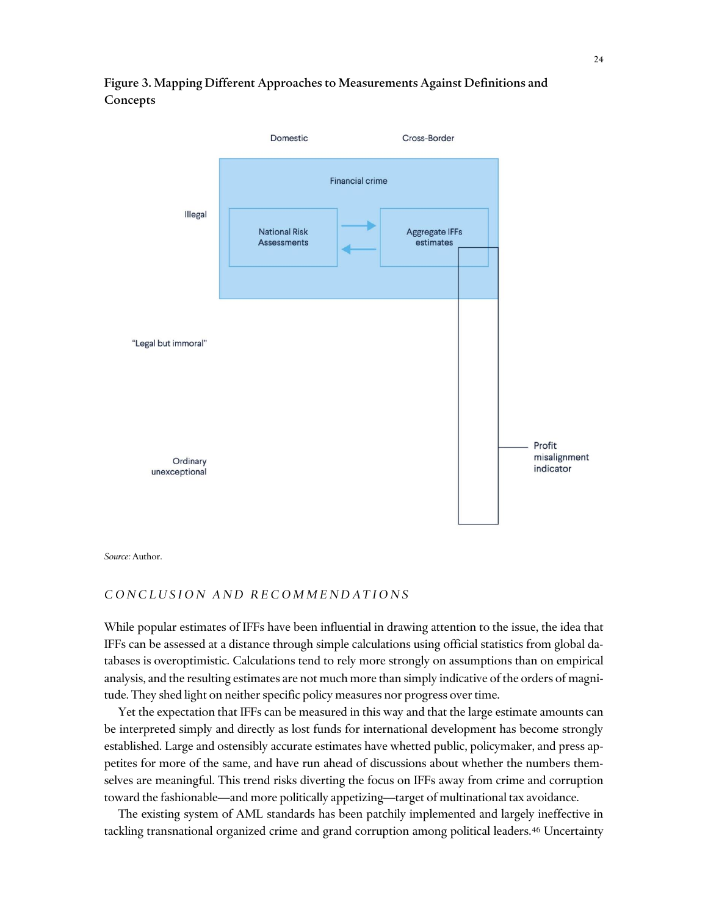**Figure 3. Mapping Different Approaches to Measurements Against Definitions and Concepts**

Domestic | Cross-Border

Financial crime

Illegal

National Risk Assessments

Aggregate IFFs estimates

"Legal but immoral"

Ordinary unexceptional

Profit misalignment indicator

*Source:* Author.

## *CONCLUSION AND RECOMMENDATIONS*

While popular estimates of IFFs have been influential in drawing attention to the issue, the idea that IFFs can be assessed at a distance through simple calculations using official statistics from global databases is overoptimistic. Calculations tend to rely more strongly on assumptions than on empirical analysis, and the resulting estimates are not much more than simply indicative of the orders of magnitude. They shed light on neither specific policy measures nor progress over time.

Yet the expectation that IFFs can be measured in this way and that the large estimate amounts can be interpreted simply and directly as lost funds for international development has become strongly established. Large and ostensibly accurate estimates have whetted public, policymaker, and press appetites for more of the same, and have run ahead of discussions about whether the numbers themselves are meaningful. This trend risks diverting the focus on IFFs away from crime and corruption toward the fashionable—and more politically appetizing—target of multinational tax avoidance.

The existing system of AML standards has been patchily implemented and largely ineffective in tackling transnational organized crime and grand corruption among political leaders.[46] Uncertainty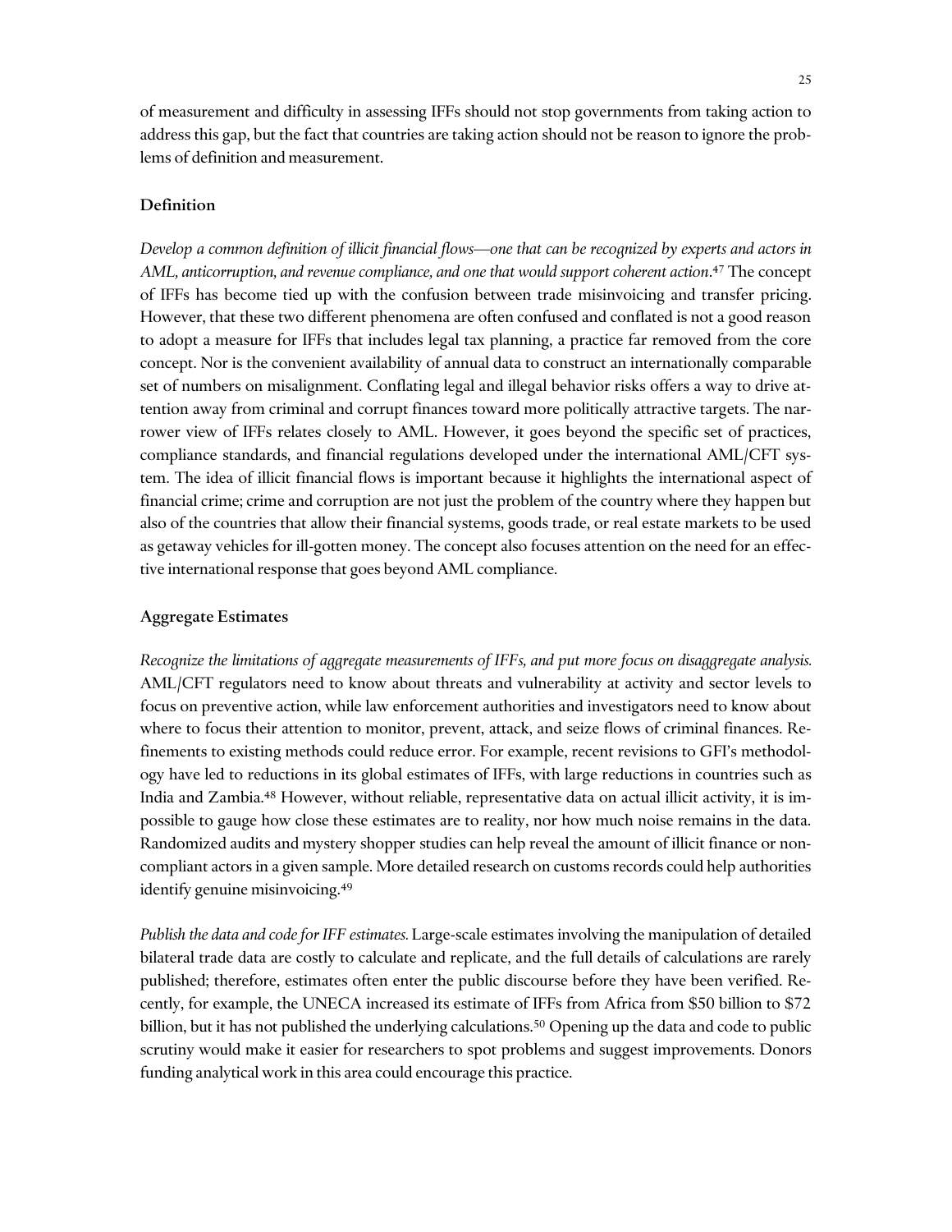of measurement and difficulty in assessing IFFs should not stop governments from taking action to address this gap, but the fact that countries are taking action should not be reason to ignore the problems of definition and measurement.

### Definition

*Develop a common definition of illicit financial flows—one that can be recognized by experts and actors in AML, anticorruption, and revenue compliance, and one that would support coherent action*.[47] The concept of IFFs has become tied up with the confusion between trade misinvoicing and transfer pricing. However, that these two different phenomena are often confused and conflated is not a good reason to adopt a measure for IFFs that includes legal tax planning, a practice far removed from the core concept. Nor is the convenient availability of annual data to construct an internationally comparable set of numbers on misalignment. Conflating legal and illegal behavior risks offers a way to drive attention away from criminal and corrupt finances toward more politically attractive targets. The narrower view of IFFs relates closely to AML. However, it goes beyond the specific set of practices, compliance standards, and financial regulations developed under the international AML/CFT system. The idea of illicit financial flows is important because it highlights the international aspect of financial crime; crime and corruption are not just the problem of the country where they happen but also of the countries that allow their financial systems, goods trade, or real estate markets to be used as getaway vehicles for ill-gotten money. The concept also focuses attention on the need for an effective international response that goes beyond AML compliance.

### Aggregate Estimates

*Recognize the limitations of aggregate measurements of IFFs, and put more focus on disaggregate analysis.* AML/CFT regulators need to know about threats and vulnerability at activity and sector levels to focus on preventive action, while law enforcement authorities and investigators need to know about where to focus their attention to monitor, prevent, attack, and seize flows of criminal finances. Refinements to existing methods could reduce error. For example, recent revisions to GFI's methodology have led to reductions in its global estimates of IFFs, with large reductions in countries such as India and Zambia.[48] However, without reliable, representative data on actual illicit activity, it is impossible to gauge how close these estimates are to reality, nor how much noise remains in the data. Randomized audits and mystery shopper studies can help reveal the amount of illicit finance or noncompliant actors in a given sample. More detailed research on customs records could help authorities identify genuine misinvoicing.[49]

*Publish the data and code for IFF estimates.* Large-scale estimates involving the manipulation of detailed bilateral trade data are costly to calculate and replicate, and the full details of calculations are rarely published; therefore, estimates often enter the public discourse before they have been verified. Recently, for example, the UNECA increased its estimate of IFFs from Africa from $50 billion to $72 billion, but it has not published the underlying calculations.[50] Opening up the data and code to public scrutiny would make it easier for researchers to spot problems and suggest improvements. Donors funding analytical work in this area could encourage this practice.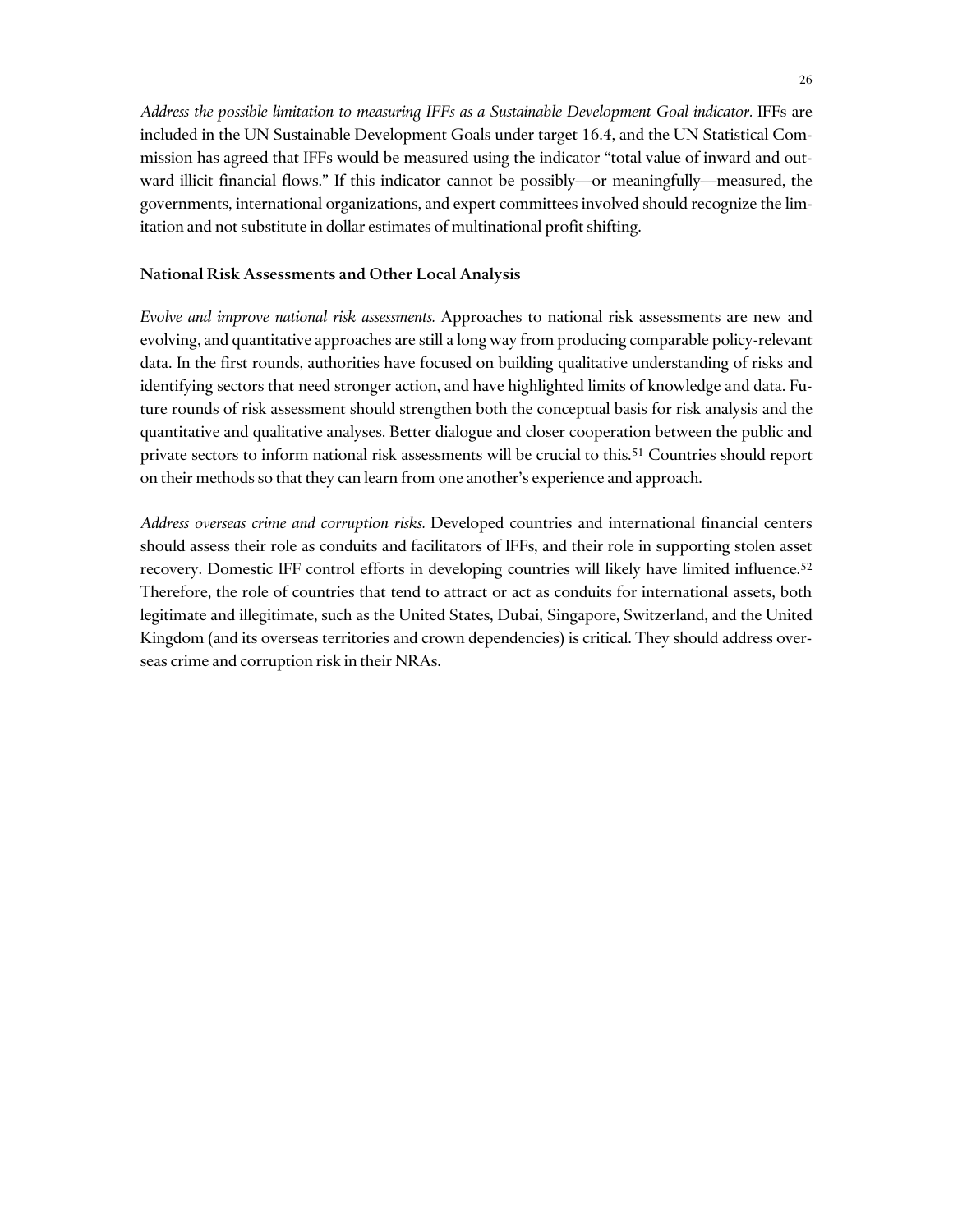*Address the possible limitation to measuring IFFs as a Sustainable Development Goal indicator.* IFFs are included in the UN Sustainable Development Goals under target 16.4, and the UN Statistical Commission has agreed that IFFs would be measured using the indicator "total value of inward and outward illicit financial flows." If this indicator cannot be possibly—or meaningfully—measured, the governments, international organizations, and expert committees involved should recognize the limitation and not substitute in dollar estimates of multinational profit shifting.

### National Risk Assessments and Other Local Analysis

*Evolve and improve national risk assessments.* Approaches to national risk assessments are new and evolving, and quantitative approaches are still a long way from producing comparable policy-relevant data. In the first rounds, authorities have focused on building qualitative understanding of risks and identifying sectors that need stronger action, and have highlighted limits of knowledge and data. Future rounds of risk assessment should strengthen both the conceptual basis for risk analysis and the quantitative and qualitative analyses. Better dialogue and closer cooperation between the public and private sectors to inform national risk assessments will be crucial to this.[51] Countries should report on their methods so that they can learn from one another's experience and approach.

*Address overseas crime and corruption risks.* Developed countries and international financial centers should assess their role as conduits and facilitators of IFFs, and their role in supporting stolen asset recovery. Domestic IFF control efforts in developing countries will likely have limited influence.[52] Therefore, the role of countries that tend to attract or act as conduits for international assets, both legitimate and illegitimate, such as the United States, Dubai, Singapore, Switzerland, and the United Kingdom (and its overseas territories and crown dependencies) is critical. They should address overseas crime and corruption risk in their NRAs.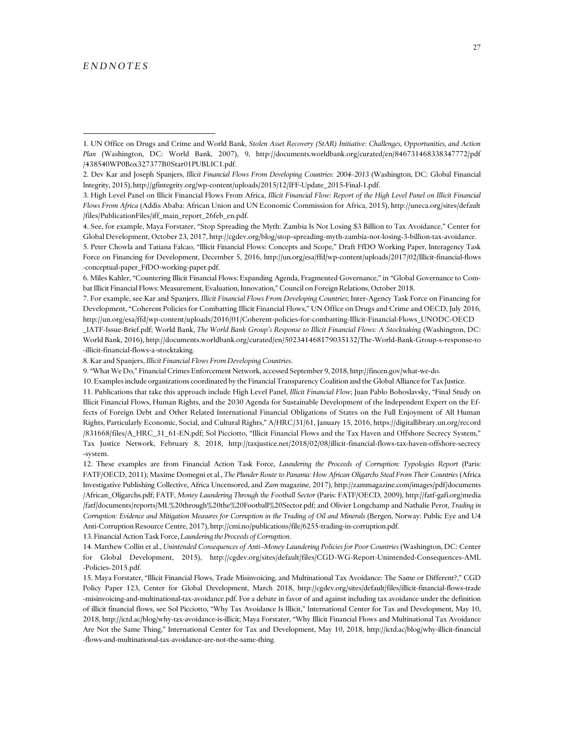## ENDNOTES

1. UN Office on Drugs and Crime and World Bank, *Stolen Asset Recovery (StAR) Initiative: Challenges, Opportunities, and Action Plan* (Washington, DC: World Bank, 2007), 9, http://documents.worldbank.org/curated/en/846731468338347772/pdf/438540WP0Box327377B0Star01PUBLIC1.pdf.

2. Dev Kar and Joseph Spanjers, *Illicit Financial Flows From Developing Countries: 2004–2013* (Washington, DC: Global Financial Integrity, 2015), http://gfintegrity.org/wp-content/uploads/2015/12/IFF-Update_2015-Final-1.pdf.

3. High Level Panel on Illicit Financial Flows From Africa, *Illicit Financial Flow: Report of the High Level Panel on Illicit Financial Flows From Africa* (Addis Ababa: African Union and UN Economic Commission for Africa, 2015), http://uneca.org/sites/default/files/PublicationFiles/iff_main_report_26feb_en.pdf.

4. See, for example, Maya Forstater, "Stop Spreading the Myth: Zambia Is Not Losing $3 Billion to Tax Avoidance," Center for Global Development, October 23, 2017, http://cgdev.org/blog/stop-spreading-myth-zambia-not-losing-3-billion-tax-avoidance.

5. Peter Chowla and Tatiana Falcao, "Illicit Financial Flows: Concepts and Scope," Draft FfDO Working Paper, Interagency Task Force on Financing for Development, December 5, 2016, http://un.org/esa/ffd/wp-content/uploads/2017/02/Illicit-financial-flows-conceptual-paper_FfDO-working-paper.pdf.

6. Miles Kahler, "Countering Illicit Financial Flows: Expanding Agenda, Fragmented Governance," in "Global Governance to Combat Illicit Financial Flows: Measurement, Evaluation, Innovation," Council on Foreign Relations, October 2018.

7. For example, see Kar and Spanjers, *Illicit Financial Flows From Developing Countries*; Inter-Agency Task Force on Financing for Development, "Coherent Policies for Combatting Illicit Financial Flows," UN Office on Drugs and Crime and OECD, July 2016, http://un.org/esa/ffd/wp-content/uploads/2016/01/Coherent-policies-for-combatting-Illicit-Financial-Flows_UNODC-OECD_IATF-Issue-Brief.pdf; World Bank, *The World Bank Group's Response to Illicit Financial Flows: A Stocktaking* (Washington, DC: World Bank, 2016), http://documents.worldbank.org/curated/en/502341468179035132/The-World-Bank-Group-s-response-to-illicit-financial-flows-a-stocktaking.

8. Kar and Spanjers, *Illicit Financial Flows From Developing Countries*.

9. "What We Do," Financial Crimes Enforcement Network, accessed September 9, 2018, http://fincen.gov/what-we-do.

10. Examples include organizations coordinated by the Financial Transparency Coalition and the Global Alliance for Tax Justice.

11. Publications that take this approach include High Level Panel, *Illicit Financial Flow*; Juan Pablo Bohoslavsky, "Final Study on Illicit Financial Flows, Human Rights, and the 2030 Agenda for Sustainable Development of the Independent Expert on the Effects of Foreign Debt and Other Related International Financial Obligations of States on the Full Enjoyment of All Human Rights, Particularly Economic, Social, and Cultural Rights," A/HRC/31/61, January 15, 2016, https://digitallibrary.un.org/record/831668/files/A_HRC_31_61-EN.pdf; Sol Picciotto, "Illicit Financial Flows and the Tax Haven and Offshore Secrecy System," Tax Justice Network, February 8, 2018, http://taxjustice.net/2018/02/08/illicit-financial-flows-tax-haven-offshore-secrecy-system.

12. These examples are from Financial Action Task Force, *Laundering the Proceeds of Corruption: Typologies Report* (Paris: FATF/OECD, 2011); Maxime Domegni et al., *The Plunder Route to Panama: How African Oligarchs Steal From Their Countries* (Africa Investigative Publishing Collective, Africa Uncensored, and *Zam* magazine, 2017), http://zammagazine.com/images/pdf/documents/African_Oligarchs.pdf; FATF, *Money Laundering Through the Football Sector* (Paris: FATF/OECD, 2009), http://fatf-gafi.org/media/fatf/documents/reports/ML%20through%20the%20Football%20Sector.pdf; and Olivier Longchamp and Nathalie Perot, *Trading in Corruption: Evidence and Mitigation Measures for Corruption in the Trading of Oil and Minerals* (Bergen, Norway: Public Eye and U4 Anti-Corruption Resource Centre, 2017), http://cmi.no/publications/file/6255-trading-in-corruption.pdf.

13. Financial Action Task Force, *Laundering the Proceeds of Corruption*.

14. Matthew Collin et al., *Unintended Consequences of Anti–Money Laundering Policies for Poor Countries* (Washington, DC: Center for Global Development, 2015), http://cgdev.org/sites/default/files/CGD-WG-Report-Unintended-Consequences-AML-Policies-2015.pdf.

15. Maya Forstater, "Illicit Financial Flows, Trade Misinvoicing, and Multinational Tax Avoidance: The Same or Different?," CGD Policy Paper 123, Center for Global Development, March 2018, http://cgdev.org/sites/default/files/illicit-financial-flows-trade-misinvoicing-and-multinational-tax-avoidance.pdf. For a debate in favor of and against including tax avoidance under the definition of illicit financial flows, see Sol Picciotto, "Why Tax Avoidance Is Illicit," International Center for Tax and Development, May 10, 2018, http://ictd.ac/blog/why-tax-avoidance-is-illicit; Maya Forstater, "Why Illicit Financial Flows and Multinational Tax Avoidance Are Not the Same Thing," International Center for Tax and Development, May 10, 2018, http://ictd.ac/blog/why-illicit-financial-flows-and-multinational-tax-avoidance-are-not-the-same-thing.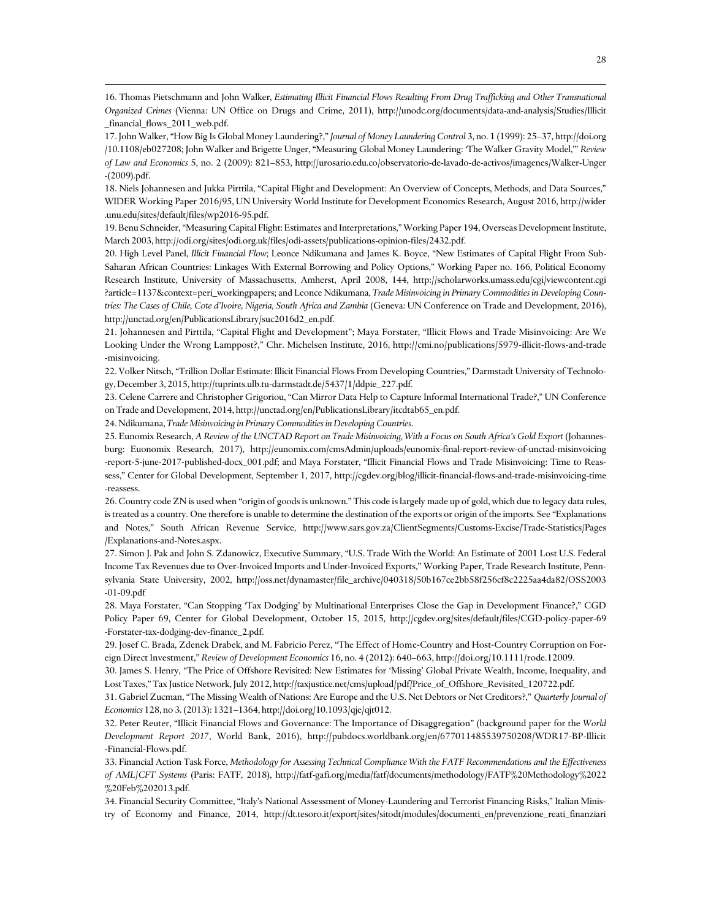16. Thomas Pietschmann and John Walker, *Estimating Illicit Financial Flows Resulting From Drug Trafficking and Other Transnational Organized Crimes* (Vienna: UN Office on Drugs and Crime, 2011), http://unodc.org/documents/data-and-analysis/Studies/Illicit_financial_flows_2011_web.pdf.

17. John Walker, "How Big Is Global Money Laundering?," *Journal of Money Laundering Control* 3, no. 1 (1999): 25–37, http://doi.org/10.1108/eb027208; John Walker and Brigette Unger, "Measuring Global Money Laundering: 'The Walker Gravity Model,'" *Review of Law and Economics* 5, no. 2 (2009): 821–853, http://urosario.edu.co/observatorio-de-lavado-de-activos/imagenes/Walker-Unger-(2009).pdf.

18. Niels Johannesen and Jukka Pirttila, "Capital Flight and Development: An Overview of Concepts, Methods, and Data Sources," WIDER Working Paper 2016/95, UN University World Institute for Development Economics Research, August 2016, http://wider.unu.edu/sites/default/files/wp2016-95.pdf.

19. Benu Schneider, "Measuring Capital Flight: Estimates and Interpretations," Working Paper 194, Overseas Development Institute, March 2003, http://odi.org/sites/odi.org.uk/files/odi-assets/publications-opinion-files/2432.pdf.

20. High Level Panel, *Illicit Financial Flow*; Leonce Ndikumana and James K. Boyce, "New Estimates of Capital Flight From Sub-Saharan African Countries: Linkages With External Borrowing and Policy Options," Working Paper no. 166, Political Economy Research Institute, University of Massachusetts, Amherst, April 2008, 144, http://scholarworks.umass.edu/cgi/viewcontent.cgi?article=1137&context=peri_workingpapers; and Leonce Ndikumana, *Trade Misinvoicing in Primary Commodities in Developing Countries: The Cases of Chile, Cote d'Ivoire, Nigeria, South Africa and Zambia* (Geneva: UN Conference on Trade and Development, 2016), http://unctad.org/en/PublicationsLibrary/suc2016d2_en.pdf.

21. Johannesen and Pirttila, "Capital Flight and Development"; Maya Forstater, "Illicit Flows and Trade Misinvoicing: Are We Looking Under the Wrong Lamppost?," Chr. Michelsen Institute, 2016, http://cmi.no/publications/5979-illicit-flows-and-trade-misinvoicing.

22. Volker Nitsch, "Trillion Dollar Estimate: Illicit Financial Flows From Developing Countries," Darmstadt University of Technology, December 3, 2015, http://tuprints.ulb.tu-darmstadt.de/5437/1/ddpie_227.pdf.

23. Celene Carrere and Christopher Grigoriou, "Can Mirror Data Help to Capture Informal International Trade?," UN Conference on Trade and Development, 2014, http://unctad.org/en/PublicationsLibrary/itcdtab65_en.pdf.

24. Ndikumana, *Trade Misinvoicing in Primary Commodities in Developing Countries*.

25. Eunomix Research, *A Review of the UNCTAD Report on Trade Misinvoicing, With a Focus on South Africa's Gold Export* (Johannesburg: Euonomix Research, 2017), http://eunomix.com/cmsAdmin/uploads/eunomix-final-report-review-of-unctad-misinvoicing-report-5-june-2017-published-docx_001.pdf; and Maya Forstater, "Illicit Financial Flows and Trade Misinvoicing: Time to Reassess," Center for Global Development, September 1, 2017, http://cgdev.org/blog/illicit-financial-flows-and-trade-misinvoicing-time-reassess.

26. Country code ZN is used when "origin of goods is unknown." This code is largely made up of gold, which due to legacy data rules, is treated as a country. One therefore is unable to determine the destination of the exports or origin of the imports. See "Explanations and Notes," South African Revenue Service, http://www.sars.gov.za/ClientSegments/Customs-Excise/Trade-Statistics/Pages/Explanations-and-Notes.aspx.

27. Simon J. Pak and John S. Zdanowicz, Executive Summary, "U.S. Trade With the World: An Estimate of 2001 Lost U.S. Federal Income Tax Revenues due to Over-Invoiced Imports and Under-Invoiced Exports," Working Paper, Trade Research Institute, Pennsylvania State University, 2002, http://oss.net/dynamaster/file_archive/040318/50b167ce2bb58f256cf8c2225aa4da82/OSS2003-01-09.pdf

28. Maya Forstater, "Can Stopping 'Tax Dodging' by Multinational Enterprises Close the Gap in Development Finance?," CGD Policy Paper 69, Center for Global Development, October 15, 2015, http://cgdev.org/sites/default/files/CGD-policy-paper-69-Forstater-tax-dodging-dev-finance_2.pdf.

29. Josef C. Brada, Zdenek Drabek, and M. Fabricio Perez, "The Effect of Home-Country and Host-Country Corruption on Foreign Direct Investment," *Review of Development Economics* 16, no. 4 (2012): 640–663, http://doi.org/10.1111/rode.12009.

30. James S. Henry, "The Price of Offshore Revisited: New Estimates for 'Missing' Global Private Wealth, Income, Inequality, and Lost Taxes," Tax Justice Network, July 2012, http://taxjustice.net/cms/upload/pdf/Price_of_Offshore_Revisited_120722.pdf.

31. Gabriel Zucman, "The Missing Wealth of Nations: Are Europe and the U.S. Net Debtors or Net Creditors?," *Quarterly Journal of Economics* 128, no 3. (2013): 1321–1364, http://doi.org/10.1093/qje/qjt012.

32. Peter Reuter, "Illicit Financial Flows and Governance: The Importance of Disaggregation" (background paper for the *World Development Report 2017*, World Bank, 2016), http://pubdocs.worldbank.org/en/677011485539750208/WDR17-BP-Illicit-Financial-Flows.pdf.

33. Financial Action Task Force, *Methodology for Assessing Technical Compliance With the FATF Recommendations and the Effectiveness of AML/CFT Systems* (Paris: FATF, 2018), http://fatf-gafi.org/media/fatf/documents/methodology/FATF%20Methodology%2022%20Feb%202013.pdf.

34. Financial Security Committee, "Italy's National Assessment of Money-Laundering and Terrorist Financing Risks," Italian Ministry of Economy and Finance, 2014, http://dt.tesoro.it/export/sites/sitodt/modules/documenti_en/prevenzione_reati_finanziari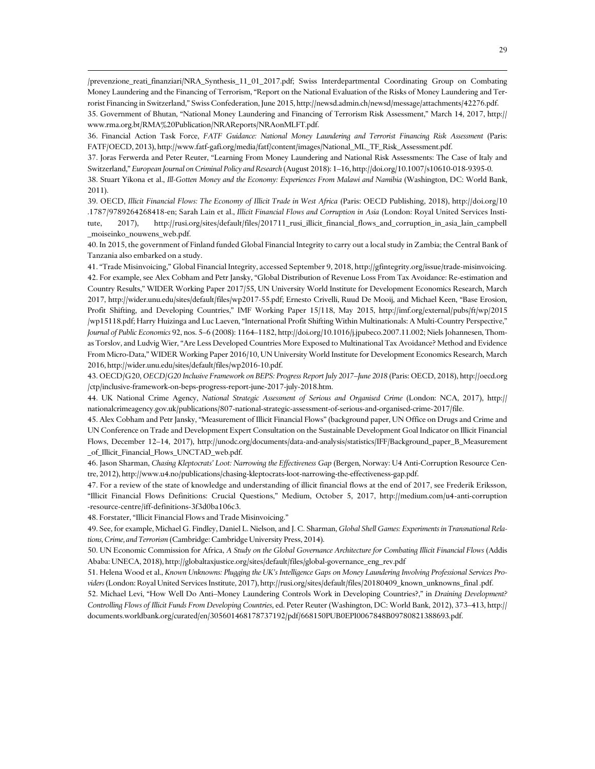/prevenzione_reati_finanziari/NRA_Synthesis_11_01_2017.pdf; Swiss Interdepartmental Coordinating Group on Combating Money Laundering and the Financing of Terrorism, "Report on the National Evaluation of the Risks of Money Laundering and Terrorist Financing in Switzerland," Swiss Confederation, June 2015, http://newsd.admin.ch/newsd/message/attachments/42276.pdf.

35. Government of Bhutan, "National Money Laundering and Financing of Terrorism Risk Assessment," March 14, 2017, http://www.rma.org.bt/RMA%20Publication/NRAReports/NRAonMLFT.pdf.

36. Financial Action Task Force, *FATF Guidance: National Money Laundering and Terrorist Financing Risk Assessment* (Paris: FATF/OECD, 2013), http://www.fatf-gafi.org/media/fatf/content/images/National_ML_TF_Risk_Assessment.pdf.

37. Joras Ferwerda and Peter Reuter, "Learning From Money Laundering and National Risk Assessments: The Case of Italy and Switzerland," *European Journal on Criminal Policy and Research* (August 2018): 1–16, http://doi.org/10.1007/s10610-018-9395-0.

38. Stuart Yikona et al., *Ill-Gotten Money and the Economy: Experiences From Malawi and Namibia* (Washington, DC: World Bank, 2011).

39. OECD, *Illicit Financial Flows: The Economy of Illicit Trade in West Africa* (Paris: OECD Publishing, 2018), http://doi.org/10.1787/9789264268418-en; Sarah Lain et al., *Illicit Financial Flows and Corruption in Asia* (London: Royal United Services Institute, 2017), http://rusi.org/sites/default/files/201711_rusi_illicit_financial_flows_and_corruption_in_asia_lain_campbell_moiseinko_nouwens_web.pdf.

40. In 2015, the government of Finland funded Global Financial Integrity to carry out a local study in Zambia; the Central Bank of Tanzania also embarked on a study.

41. "Trade Misinvoicing," Global Financial Integrity, accessed September 9, 2018, http://gfintegrity.org/issue/trade-misinvoicing.

42. For example, see Alex Cobham and Petr Jansky, "Global Distribution of Revenue Loss From Tax Avoidance: Re-estimation and Country Results," WIDER Working Paper 2017/55, UN University World Institute for Development Economics Research, March 2017, http://wider.unu.edu/sites/default/files/wp2017-55.pdf; Ernesto Crivelli, Ruud De Mooij, and Michael Keen, "Base Erosion, Profit Shifting, and Developing Countries," IMF Working Paper 15/118, May 2015, http://imf.org/external/pubs/ft/wp/2015/wp15118.pdf; Harry Huizinga and Luc Laeven, "International Profit Shifting Within Multinationals: A Multi-Country Perspective," *Journal of Public Economics* 92, nos. 5–6 (2008): 1164–1182, http://doi.org/10.1016/j.jpubeco.2007.11.002; Niels Johannesen, Thomas Torslov, and Ludvig Wier, "Are Less Developed Countries More Exposed to Multinational Tax Avoidance? Method and Evidence From Micro-Data," WIDER Working Paper 2016/10, UN University World Institute for Development Economics Research, March 2016, http://wider.unu.edu/sites/default/files/wp2016-10.pdf.

43. OECD/G20, *OECD/G20 Inclusive Framework on BEPS: Progress Report July 2017–June 2018* (Paris: OECD, 2018), http://oecd.org/ctp/inclusive-framework-on-beps-progress-report-june-2017-july-2018.htm.

44. UK National Crime Agency, *National Strategic Assessment of Serious and Organised Crime* (London: NCA, 2017), http://nationalcrimeagency.gov.uk/publications/807-national-strategic-assessment-of-serious-and-organised-crime-2017/file.

45. Alex Cobham and Petr Jansky, "Measurement of Illicit Financial Flows" (background paper, UN Office on Drugs and Crime and UN Conference on Trade and Development Expert Consultation on the Sustainable Development Goal Indicator on Illicit Financial Flows, December 12–14, 2017), http://unodc.org/documents/data-and-analysis/statistics/IFF/Background_paper_B_Measurement_of_Illicit_Financial_Flows_UNCTAD_web.pdf.

46. Jason Sharman, *Chasing Kleptocrats' Loot: Narrowing the Effectiveness Gap* (Bergen, Norway: U4 Anti-Corruption Resource Centre, 2012), http://www.u4.no/publications/chasing-kleptocrats-loot-narrowing-the-effectiveness-gap.pdf.

47. For a review of the state of knowledge and understanding of illicit financial flows at the end of 2017, see Frederik Eriksson, "Illicit Financial Flows Definitions: Crucial Questions," Medium, October 5, 2017, http://medium.com/u4-anti-corruption-resource-centre/iff-definitions-3f3d0ba106c3.

48. Forstater, "Illicit Financial Flows and Trade Misinvoicing."

49. See, for example, Michael G. Findley, Daniel L. Nielson, and J. C. Sharman, *Global Shell Games: Experiments in Transnational Relations, Crime, and Terrorism* (Cambridge: Cambridge University Press, 2014).

50. UN Economic Commission for Africa, *A Study on the Global Governance Architecture for Combating Illicit Financial Flows* (Addis Ababa: UNECA, 2018), http://globaltaxjustice.org/sites/default/files/global-governance_eng_rev.pdf

51. Helena Wood et al., *Known Unknowns: Plugging the UK's Intelligence Gaps on Money Laundering Involving Professional Services Providers* (London: Royal United Services Institute, 2017), http://rusi.org/sites/default/files/20180409_known_unknowns_final .pdf.

52. Michael Levi, "How Well Do Anti–Money Laundering Controls Work in Developing Countries?," in *Draining Development? Controlling Flows of Illicit Funds From Developing Countries*, ed. Peter Reuter (Washington, DC: World Bank, 2012), 373–413, http://documents.worldbank.org/curated/en/305601468178737192/pdf/668150PUB0EPI0067848B09780821388693.pdf.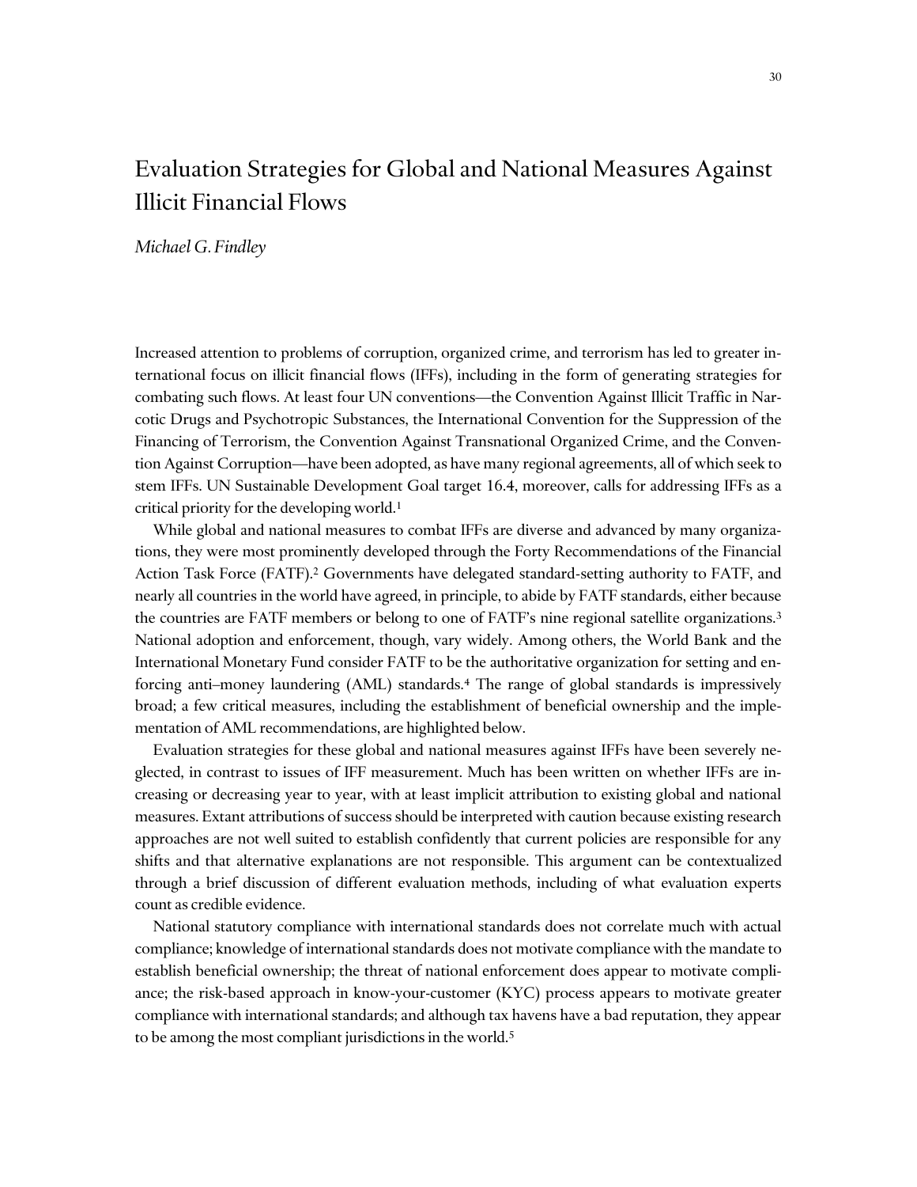# Evaluation Strategies for Global and National Measures Against Illicit Financial Flows

*Michael G. Findley*

Increased attention to problems of corruption, organized crime, and terrorism has led to greater international focus on illicit financial flows (IFFs), including in the form of generating strategies for combating such flows. At least four UN conventions—the Convention Against Illicit Traffic in Narcotic Drugs and Psychotropic Substances, the International Convention for the Suppression of the Financing of Terrorism, the Convention Against Transnational Organized Crime, and the Convention Against Corruption—have been adopted, as have many regional agreements, all of which seek to stem IFFs. UN Sustainable Development Goal target 16.4, moreover, calls for addressing IFFs as a critical priority for the developing world.[1]

While global and national measures to combat IFFs are diverse and advanced by many organizations, they were most prominently developed through the Forty Recommendations of the Financial Action Task Force (FATF).[2] Governments have delegated standard-setting authority to FATF, and nearly all countries in the world have agreed, in principle, to abide by FATF standards, either because the countries are FATF members or belong to one of FATF's nine regional satellite organizations.[3] National adoption and enforcement, though, vary widely. Among others, the World Bank and the International Monetary Fund consider FATF to be the authoritative organization for setting and enforcing anti–money laundering (AML) standards.[4] The range of global standards is impressively broad; a few critical measures, including the establishment of beneficial ownership and the implementation of AML recommendations, are highlighted below.

Evaluation strategies for these global and national measures against IFFs have been severely neglected, in contrast to issues of IFF measurement. Much has been written on whether IFFs are increasing or decreasing year to year, with at least implicit attribution to existing global and national measures. Extant attributions of success should be interpreted with caution because existing research approaches are not well suited to establish confidently that current policies are responsible for any shifts and that alternative explanations are not responsible. This argument can be contextualized through a brief discussion of different evaluation methods, including of what evaluation experts count as credible evidence.

National statutory compliance with international standards does not correlate much with actual compliance; knowledge of international standards does not motivate compliance with the mandate to establish beneficial ownership; the threat of national enforcement does appear to motivate compliance; the risk-based approach in know-your-customer (KYC) process appears to motivate greater compliance with international standards; and although tax havens have a bad reputation, they appear to be among the most compliant jurisdictions in the world.[5]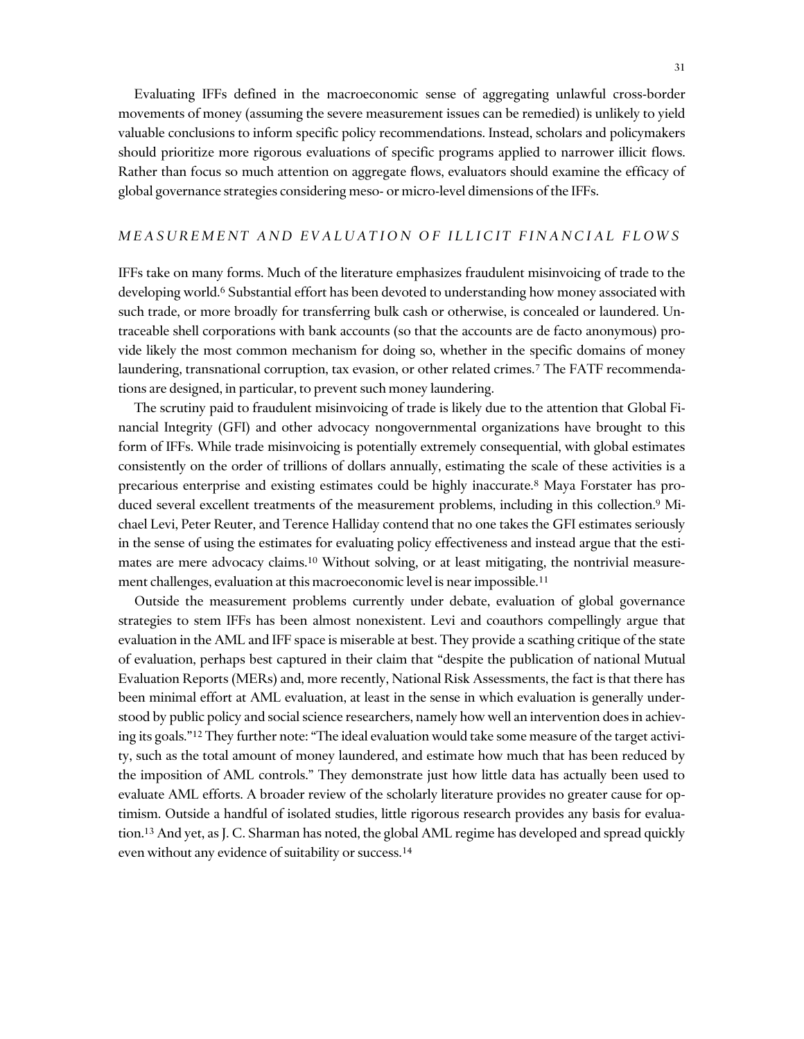Evaluating IFFs defined in the macroeconomic sense of aggregating unlawful cross-border movements of money (assuming the severe measurement issues can be remedied) is unlikely to yield valuable conclusions to inform specific policy recommendations. Instead, scholars and policymakers should prioritize more rigorous evaluations of specific programs applied to narrower illicit flows. Rather than focus so much attention on aggregate flows, evaluators should examine the efficacy of global governance strategies considering meso- or micro-level dimensions of the IFFs.

## *MEASUREMENT AND EVALUATION OF ILLICIT FINANCIAL FLOWS*

IFFs take on many forms. Much of the literature emphasizes fraudulent misinvoicing of trade to the developing world.[6] Substantial effort has been devoted to understanding how money associated with such trade, or more broadly for transferring bulk cash or otherwise, is concealed or laundered. Untraceable shell corporations with bank accounts (so that the accounts are de facto anonymous) provide likely the most common mechanism for doing so, whether in the specific domains of money laundering, transnational corruption, tax evasion, or other related crimes.[7] The FATF recommendations are designed, in particular, to prevent such money laundering.

The scrutiny paid to fraudulent misinvoicing of trade is likely due to the attention that Global Financial Integrity (GFI) and other advocacy nongovernmental organizations have brought to this form of IFFs. While trade misinvoicing is potentially extremely consequential, with global estimates consistently on the order of trillions of dollars annually, estimating the scale of these activities is a precarious enterprise and existing estimates could be highly inaccurate.[8] Maya Forstater has produced several excellent treatments of the measurement problems, including in this collection.[9] Michael Levi, Peter Reuter, and Terence Halliday contend that no one takes the GFI estimates seriously in the sense of using the estimates for evaluating policy effectiveness and instead argue that the estimates are mere advocacy claims.[10] Without solving, or at least mitigating, the nontrivial measurement challenges, evaluation at this macroeconomic level is near impossible.[11]

Outside the measurement problems currently under debate, evaluation of global governance strategies to stem IFFs has been almost nonexistent. Levi and coauthors compellingly argue that evaluation in the AML and IFF space is miserable at best. They provide a scathing critique of the state of evaluation, perhaps best captured in their claim that "despite the publication of national Mutual Evaluation Reports (MERs) and, more recently, National Risk Assessments, the fact is that there has been minimal effort at AML evaluation, at least in the sense in which evaluation is generally understood by public policy and social science researchers, namely how well an intervention does in achieving its goals."[12] They further note: "The ideal evaluation would take some measure of the target activity, such as the total amount of money laundered, and estimate how much that has been reduced by the imposition of AML controls." They demonstrate just how little data has actually been used to evaluate AML efforts. A broader review of the scholarly literature provides no greater cause for optimism. Outside a handful of isolated studies, little rigorous research provides any basis for evaluation.[13] And yet, as J. C. Sharman has noted, the global AML regime has developed and spread quickly even without any evidence of suitability or success.[14]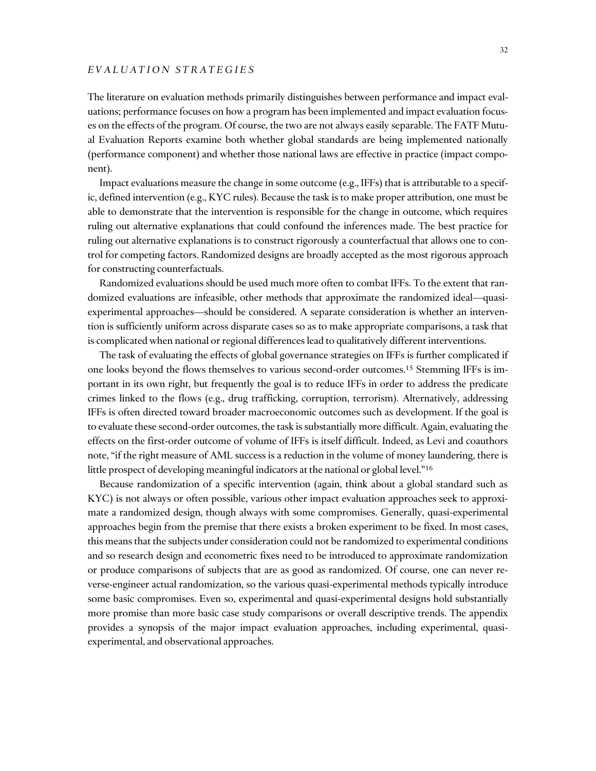## *EVALUATION STRATEGIES*

The literature on evaluation methods primarily distinguishes between performance and impact evaluations; performance focuses on how a program has been implemented and impact evaluation focuses on the effects of the program. Of course, the two are not always easily separable. The FATF Mutual Evaluation Reports examine both whether global standards are being implemented nationally (performance component) and whether those national laws are effective in practice (impact component).

Impact evaluations measure the change in some outcome (e.g., IFFs) that is attributable to a specific, defined intervention (e.g., KYC rules). Because the task is to make proper attribution, one must be able to demonstrate that the intervention is responsible for the change in outcome, which requires ruling out alternative explanations that could confound the inferences made. The best practice for ruling out alternative explanations is to construct rigorously a counterfactual that allows one to control for competing factors. Randomized designs are broadly accepted as the most rigorous approach for constructing counterfactuals.

Randomized evaluations should be used much more often to combat IFFs. To the extent that randomized evaluations are infeasible, other methods that approximate the randomized ideal—quasi-experimental approaches—should be considered. A separate consideration is whether an intervention is sufficiently uniform across disparate cases so as to make appropriate comparisons, a task that is complicated when national or regional differences lead to qualitatively different interventions.

The task of evaluating the effects of global governance strategies on IFFs is further complicated if one looks beyond the flows themselves to various second-order outcomes.[15] Stemming IFFs is important in its own right, but frequently the goal is to reduce IFFs in order to address the predicate crimes linked to the flows (e.g., drug trafficking, corruption, terrorism). Alternatively, addressing IFFs is often directed toward broader macroeconomic outcomes such as development. If the goal is to evaluate these second-order outcomes, the task is substantially more difficult. Again, evaluating the effects on the first-order outcome of volume of IFFs is itself difficult. Indeed, as Levi and coauthors note, "if the right measure of AML success is a reduction in the volume of money laundering, there is little prospect of developing meaningful indicators at the national or global level."[16]

Because randomization of a specific intervention (again, think about a global standard such as KYC) is not always or often possible, various other impact evaluation approaches seek to approximate a randomized design, though always with some compromises. Generally, quasi-experimental approaches begin from the premise that there exists a broken experiment to be fixed. In most cases, this means that the subjects under consideration could not be randomized to experimental conditions and so research design and econometric fixes need to be introduced to approximate randomization or produce comparisons of subjects that are as good as randomized. Of course, one can never reverse-engineer actual randomization, so the various quasi-experimental methods typically introduce some basic compromises. Even so, experimental and quasi-experimental designs hold substantially more promise than more basic case study comparisons or overall descriptive trends. The appendix provides a synopsis of the major impact evaluation approaches, including experimental, quasi-experimental, and observational approaches.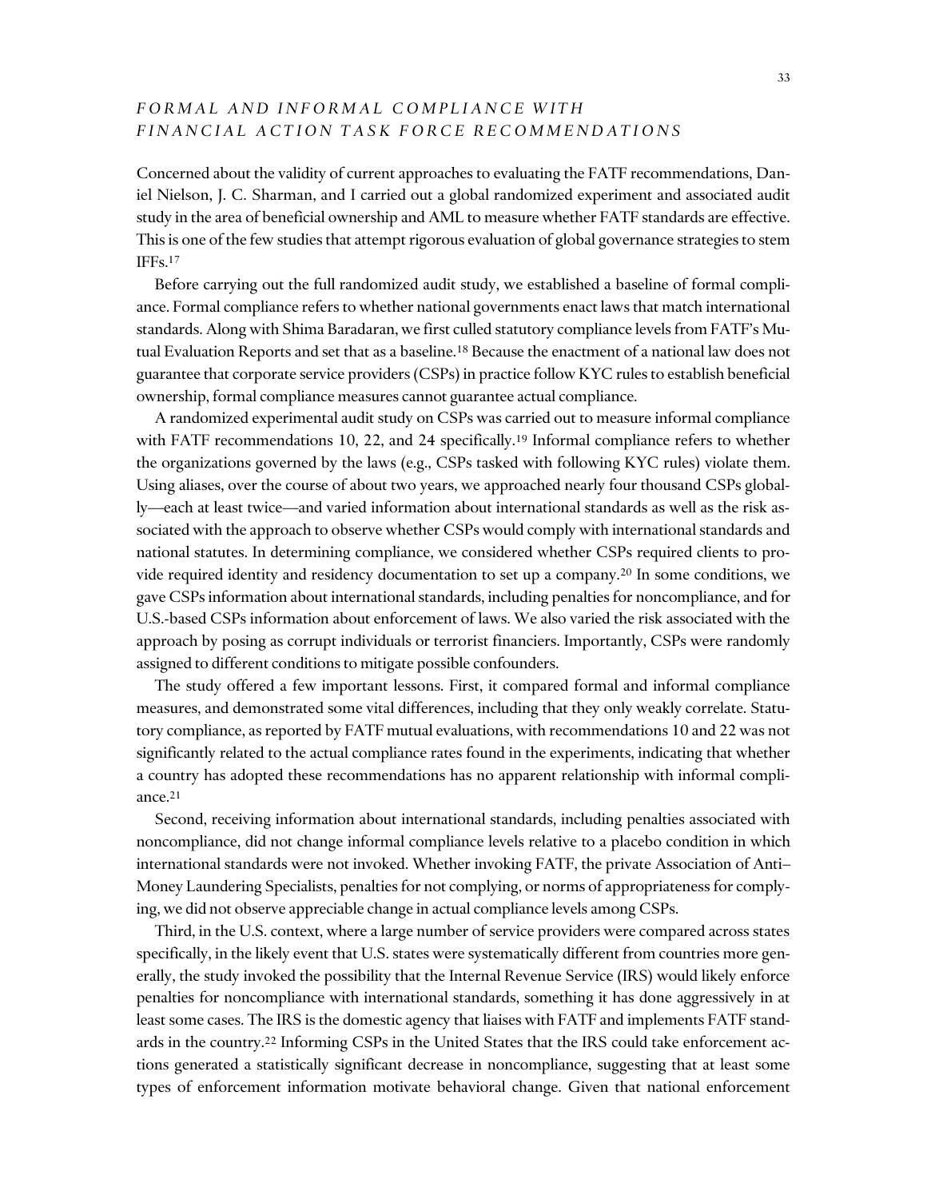## *FORMAL AND INFORMAL COMPLIANCE WITH FINANCIAL ACTION TASK FORCE RECOMMENDATIONS*

Concerned about the validity of current approaches to evaluating the FATF recommendations, Daniel Nielson, J. C. Sharman, and I carried out a global randomized experiment and associated audit study in the area of beneficial ownership and AML to measure whether FATF standards are effective. This is one of the few studies that attempt rigorous evaluation of global governance strategies to stem IFFs.[17]

Before carrying out the full randomized audit study, we established a baseline of formal compliance. Formal compliance refers to whether national governments enact laws that match international standards. Along with Shima Baradaran, we first culled statutory compliance levels from FATF's Mutual Evaluation Reports and set that as a baseline.[18] Because the enactment of a national law does not guarantee that corporate service providers (CSPs) in practice follow KYC rules to establish beneficial ownership, formal compliance measures cannot guarantee actual compliance.

A randomized experimental audit study on CSPs was carried out to measure informal compliance with FATF recommendations 10, 22, and 24 specifically.[19] Informal compliance refers to whether the organizations governed by the laws (e.g., CSPs tasked with following KYC rules) violate them. Using aliases, over the course of about two years, we approached nearly four thousand CSPs globally—each at least twice—and varied information about international standards as well as the risk associated with the approach to observe whether CSPs would comply with international standards and national statutes. In determining compliance, we considered whether CSPs required clients to provide required identity and residency documentation to set up a company.[20] In some conditions, we gave CSPs information about international standards, including penalties for noncompliance, and for U.S.-based CSPs information about enforcement of laws. We also varied the risk associated with the approach by posing as corrupt individuals or terrorist financiers. Importantly, CSPs were randomly assigned to different conditions to mitigate possible confounders.

The study offered a few important lessons. First, it compared formal and informal compliance measures, and demonstrated some vital differences, including that they only weakly correlate. Statutory compliance, as reported by FATF mutual evaluations, with recommendations 10 and 22 was not significantly related to the actual compliance rates found in the experiments, indicating that whether a country has adopted these recommendations has no apparent relationship with informal compliance.[21]

Second, receiving information about international standards, including penalties associated with noncompliance, did not change informal compliance levels relative to a placebo condition in which international standards were not invoked. Whether invoking FATF, the private Association of Anti–Money Laundering Specialists, penalties for not complying, or norms of appropriateness for complying, we did not observe appreciable change in actual compliance levels among CSPs.

Third, in the U.S. context, where a large number of service providers were compared across states specifically, in the likely event that U.S. states were systematically different from countries more generally, the study invoked the possibility that the Internal Revenue Service (IRS) would likely enforce penalties for noncompliance with international standards, something it has done aggressively in at least some cases. The IRS is the domestic agency that liaises with FATF and implements FATF standards in the country.[22] Informing CSPs in the United States that the IRS could take enforcement actions generated a statistically significant decrease in noncompliance, suggesting that at least some types of enforcement information motivate behavioral change. Given that national enforcement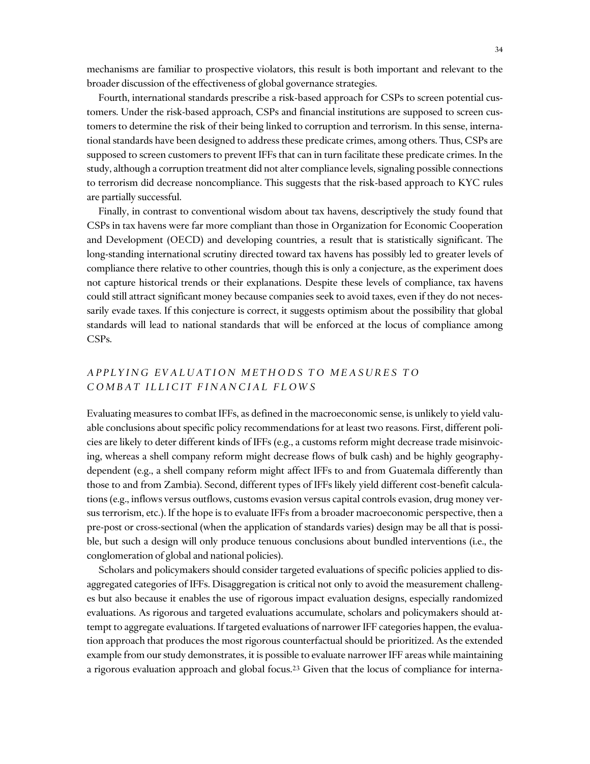mechanisms are familiar to prospective violators, this result is both important and relevant to the broader discussion of the effectiveness of global governance strategies.

Fourth, international standards prescribe a risk-based approach for CSPs to screen potential customers. Under the risk-based approach, CSPs and financial institutions are supposed to screen customers to determine the risk of their being linked to corruption and terrorism. In this sense, international standards have been designed to address these predicate crimes, among others. Thus, CSPs are supposed to screen customers to prevent IFFs that can in turn facilitate these predicate crimes. In the study, although a corruption treatment did not alter compliance levels, signaling possible connections to terrorism did decrease noncompliance. This suggests that the risk-based approach to KYC rules are partially successful.

Finally, in contrast to conventional wisdom about tax havens, descriptively the study found that CSPs in tax havens were far more compliant than those in Organization for Economic Cooperation and Development (OECD) and developing countries, a result that is statistically significant. The long-standing international scrutiny directed toward tax havens has possibly led to greater levels of compliance there relative to other countries, though this is only a conjecture, as the experiment does not capture historical trends or their explanations. Despite these levels of compliance, tax havens could still attract significant money because companies seek to avoid taxes, even if they do not necessarily evade taxes. If this conjecture is correct, it suggests optimism about the possibility that global standards will lead to national standards that will be enforced at the locus of compliance among CSPs.

## *APPLYING EVALUATION METHODS TO MEASURES TO COMBAT ILLICIT FINANCIAL FLOWS*

Evaluating measures to combat IFFs, as defined in the macroeconomic sense, is unlikely to yield valuable conclusions about specific policy recommendations for at least two reasons. First, different policies are likely to deter different kinds of IFFs (e.g., a customs reform might decrease trade misinvoicing, whereas a shell company reform might decrease flows of bulk cash) and be highly geography-dependent (e.g., a shell company reform might affect IFFs to and from Guatemala differently than those to and from Zambia). Second, different types of IFFs likely yield different cost-benefit calculations (e.g., inflows versus outflows, customs evasion versus capital controls evasion, drug money versus terrorism, etc.). If the hope is to evaluate IFFs from a broader macroeconomic perspective, then a pre-post or cross-sectional (when the application of standards varies) design may be all that is possible, but such a design will only produce tenuous conclusions about bundled interventions (i.e., the conglomeration of global and national policies).

Scholars and policymakers should consider targeted evaluations of specific policies applied to disaggregated categories of IFFs. Disaggregation is critical not only to avoid the measurement challenges but also because it enables the use of rigorous impact evaluation designs, especially randomized evaluations. As rigorous and targeted evaluations accumulate, scholars and policymakers should attempt to aggregate evaluations. If targeted evaluations of narrower IFF categories happen, the evaluation approach that produces the most rigorous counterfactual should be prioritized. As the extended example from our study demonstrates, it is possible to evaluate narrower IFF areas while maintaining a rigorous evaluation approach and global focus.[23] Given that the locus of compliance for interna-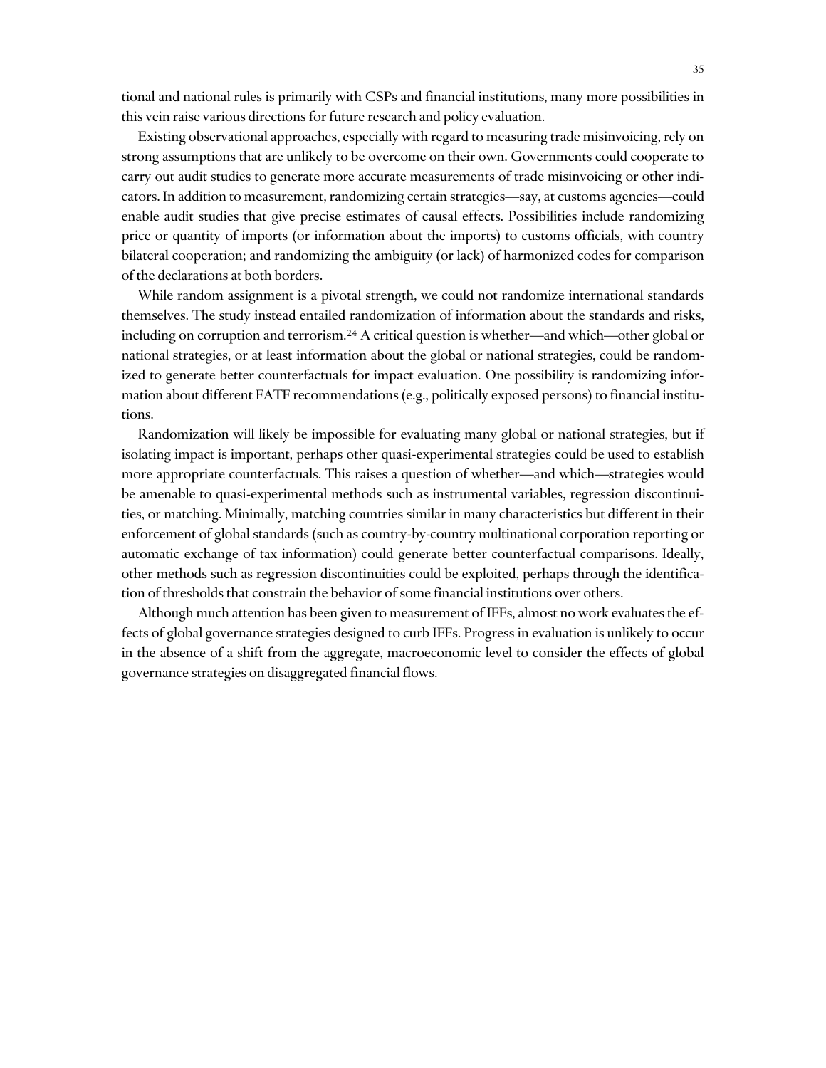tional and national rules is primarily with CSPs and financial institutions, many more possibilities in this vein raise various directions for future research and policy evaluation.

Existing observational approaches, especially with regard to measuring trade misinvoicing, rely on strong assumptions that are unlikely to be overcome on their own. Governments could cooperate to carry out audit studies to generate more accurate measurements of trade misinvoicing or other indicators. In addition to measurement, randomizing certain strategies—say, at customs agencies—could enable audit studies that give precise estimates of causal effects. Possibilities include randomizing price or quantity of imports (or information about the imports) to customs officials, with country bilateral cooperation; and randomizing the ambiguity (or lack) of harmonized codes for comparison of the declarations at both borders.

While random assignment is a pivotal strength, we could not randomize international standards themselves. The study instead entailed randomization of information about the standards and risks, including on corruption and terrorism.[24] A critical question is whether—and which—other global or national strategies, or at least information about the global or national strategies, could be randomized to generate better counterfactuals for impact evaluation. One possibility is randomizing information about different FATF recommendations (e.g., politically exposed persons) to financial institutions.

Randomization will likely be impossible for evaluating many global or national strategies, but if isolating impact is important, perhaps other quasi-experimental strategies could be used to establish more appropriate counterfactuals. This raises a question of whether—and which—strategies would be amenable to quasi-experimental methods such as instrumental variables, regression discontinuities, or matching. Minimally, matching countries similar in many characteristics but different in their enforcement of global standards (such as country-by-country multinational corporation reporting or automatic exchange of tax information) could generate better counterfactual comparisons. Ideally, other methods such as regression discontinuities could be exploited, perhaps through the identification of thresholds that constrain the behavior of some financial institutions over others.

Although much attention has been given to measurement of IFFs, almost no work evaluates the effects of global governance strategies designed to curb IFFs. Progress in evaluation is unlikely to occur in the absence of a shift from the aggregate, macroeconomic level to consider the effects of global governance strategies on disaggregated financial flows.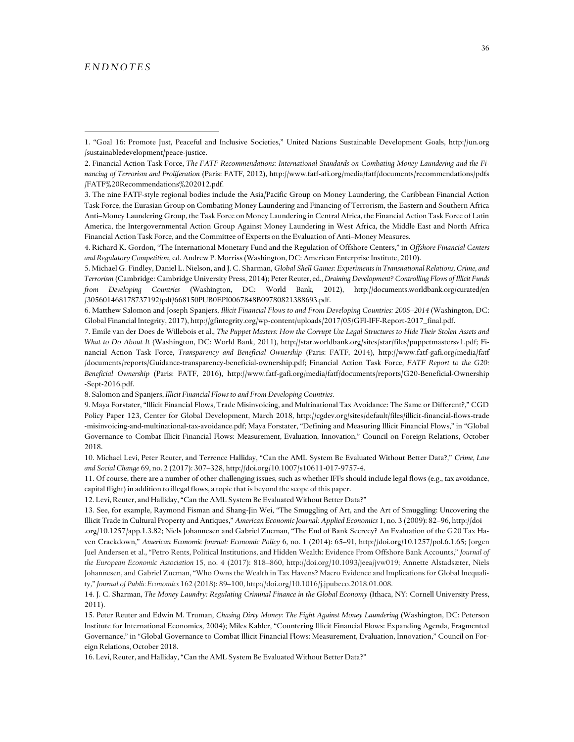# ENDNOTES

1. "Goal 16: Promote Just, Peaceful and Inclusive Societies," United Nations Sustainable Development Goals, http://un.org/sustainabledevelopment/peace-justice.

2. Financial Action Task Force, *The FATF Recommendations: International Standards on Combating Money Laundering and the Financing of Terrorism and Proliferation* (Paris: FATF, 2012), http://www.fatf-afi.org/media/fatf/documents/recommendations/pdfs/FATF%20Recommendations%202012.pdf.

3. The nine FATF-style regional bodies include the Asia/Pacific Group on Money Laundering, the Caribbean Financial Action Task Force, the Eurasian Group on Combating Money Laundering and Financing of Terrorism, the Eastern and Southern Africa Anti–Money Laundering Group, the Task Force on Money Laundering in Central Africa, the Financial Action Task Force of Latin America, the Intergovernmental Action Group Against Money Laundering in West Africa, the Middle East and North Africa Financial Action Task Force, and the Committee of Experts on the Evaluation of Anti–Money Measures.

4. Richard K. Gordon, "The International Monetary Fund and the Regulation of Offshore Centers," in *Offshore Financial Centers and Regulatory Competition*, ed. Andrew P. Morriss (Washington, DC: American Enterprise Institute, 2010).

5. Michael G. Findley, Daniel L. Nielson, and J. C. Sharman, *Global Shell Games: Experiments in Transnational Relations, Crime, and Terrorism* (Cambridge: Cambridge University Press, 2014); Peter Reuter, ed., *Draining Development? Controlling Flows of Illicit Funds from Developing Countries* (Washington, DC: World Bank, 2012), http://documents.worldbank.org/curated/en/305601468178737192/pdf/668150PUB0EPI0067848B09780821388693.pdf.

6. Matthew Salomon and Joseph Spanjers, *Illicit Financial Flows to and From Developing Countries: 2005–2014* (Washington, DC: Global Financial Integrity, 2017), http://gfintegrity.org/wp-content/uploads/2017/05/GFI-IFF-Report-2017_final.pdf.

7. Emile van der Does de Willebois et al., *The Puppet Masters: How the Corrupt Use Legal Structures to Hide Their Stolen Assets and What to Do About It* (Washington, DC: World Bank, 2011), http://star.worldbank.org/sites/star/files/puppetmastersv1.pdf; Financial Action Task Force, *Transparency and Beneficial Ownership* (Paris: FATF, 2014), http://www.fatf-gafi.org/media/fatf/documents/reports/Guidance-transparency-beneficial-ownership.pdf; Financial Action Task Force, *FATF Report to the G20: Beneficial Ownership* (Paris: FATF, 2016), http://www.fatf-gafi.org/media/fatf/documents/reports/G20-Beneficial-Ownership-Sept-2016.pdf.

8. Salomon and Spanjers, *Illicit Financial Flows to and From Developing Countries*.

9. Maya Forstater, "Illicit Financial Flows, Trade Misinvoicing, and Multinational Tax Avoidance: The Same or Different?," CGD Policy Paper 123, Center for Global Development, March 2018, http://cgdev.org/sites/default/files/illicit-financial-flows-trade-misinvoicing-and-multinational-tax-avoidance.pdf; Maya Forstater, "Defining and Measuring Illicit Financial Flows," in "Global Governance to Combat Illicit Financial Flows: Measurement, Evaluation, Innovation," Council on Foreign Relations, October 2018.

10. Michael Levi, Peter Reuter, and Terrence Halliday, "Can the AML System Be Evaluated Without Better Data?," *Crime, Law and Social Change* 69, no. 2 (2017): 307–328, http://doi.org/10.1007/s10611-017-9757-4.

11. Of course, there are a number of other challenging issues, such as whether IFFs should include legal flows (e.g., tax avoidance, capital flight) in addition to illegal flows, a topic that is beyond the scope of this paper.

12. Levi, Reuter, and Halliday, "Can the AML System Be Evaluated Without Better Data?"

13. See, for example, Raymond Fisman and Shang-Jin Wei, "The Smuggling of Art, and the Art of Smuggling: Uncovering the Illicit Trade in Cultural Property and Antiques," *American Economic Journal: Applied Economics* 1, no. 3 (2009): 82–96, http://doi.org/10.1257/app.1.3.82; Niels Johannesen and Gabriel Zucman, "The End of Bank Secrecy? An Evaluation of the G20 Tax Haven Crackdown," *American Economic Journal: Economic Policy* 6, no. 1 (2014): 65–91, http://doi.org/10.1257/pol.6.1.65; Jorgen Juel Andersen et al., "Petro Rents, Political Institutions, and Hidden Wealth: Evidence From Offshore Bank Accounts," *Journal of the European Economic Association* 15, no. 4 (2017): 818–860, http://doi.org/10.1093/jeea/jvw019; Annette Alstadsæter, Niels Johannesen, and Gabriel Zucman, "Who Owns the Wealth in Tax Havens? Macro Evidence and Implications for Global Inequality," *Journal of Public Economics* 162 (2018): 89–100, http://doi.org/10.1016/j.jpubeco.2018.01.008.

14. J. C. Sharman, *The Money Laundry: Regulating Criminal Finance in the Global Economy* (Ithaca, NY: Cornell University Press, 2011).

15. Peter Reuter and Edwin M. Truman, *Chasing Dirty Money: The Fight Against Money Laundering* (Washington, DC: Peterson Institute for International Economics, 2004); Miles Kahler, "Countering Illicit Financial Flows: Expanding Agenda, Fragmented Governance," in "Global Governance to Combat Illicit Financial Flows: Measurement, Evaluation, Innovation," Council on Foreign Relations, October 2018.

16. Levi, Reuter, and Halliday, "Can the AML System Be Evaluated Without Better Data?"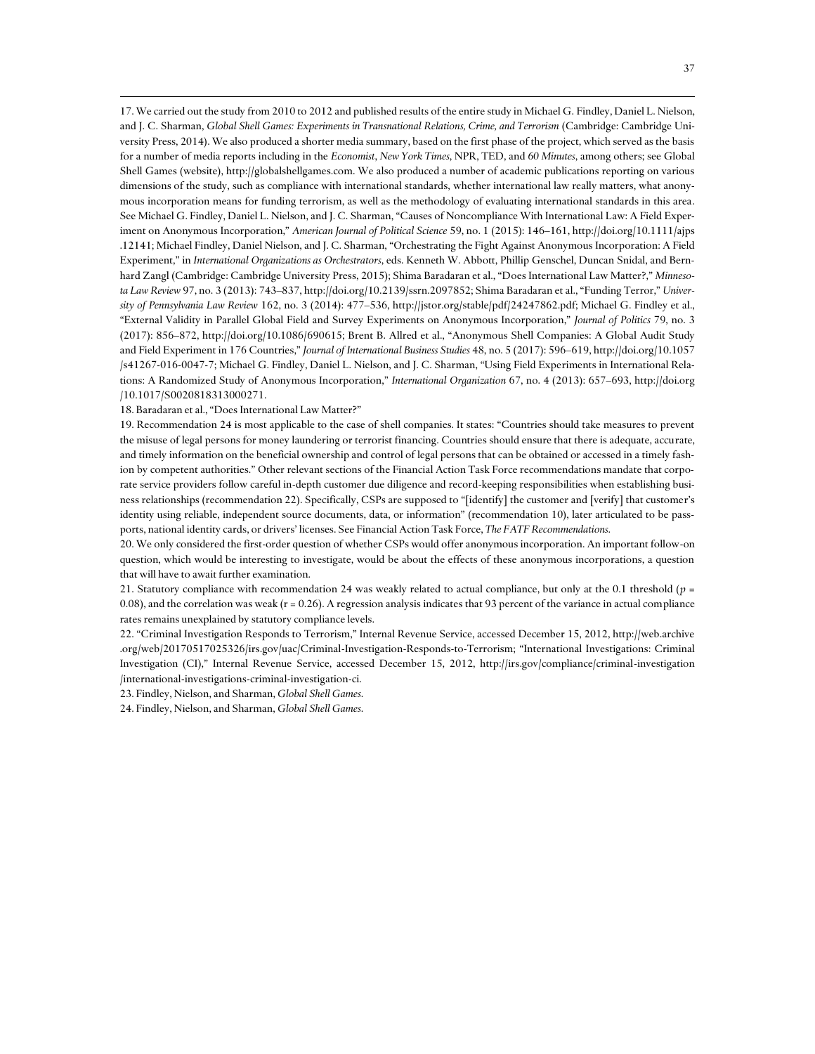17. We carried out the study from 2010 to 2012 and published results of the entire study in Michael G. Findley, Daniel L. Nielson, and J. C. Sharman, *Global Shell Games: Experiments in Transnational Relations, Crime, and Terrorism* (Cambridge: Cambridge University Press, 2014). We also produced a shorter media summary, based on the first phase of the project, which served as the basis for a number of media reports including in the *Economist*, *New York Times*, NPR, TED, and *60 Minutes*, among others; see Global Shell Games (website), http://globalshellgames.com. We also produced a number of academic publications reporting on various dimensions of the study, such as compliance with international standards, whether international law really matters, what anonymous incorporation means for funding terrorism, as well as the methodology of evaluating international standards in this area. See Michael G. Findley, Daniel L. Nielson, and J. C. Sharman, "Causes of Noncompliance With International Law: A Field Experiment on Anonymous Incorporation," *American Journal of Political Science* 59, no. 1 (2015): 146–161, http://doi.org/10.1111/ajps.12141; Michael Findley, Daniel Nielson, and J. C. Sharman, "Orchestrating the Fight Against Anonymous Incorporation: A Field Experiment," in *International Organizations as Orchestrators*, eds. Kenneth W. Abbott, Phillip Genschel, Duncan Snidal, and Bernhard Zangl (Cambridge: Cambridge University Press, 2015); Shima Baradaran et al., "Does International Law Matter?," *Minnesota Law Review* 97, no. 3 (2013): 743–837, http://doi.org/10.2139/ssrn.2097852; Shima Baradaran et al., "Funding Terror," *University of Pennsylvania Law Review* 162, no. 3 (2014): 477–536, http://jstor.org/stable/pdf/24247862.pdf; Michael G. Findley et al., "External Validity in Parallel Global Field and Survey Experiments on Anonymous Incorporation," *Journal of Politics* 79, no. 3 (2017): 856–872, http://doi.org/10.1086/690615; Brent B. Allred et al., "Anonymous Shell Companies: A Global Audit Study and Field Experiment in 176 Countries," *Journal of International Business Studies* 48, no. 5 (2017): 596–619, http://doi.org/10.1057/s41267-016-0047-7; Michael G. Findley, Daniel L. Nielson, and J. C. Sharman, "Using Field Experiments in International Relations: A Randomized Study of Anonymous Incorporation," *International Organization* 67, no. 4 (2013): 657–693, http://doi.org/10.1017/S0020818313000271.

18. Baradaran et al., "Does International Law Matter?"

19. Recommendation 24 is most applicable to the case of shell companies. It states: "Countries should take measures to prevent the misuse of legal persons for money laundering or terrorist financing. Countries should ensure that there is adequate, accurate, and timely information on the beneficial ownership and control of legal persons that can be obtained or accessed in a timely fashion by competent authorities." Other relevant sections of the Financial Action Task Force recommendations mandate that corporate service providers follow careful in-depth customer due diligence and record-keeping responsibilities when establishing business relationships (recommendation 22). Specifically, CSPs are supposed to "[identify] the customer and [verify] that customer's identity using reliable, independent source documents, data, or information" (recommendation 10), later articulated to be passports, national identity cards, or drivers' licenses. See Financial Action Task Force, *The FATF Recommendations*.

20. We only considered the first-order question of whether CSPs would offer anonymous incorporation. An important follow-on question, which would be interesting to investigate, would be about the effects of these anonymous incorporations, a question that will have to await further examination.

21. Statutory compliance with recommendation 24 was weakly related to actual compliance, but only at the 0.1 threshold ($p = 0.08$), and the correlation was weak ($r = 0.26$). A regression analysis indicates that 93 percent of the variance in actual compliance rates remains unexplained by statutory compliance levels.

22. "Criminal Investigation Responds to Terrorism," Internal Revenue Service, accessed December 15, 2012, http://web.archive.org/web/20170517025326/irs.gov/uac/Criminal-Investigation-Responds-to-Terrorism; "International Investigations: Criminal Investigation (CI)," Internal Revenue Service, accessed December 15, 2012, http://irs.gov/compliance/criminal-investigation/international-investigations-criminal-investigation-ci.

23. Findley, Nielson, and Sharman, *Global Shell Games*.

24. Findley, Nielson, and Sharman, *Global Shell Games*.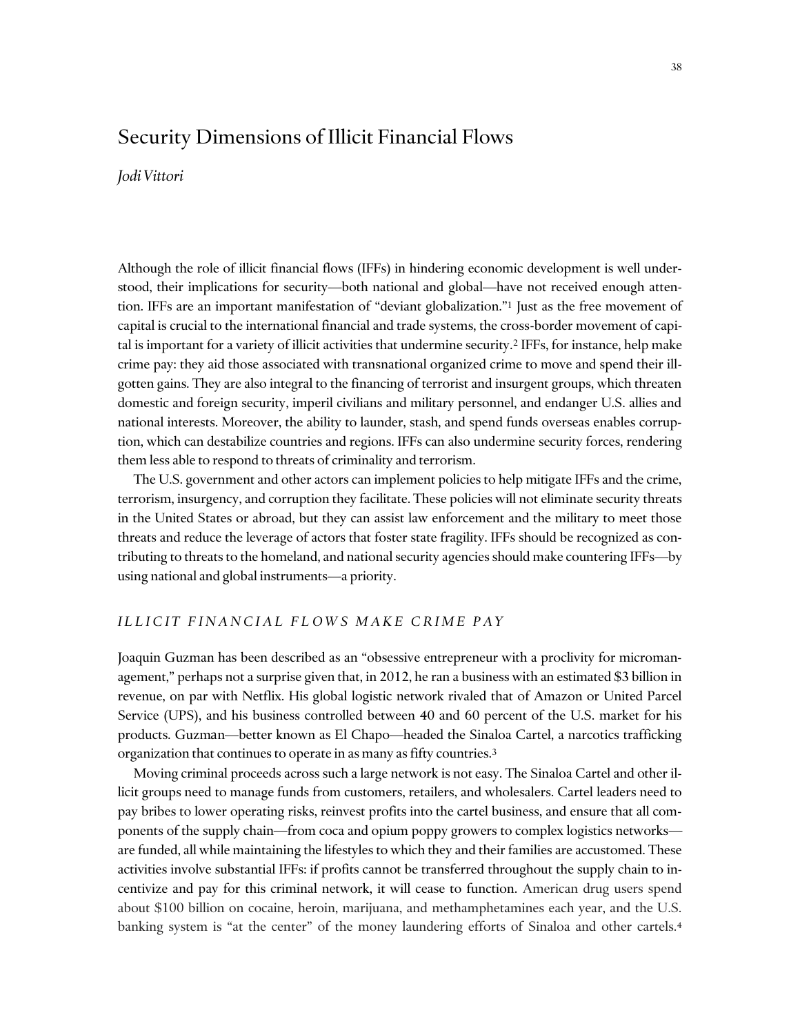# Security Dimensions of Illicit Financial Flows

*Jodi Vittori*

Although the role of illicit financial flows (IFFs) in hindering economic development is well understood, their implications for security—both national and global—have not received enough attention. IFFs are an important manifestation of "deviant globalization."[1] Just as the free movement of capital is crucial to the international financial and trade systems, the cross-border movement of capital is important for a variety of illicit activities that undermine security.[2] IFFs, for instance, help make crime pay: they aid those associated with transnational organized crime to move and spend their ill-gotten gains. They are also integral to the financing of terrorist and insurgent groups, which threaten domestic and foreign security, imperil civilians and military personnel, and endanger U.S. allies and national interests. Moreover, the ability to launder, stash, and spend funds overseas enables corruption, which can destabilize countries and regions. IFFs can also undermine security forces, rendering them less able to respond to threats of criminality and terrorism.

The U.S. government and other actors can implement policies to help mitigate IFFs and the crime, terrorism, insurgency, and corruption they facilitate. These policies will not eliminate security threats in the United States or abroad, but they can assist law enforcement and the military to meet those threats and reduce the leverage of actors that foster state fragility. IFFs should be recognized as contributing to threats to the homeland, and national security agencies should make countering IFFs—by using national and global instruments—a priority.

## *ILLICIT FINANCIAL FLOWS MAKE CRIME PAY*

Joaquin Guzman has been described as an "obsessive entrepreneur with a proclivity for micromanagement," perhaps not a surprise given that, in 2012, he ran a business with an estimated $3 billion in revenue, on par with Netflix. His global logistic network rivaled that of Amazon or United Parcel Service (UPS), and his business controlled between 40 and 60 percent of the U.S. market for his products. Guzman—better known as El Chapo—headed the Sinaloa Cartel, a narcotics trafficking organization that continues to operate in as many as fifty countries.[3]

Moving criminal proceeds across such a large network is not easy. The Sinaloa Cartel and other illicit groups need to manage funds from customers, retailers, and wholesalers. Cartel leaders need to pay bribes to lower operating risks, reinvest profits into the cartel business, and ensure that all components of the supply chain—from coca and opium poppy growers to complex logistics networks—are funded, all while maintaining the lifestyles to which they and their families are accustomed. These activities involve substantial IFFs: if profits cannot be transferred throughout the supply chain to incentivize and pay for this criminal network, it will cease to function. American drug users spend about $100 billion on cocaine, heroin, marijuana, and methamphetamines each year, and the U.S. banking system is "at the center" of the money laundering efforts of Sinaloa and other cartels.[4]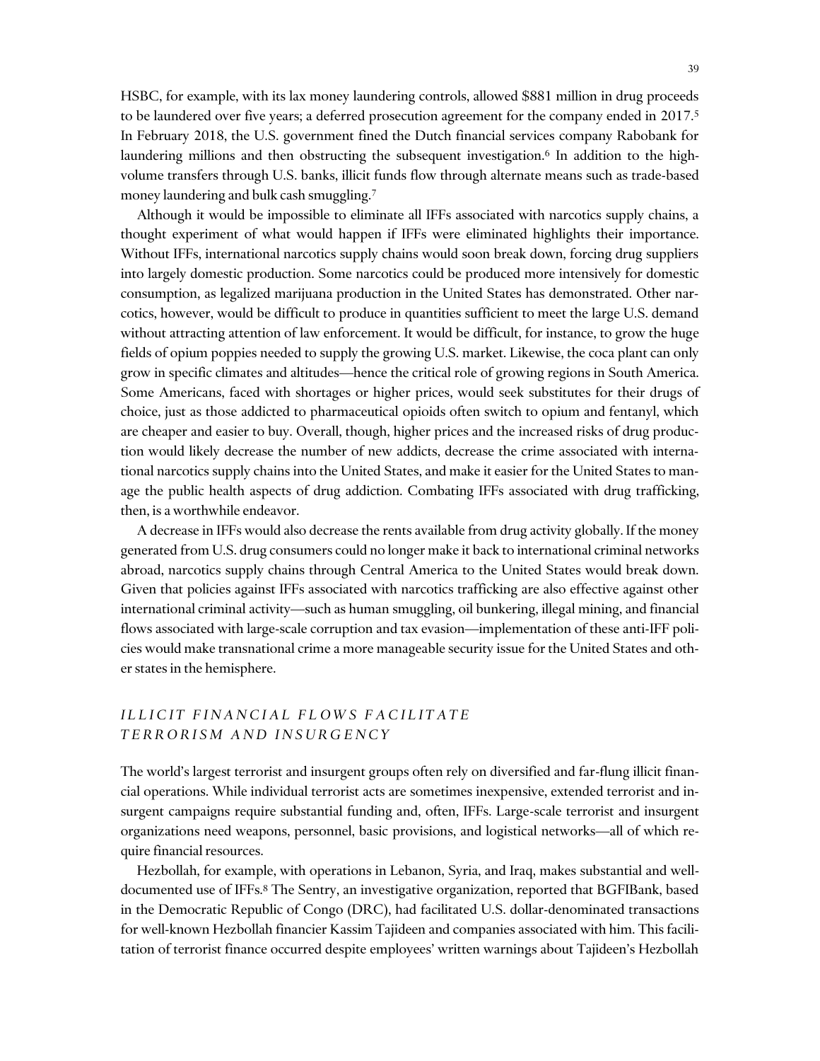HSBC, for example, with its lax money laundering controls, allowed $881 million in drug proceeds to be laundered over five years; a deferred prosecution agreement for the company ended in 2017.[5] In February 2018, the U.S. government fined the Dutch financial services company Rabobank for laundering millions and then obstructing the subsequent investigation.[6] In addition to the high-volume transfers through U.S. banks, illicit funds flow through alternate means such as trade-based money laundering and bulk cash smuggling.[7]

Although it would be impossible to eliminate all IFFs associated with narcotics supply chains, a thought experiment of what would happen if IFFs were eliminated highlights their importance. Without IFFs, international narcotics supply chains would soon break down, forcing drug suppliers into largely domestic production. Some narcotics could be produced more intensively for domestic consumption, as legalized marijuana production in the United States has demonstrated. Other narcotics, however, would be difficult to produce in quantities sufficient to meet the large U.S. demand without attracting attention of law enforcement. It would be difficult, for instance, to grow the huge fields of opium poppies needed to supply the growing U.S. market. Likewise, the coca plant can only grow in specific climates and altitudes—hence the critical role of growing regions in South America. Some Americans, faced with shortages or higher prices, would seek substitutes for their drugs of choice, just as those addicted to pharmaceutical opioids often switch to opium and fentanyl, which are cheaper and easier to buy. Overall, though, higher prices and the increased risks of drug production would likely decrease the number of new addicts, decrease the crime associated with international narcotics supply chains into the United States, and make it easier for the United States to manage the public health aspects of drug addiction. Combating IFFs associated with drug trafficking, then, is a worthwhile endeavor.

A decrease in IFFs would also decrease the rents available from drug activity globally. If the money generated from U.S. drug consumers could no longer make it back to international criminal networks abroad, narcotics supply chains through Central America to the United States would break down. Given that policies against IFFs associated with narcotics trafficking are also effective against other international criminal activity—such as human smuggling, oil bunkering, illegal mining, and financial flows associated with large-scale corruption and tax evasion—implementation of these anti-IFF policies would make transnational crime a more manageable security issue for the United States and other states in the hemisphere.

## *ILLICIT FINANCIAL FLOWS FACILITATE TERRORISM AND INSURGENCY*

The world's largest terrorist and insurgent groups often rely on diversified and far-flung illicit financial operations. While individual terrorist acts are sometimes inexpensive, extended terrorist and insurgent campaigns require substantial funding and, often, IFFs. Large-scale terrorist and insurgent organizations need weapons, personnel, basic provisions, and logistical networks—all of which require financial resources.

Hezbollah, for example, with operations in Lebanon, Syria, and Iraq, makes substantial and well-documented use of IFFs.[8] The Sentry, an investigative organization, reported that BGFIBank, based in the Democratic Republic of Congo (DRC), had facilitated U.S. dollar-denominated transactions for well-known Hezbollah financier Kassim Tajideen and companies associated with him. This facilitation of terrorist finance occurred despite employees' written warnings about Tajideen's Hezbollah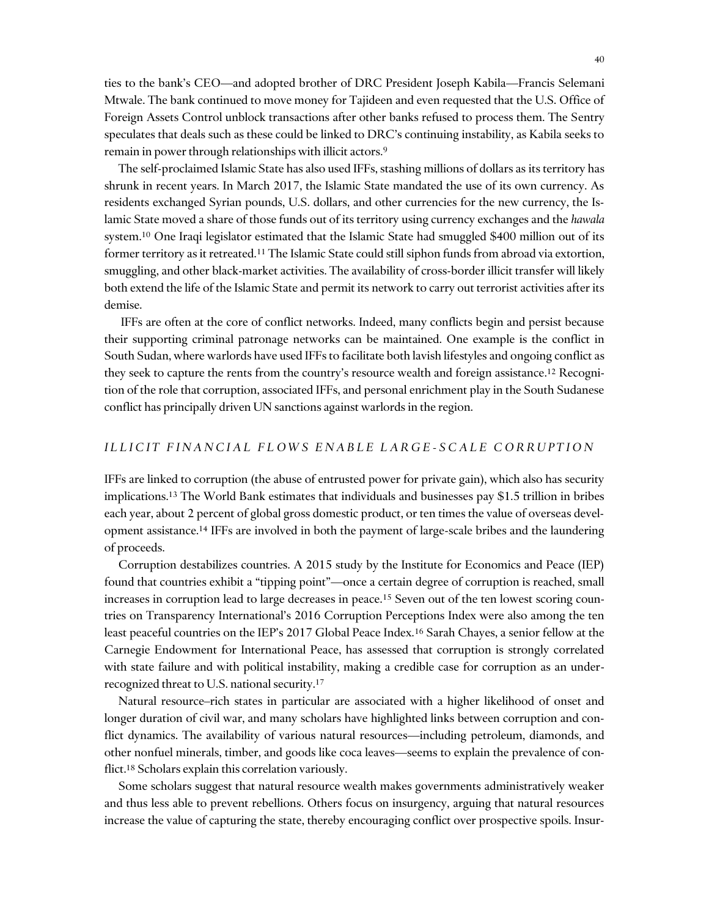ties to the bank's CEO—and adopted brother of DRC President Joseph Kabila—Francis Selemani Mtwale. The bank continued to move money for Tajideen and even requested that the U.S. Office of Foreign Assets Control unblock transactions after other banks refused to process them. The Sentry speculates that deals such as these could be linked to DRC's continuing instability, as Kabila seeks to remain in power through relationships with illicit actors.[9]

The self-proclaimed Islamic State has also used IFFs, stashing millions of dollars as its territory has shrunk in recent years. In March 2017, the Islamic State mandated the use of its own currency. As residents exchanged Syrian pounds, U.S. dollars, and other currencies for the new currency, the Islamic State moved a share of those funds out of its territory using currency exchanges and the *hawala* system.[10] One Iraqi legislator estimated that the Islamic State had smuggled $400 million out of its former territory as it retreated.[11] The Islamic State could still siphon funds from abroad via extortion, smuggling, and other black-market activities. The availability of cross-border illicit transfer will likely both extend the life of the Islamic State and permit its network to carry out terrorist activities after its demise.

IFFs are often at the core of conflict networks. Indeed, many conflicts begin and persist because their supporting criminal patronage networks can be maintained. One example is the conflict in South Sudan, where warlords have used IFFs to facilitate both lavish lifestyles and ongoing conflict as they seek to capture the rents from the country's resource wealth and foreign assistance.[12] Recognition of the role that corruption, associated IFFs, and personal enrichment play in the South Sudanese conflict has principally driven UN sanctions against warlords in the region.

## *ILLICIT FINANCIAL FLOWS ENABLE LARGE-SCALE CORRUPTION*

IFFs are linked to corruption (the abuse of entrusted power for private gain), which also has security implications.[13] The World Bank estimates that individuals and businesses pay $1.5 trillion in bribes each year, about 2 percent of global gross domestic product, or ten times the value of overseas development assistance.[14] IFFs are involved in both the payment of large-scale bribes and the laundering of proceeds.

Corruption destabilizes countries. A 2015 study by the Institute for Economics and Peace (IEP) found that countries exhibit a "tipping point"—once a certain degree of corruption is reached, small increases in corruption lead to large decreases in peace.[15] Seven out of the ten lowest scoring countries on Transparency International's 2016 Corruption Perceptions Index were also among the ten least peaceful countries on the IEP's 2017 Global Peace Index.[16] Sarah Chayes, a senior fellow at the Carnegie Endowment for International Peace, has assessed that corruption is strongly correlated with state failure and with political instability, making a credible case for corruption as an under-recognized threat to U.S. national security.[17]

Natural resource–rich states in particular are associated with a higher likelihood of onset and longer duration of civil war, and many scholars have highlighted links between corruption and conflict dynamics. The availability of various natural resources—including petroleum, diamonds, and other nonfuel minerals, timber, and goods like coca leaves—seems to explain the prevalence of conflict.[18] Scholars explain this correlation variously.

Some scholars suggest that natural resource wealth makes governments administratively weaker and thus less able to prevent rebellions. Others focus on insurgency, arguing that natural resources increase the value of capturing the state, thereby encouraging conflict over prospective spoils. Insur-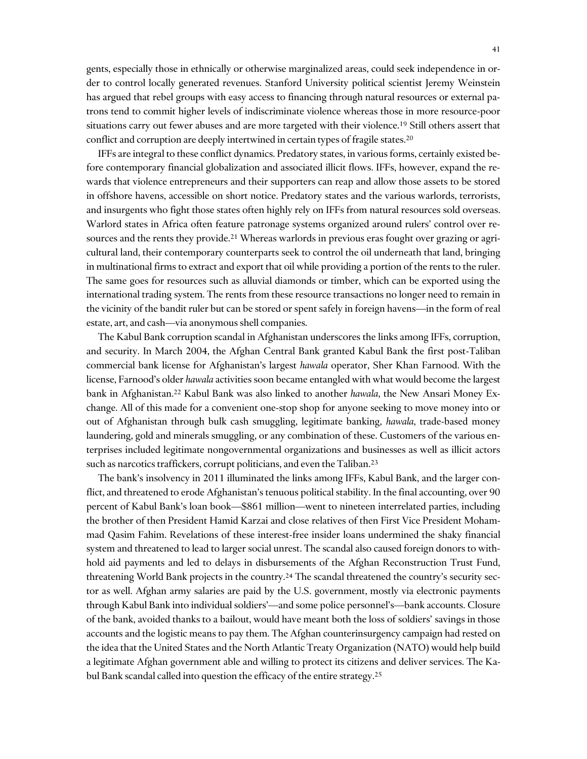gents, especially those in ethnically or otherwise marginalized areas, could seek independence in order to control locally generated revenues. Stanford University political scientist Jeremy Weinstein has argued that rebel groups with easy access to financing through natural resources or external patrons tend to commit higher levels of indiscriminate violence whereas those in more resource-poor situations carry out fewer abuses and are more targeted with their violence.[19] Still others assert that conflict and corruption are deeply intertwined in certain types of fragile states.[20]

IFFs are integral to these conflict dynamics. Predatory states, in various forms, certainly existed before contemporary financial globalization and associated illicit flows. IFFs, however, expand the rewards that violence entrepreneurs and their supporters can reap and allow those assets to be stored in offshore havens, accessible on short notice. Predatory states and the various warlords, terrorists, and insurgents who fight those states often highly rely on IFFs from natural resources sold overseas. Warlord states in Africa often feature patronage systems organized around rulers' control over resources and the rents they provide.[21] Whereas warlords in previous eras fought over grazing or agricultural land, their contemporary counterparts seek to control the oil underneath that land, bringing in multinational firms to extract and export that oil while providing a portion of the rents to the ruler. The same goes for resources such as alluvial diamonds or timber, which can be exported using the international trading system. The rents from these resource transactions no longer need to remain in the vicinity of the bandit ruler but can be stored or spent safely in foreign havens—in the form of real estate, art, and cash—via anonymous shell companies.

The Kabul Bank corruption scandal in Afghanistan underscores the links among IFFs, corruption, and security. In March 2004, the Afghan Central Bank granted Kabul Bank the first post-Taliban commercial bank license for Afghanistan's largest *hawala* operator, Sher Khan Farnood. With the license, Farnood's older *hawala* activities soon became entangled with what would become the largest bank in Afghanistan.[22] Kabul Bank was also linked to another *hawala*, the New Ansari Money Exchange. All of this made for a convenient one-stop shop for anyone seeking to move money into or out of Afghanistan through bulk cash smuggling, legitimate banking, *hawala*, trade-based money laundering, gold and minerals smuggling, or any combination of these. Customers of the various enterprises included legitimate nongovernmental organizations and businesses as well as illicit actors such as narcotics traffickers, corrupt politicians, and even the Taliban.[23]

The bank's insolvency in 2011 illuminated the links among IFFs, Kabul Bank, and the larger conflict, and threatened to erode Afghanistan's tenuous political stability. In the final accounting, over 90 percent of Kabul Bank's loan book—$861 million—went to nineteen interrelated parties, including the brother of then President Hamid Karzai and close relatives of then First Vice President Mohammad Qasim Fahim. Revelations of these interest-free insider loans undermined the shaky financial system and threatened to lead to larger social unrest. The scandal also caused foreign donors to withhold aid payments and led to delays in disbursements of the Afghan Reconstruction Trust Fund, threatening World Bank projects in the country.[24] The scandal threatened the country's security sector as well. Afghan army salaries are paid by the U.S. government, mostly via electronic payments through Kabul Bank into individual soldiers'—and some police personnel's—bank accounts. Closure of the bank, avoided thanks to a bailout, would have meant both the loss of soldiers' savings in those accounts and the logistic means to pay them. The Afghan counterinsurgency campaign had rested on the idea that the United States and the North Atlantic Treaty Organization (NATO) would help build a legitimate Afghan government able and willing to protect its citizens and deliver services. The Kabul Bank scandal called into question the efficacy of the entire strategy.[25]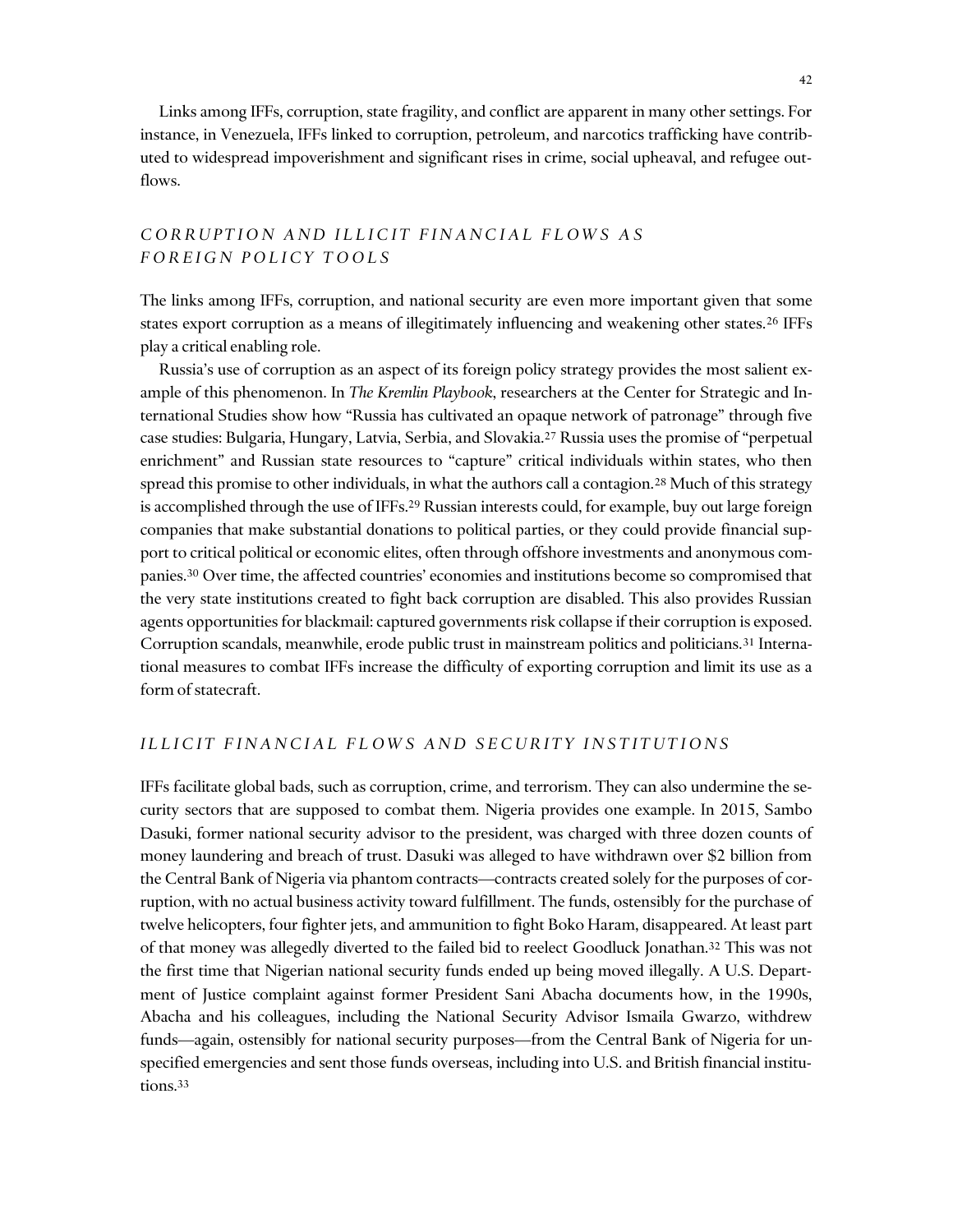Links among IFFs, corruption, state fragility, and conflict are apparent in many other settings. For instance, in Venezuela, IFFs linked to corruption, petroleum, and narcotics trafficking have contributed to widespread impoverishment and significant rises in crime, social upheaval, and refugee outflows.

### *CORRUPTION AND ILLICIT FINANCIAL FLOWS AS FOREIGN POLICY TOOLS*

The links among IFFs, corruption, and national security are even more important given that some states export corruption as a means of illegitimately influencing and weakening other states.[26] IFFs play a critical enabling role.

Russia's use of corruption as an aspect of its foreign policy strategy provides the most salient example of this phenomenon. In *The Kremlin Playbook*, researchers at the Center for Strategic and International Studies show how "Russia has cultivated an opaque network of patronage" through five case studies: Bulgaria, Hungary, Latvia, Serbia, and Slovakia.[27] Russia uses the promise of "perpetual enrichment" and Russian state resources to "capture" critical individuals within states, who then spread this promise to other individuals, in what the authors call a contagion.[28] Much of this strategy is accomplished through the use of IFFs.[29] Russian interests could, for example, buy out large foreign companies that make substantial donations to political parties, or they could provide financial support to critical political or economic elites, often through offshore investments and anonymous companies.[30] Over time, the affected countries' economies and institutions become so compromised that the very state institutions created to fight back corruption are disabled. This also provides Russian agents opportunities for blackmail: captured governments risk collapse if their corruption is exposed. Corruption scandals, meanwhile, erode public trust in mainstream politics and politicians.[31] International measures to combat IFFs increase the difficulty of exporting corruption and limit its use as a form of statecraft.

### *ILLICIT FINANCIAL FLOWS AND SECURITY INSTITUTIONS*

IFFs facilitate global bads, such as corruption, crime, and terrorism. They can also undermine the security sectors that are supposed to combat them. Nigeria provides one example. In 2015, Sambo Dasuki, former national security advisor to the president, was charged with three dozen counts of money laundering and breach of trust. Dasuki was alleged to have withdrawn over $2 billion from the Central Bank of Nigeria via phantom contracts—contracts created solely for the purposes of corruption, with no actual business activity toward fulfillment. The funds, ostensibly for the purchase of twelve helicopters, four fighter jets, and ammunition to fight Boko Haram, disappeared. At least part of that money was allegedly diverted to the failed bid to reelect Goodluck Jonathan.[32] This was not the first time that Nigerian national security funds ended up being moved illegally. A U.S. Department of Justice complaint against former President Sani Abacha documents how, in the 1990s, Abacha and his colleagues, including the National Security Advisor Ismaila Gwarzo, withdrew funds—again, ostensibly for national security purposes—from the Central Bank of Nigeria for unspecified emergencies and sent those funds overseas, including into U.S. and British financial institutions.[33]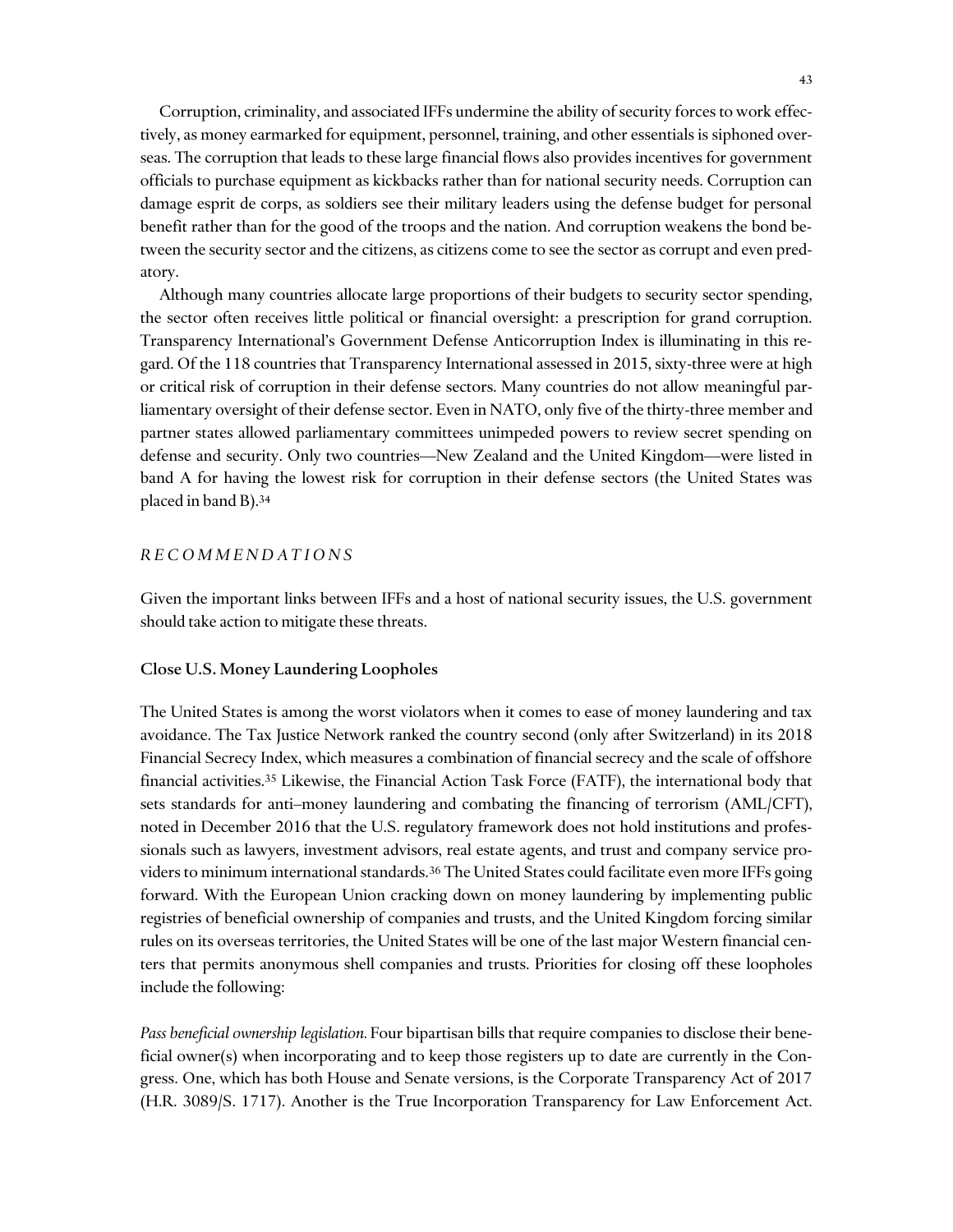Corruption, criminality, and associated IFFs undermine the ability of security forces to work effectively, as money earmarked for equipment, personnel, training, and other essentials is siphoned overseas. The corruption that leads to these large financial flows also provides incentives for government officials to purchase equipment as kickbacks rather than for national security needs. Corruption can damage esprit de corps, as soldiers see their military leaders using the defense budget for personal benefit rather than for the good of the troops and the nation. And corruption weakens the bond between the security sector and the citizens, as citizens come to see the sector as corrupt and even predatory.

Although many countries allocate large proportions of their budgets to security sector spending, the sector often receives little political or financial oversight: a prescription for grand corruption. Transparency International's Government Defense Anticorruption Index is illuminating in this regard. Of the 118 countries that Transparency International assessed in 2015, sixty-three were at high or critical risk of corruption in their defense sectors. Many countries do not allow meaningful parliamentary oversight of their defense sector. Even in NATO, only five of the thirty-three member and partner states allowed parliamentary committees unimpeded powers to review secret spending on defense and security. Only two countries—New Zealand and the United Kingdom—were listed in band A for having the lowest risk for corruption in their defense sectors (the United States was placed in band B).[34]

## *RECOMMENDATIONS*

Given the important links between IFFs and a host of national security issues, the U.S. government should take action to mitigate these threats.

### Close U.S. Money Laundering Loopholes

The United States is among the worst violators when it comes to ease of money laundering and tax avoidance. The Tax Justice Network ranked the country second (only after Switzerland) in its 2018 Financial Secrecy Index, which measures a combination of financial secrecy and the scale of offshore financial activities.[35] Likewise, the Financial Action Task Force (FATF), the international body that sets standards for anti–money laundering and combating the financing of terrorism (AML/CFT), noted in December 2016 that the U.S. regulatory framework does not hold institutions and professionals such as lawyers, investment advisors, real estate agents, and trust and company service providers to minimum international standards.[36] The United States could facilitate even more IFFs going forward. With the European Union cracking down on money laundering by implementing public registries of beneficial ownership of companies and trusts, and the United Kingdom forcing similar rules on its overseas territories, the United States will be one of the last major Western financial centers that permits anonymous shell companies and trusts. Priorities for closing off these loopholes include the following:

*Pass beneficial ownership legislation.* Four bipartisan bills that require companies to disclose their beneficial owner(s) when incorporating and to keep those registers up to date are currently in the Congress. One, which has both House and Senate versions, is the Corporate Transparency Act of 2017 (H.R. 3089/S. 1717). Another is the True Incorporation Transparency for Law Enforcement Act.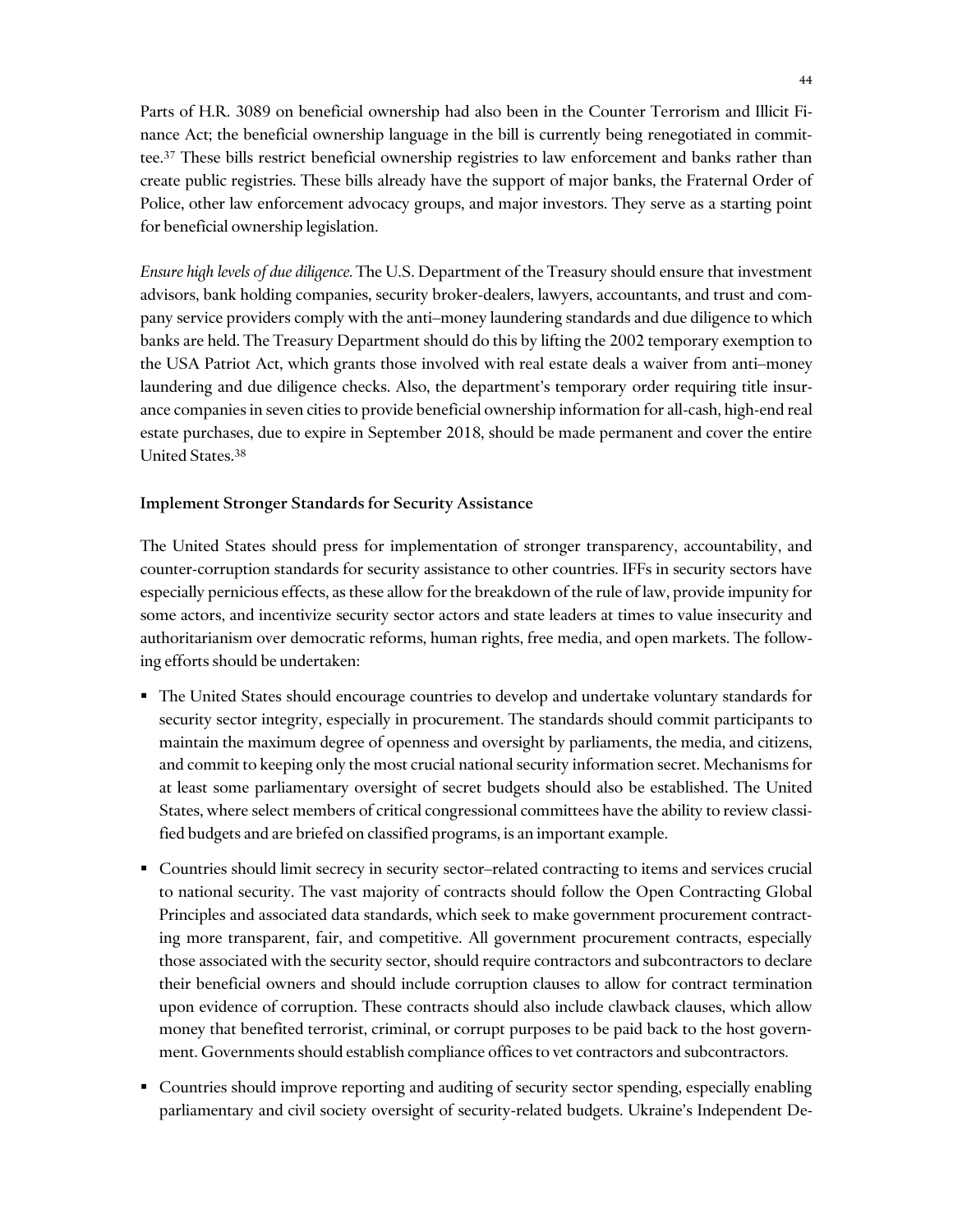Parts of H.R. 3089 on beneficial ownership had also been in the Counter Terrorism and Illicit Finance Act; the beneficial ownership language in the bill is currently being renegotiated in committee.[37] These bills restrict beneficial ownership registries to law enforcement and banks rather than create public registries. These bills already have the support of major banks, the Fraternal Order of Police, other law enforcement advocacy groups, and major investors. They serve as a starting point for beneficial ownership legislation.

*Ensure high levels of due diligence.* The U.S. Department of the Treasury should ensure that investment advisors, bank holding companies, security broker-dealers, lawyers, accountants, and trust and company service providers comply with the anti–money laundering standards and due diligence to which banks are held. The Treasury Department should do this by lifting the 2002 temporary exemption to the USA Patriot Act, which grants those involved with real estate deals a waiver from anti–money laundering and due diligence checks. Also, the department's temporary order requiring title insurance companies in seven cities to provide beneficial ownership information for all-cash, high-end real estate purchases, due to expire in September 2018, should be made permanent and cover the entire United States.[38]

### Implement Stronger Standards for Security Assistance

The United States should press for implementation of stronger transparency, accountability, and counter-corruption standards for security assistance to other countries. IFFs in security sectors have especially pernicious effects, as these allow for the breakdown of the rule of law, provide impunity for some actors, and incentivize security sector actors and state leaders at times to value insecurity and authoritarianism over democratic reforms, human rights, free media, and open markets. The following efforts should be undertaken:

- The United States should encourage countries to develop and undertake voluntary standards for security sector integrity, especially in procurement. The standards should commit participants to maintain the maximum degree of openness and oversight by parliaments, the media, and citizens, and commit to keeping only the most crucial national security information secret. Mechanisms for at least some parliamentary oversight of secret budgets should also be established. The United States, where select members of critical congressional committees have the ability to review classified budgets and are briefed on classified programs, is an important example.
- Countries should limit secrecy in security sector–related contracting to items and services crucial to national security. The vast majority of contracts should follow the Open Contracting Global Principles and associated data standards, which seek to make government procurement contracting more transparent, fair, and competitive. All government procurement contracts, especially those associated with the security sector, should require contractors and subcontractors to declare their beneficial owners and should include corruption clauses to allow for contract termination upon evidence of corruption. These contracts should also include clawback clauses, which allow money that benefited terrorist, criminal, or corrupt purposes to be paid back to the host government. Governments should establish compliance offices to vet contractors and subcontractors.
- Countries should improve reporting and auditing of security sector spending, especially enabling parliamentary and civil society oversight of security-related budgets. Ukraine's Independent De-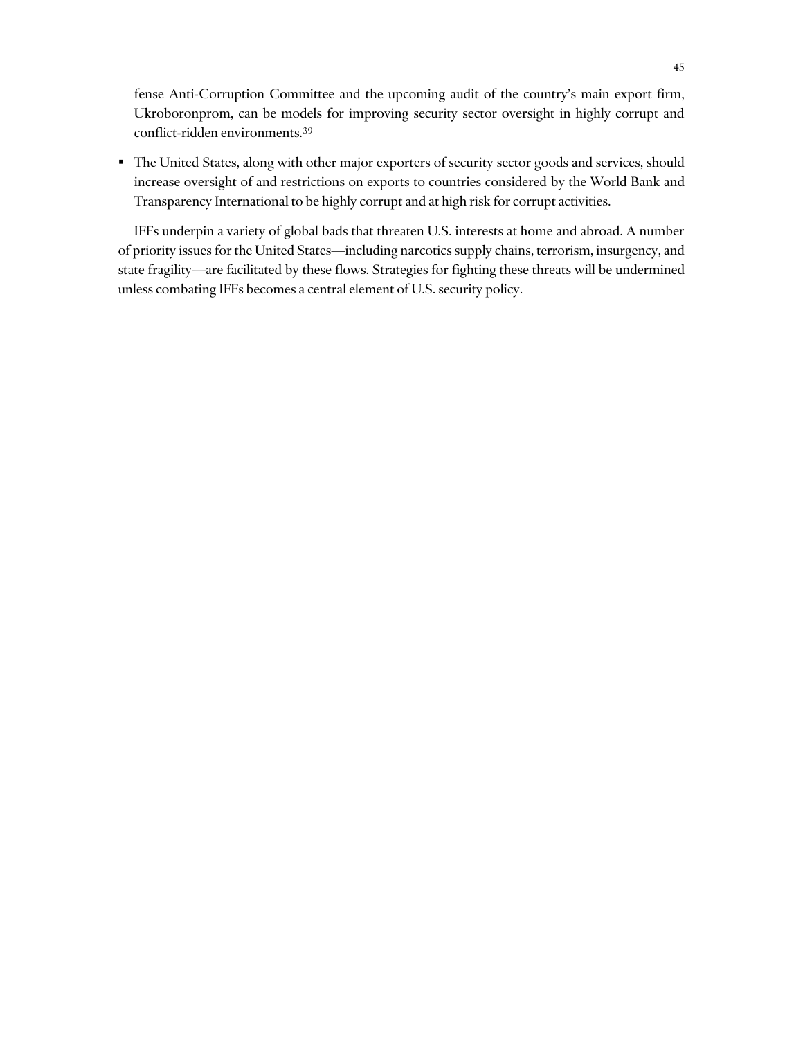fense Anti-Corruption Committee and the upcoming audit of the country's main export firm, Ukroboronprom, can be models for improving security sector oversight in highly corrupt and conflict-ridden environments.[39]

- The United States, along with other major exporters of security sector goods and services, should increase oversight of and restrictions on exports to countries considered by the World Bank and Transparency International to be highly corrupt and at high risk for corrupt activities.

IFFs underpin a variety of global bads that threaten U.S. interests at home and abroad. A number of priority issues for the United States—including narcotics supply chains, terrorism, insurgency, and state fragility—are facilitated by these flows. Strategies for fighting these threats will be undermined unless combating IFFs becomes a central element of U.S. security policy.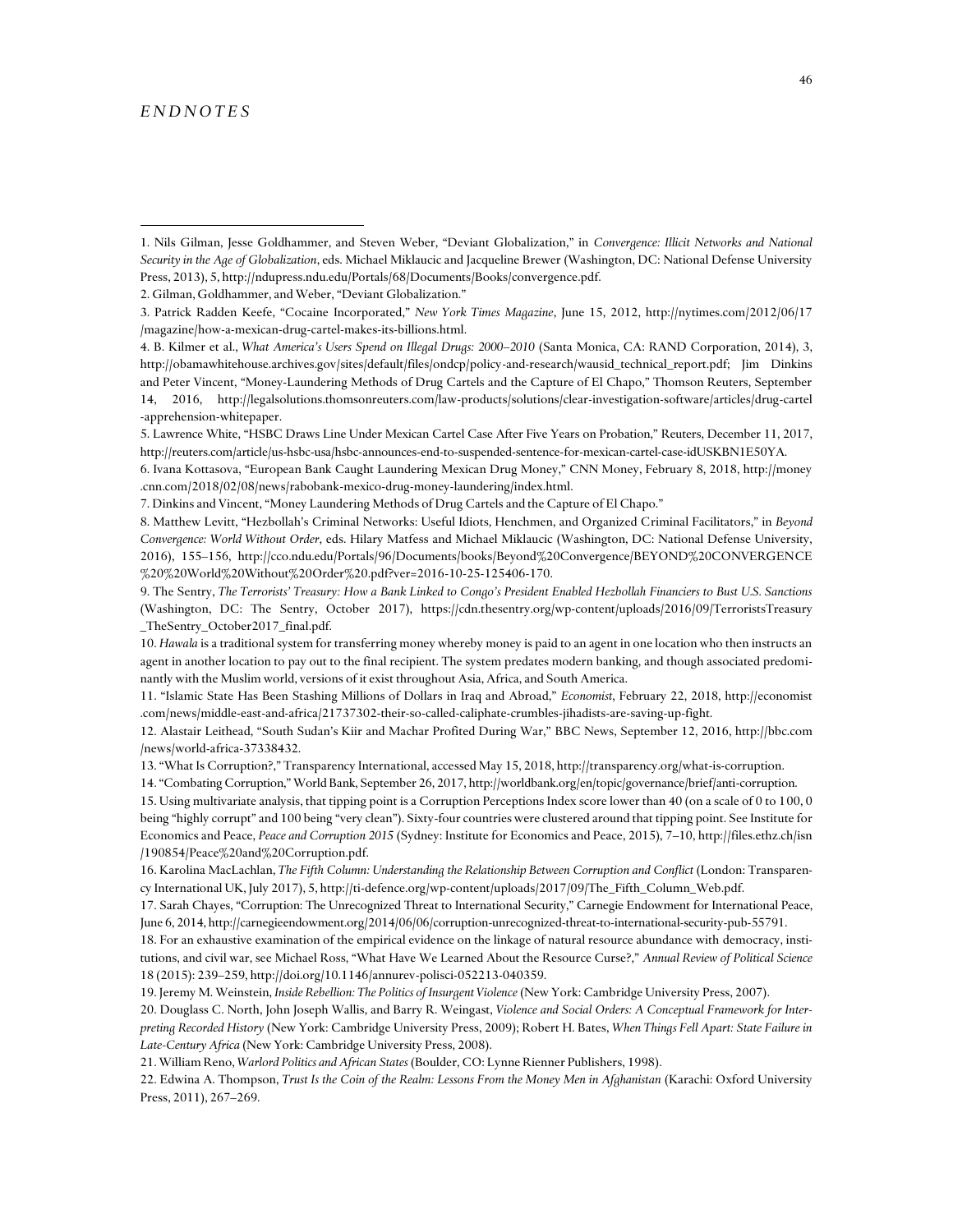# *ENDNOTES*

1. Nils Gilman, Jesse Goldhammer, and Steven Weber, "Deviant Globalization," in *Convergence: Illicit Networks and National Security in the Age of Globalization*, eds. Michael Miklaucic and Jacqueline Brewer (Washington, DC: National Defense University Press, 2013), 5, http://ndupress.ndu.edu/Portals/68/Documents/Books/convergence.pdf.

2. Gilman, Goldhammer, and Weber, "Deviant Globalization."

3. Patrick Radden Keefe, "Cocaine Incorporated," *New York Times Magazine*, June 15, 2012, http://nytimes.com/2012/06/17/magazine/how-a-mexican-drug-cartel-makes-its-billions.html.

4. B. Kilmer et al., *What America's Users Spend on Illegal Drugs: 2000–2010* (Santa Monica, CA: RAND Corporation, 2014), 3, http://obamawhitehouse.archives.gov/sites/default/files/ondcp/policy-and-research/wausid_technical_report.pdf; Jim Dinkins and Peter Vincent, "Money-Laundering Methods of Drug Cartels and the Capture of El Chapo," Thomson Reuters, September 14, 2016, http://legalsolutions.thomsonreuters.com/law-products/solutions/clear-investigation-software/articles/drug-cartel-apprehension-whitepaper.

5. Lawrence White, "HSBC Draws Line Under Mexican Cartel Case After Five Years on Probation," Reuters, December 11, 2017, http://reuters.com/article/us-hsbc-usa/hsbc-announces-end-to-suspended-sentence-for-mexican-cartel-case-idUSKBN1E50YA.

6. Ivana Kottasova, "European Bank Caught Laundering Mexican Drug Money," CNN Money, February 8, 2018, http://money.cnn.com/2018/02/08/news/rabobank-mexico-drug-money-laundering/index.html.

7. Dinkins and Vincent, "Money Laundering Methods of Drug Cartels and the Capture of El Chapo."

8. Matthew Levitt, "Hezbollah's Criminal Networks: Useful Idiots, Henchmen, and Organized Criminal Facilitators," in *Beyond Convergence: World Without Order*, eds. Hilary Matfess and Michael Miklaucic (Washington, DC: National Defense University, 2016), 155–156, http://cco.ndu.edu/Portals/96/Documents/books/Beyond%20Convergence/BEYOND%20CONVERGENCE%20%20World%20Without%20Order%20.pdf?ver=2016-10-25-125406-170.

9. The Sentry, *The Terrorists' Treasury: How a Bank Linked to Congo's President Enabled Hezbollah Financiers to Bust U.S. Sanctions* (Washington, DC: The Sentry, October 2017), https://cdn.thesentry.org/wp-content/uploads/2016/09/TerroristsTreasury_TheSentry_October2017_final.pdf.

10. *Hawala* is a traditional system for transferring money whereby money is paid to an agent in one location who then instructs an agent in another location to pay out to the final recipient. The system predates modern banking, and though associated predominantly with the Muslim world, versions of it exist throughout Asia, Africa, and South America.

11. "Islamic State Has Been Stashing Millions of Dollars in Iraq and Abroad," *Economist*, February 22, 2018, http://economist.com/news/middle-east-and-africa/21737302-their-so-called-caliphate-crumbles-jihadists-are-saving-up-fight.

12. Alastair Leithead, "South Sudan's Kiir and Machar Profited During War," BBC News, September 12, 2016, http://bbc.com/news/world-africa-37338432.

13. "What Is Corruption?," Transparency International, accessed May 15, 2018, http://transparency.org/what-is-corruption.

14. "Combating Corruption," World Bank, September 26, 2017, http://worldbank.org/en/topic/governance/brief/anti-corruption.

15. Using multivariate analysis, that tipping point is a Corruption Perceptions Index score lower than 40 (on a scale of 0 to 100, 0 being "highly corrupt" and 100 being "very clean"). Sixty-four countries were clustered around that tipping point. See Institute for Economics and Peace, *Peace and Corruption 2015* (Sydney: Institute for Economics and Peace, 2015), 7–10, http://files.ethz.ch/isn/190854/Peace%20and%20Corruption.pdf.

16. Karolina MacLachlan, *The Fifth Column: Understanding the Relationship Between Corruption and Conflict* (London: Transparency International UK, July 2017), 5, http://ti-defence.org/wp-content/uploads/2017/09/The_Fifth_Column_Web.pdf.

17. Sarah Chayes, "Corruption: The Unrecognized Threat to International Security," Carnegie Endowment for International Peace, June 6, 2014, http://carnegieendowment.org/2014/06/06/corruption-unrecognized-threat-to-international-security-pub-55791.

18. For an exhaustive examination of the empirical evidence on the linkage of natural resource abundance with democracy, institutions, and civil war, see Michael Ross, "What Have We Learned About the Resource Curse?," *Annual Review of Political Science* 18 (2015): 239–259, http://doi.org/10.1146/annurev-polisci-052213-040359.

19. Jeremy M. Weinstein, *Inside Rebellion: The Politics of Insurgent Violence* (New York: Cambridge University Press, 2007).

20. Douglass C. North, John Joseph Wallis, and Barry R. Weingast, *Violence and Social Orders: A Conceptual Framework for Interpreting Recorded History* (New York: Cambridge University Press, 2009); Robert H. Bates, *When Things Fell Apart: State Failure in Late-Century Africa* (New York: Cambridge University Press, 2008).

21. William Reno, *Warlord Politics and African States* (Boulder, CO: Lynne Rienner Publishers, 1998).

22. Edwina A. Thompson, *Trust Is the Coin of the Realm: Lessons From the Money Men in Afghanistan* (Karachi: Oxford University Press, 2011), 267–269.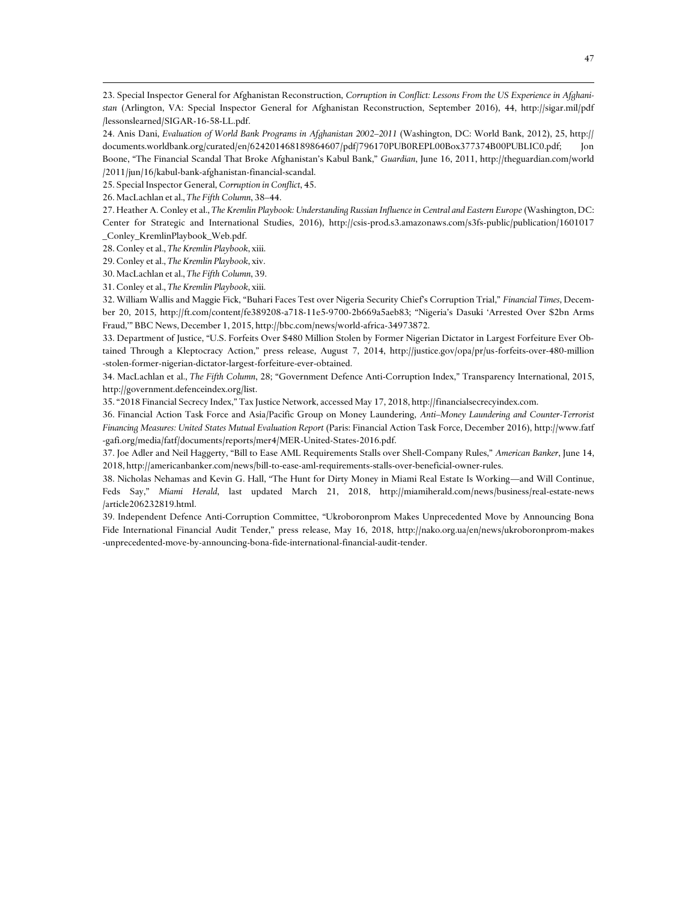23. Special Inspector General for Afghanistan Reconstruction, *Corruption in Conflict: Lessons From the US Experience in Afghanistan* (Arlington, VA: Special Inspector General for Afghanistan Reconstruction, September 2016), 44, http://sigar.mil/pdf/lessonslearned/SIGAR-16-58-LL.pdf.

24. Anis Dani, *Evaluation of World Bank Programs in Afghanistan 2002–2011* (Washington, DC: World Bank, 2012), 25, http://documents.worldbank.org/curated/en/624201468189864607/pdf/796170PUB0REPL00Box377374B00PUBLIC0.pdf; Jon Boone, "The Financial Scandal That Broke Afghanistan's Kabul Bank," *Guardian*, June 16, 2011, http://theguardian.com/world/2011/jun/16/kabul-bank-afghanistan-financial-scandal.

25. Special Inspector General, *Corruption in Conflict*, 45.

26. MacLachlan et al., *The Fifth Column*, 38–44.

27. Heather A. Conley et al., *The Kremlin Playbook: Understanding Russian Influence in Central and Eastern Europe* (Washington, DC: Center for Strategic and International Studies, 2016), http://csis-prod.s3.amazonaws.com/s3fs-public/publication/1601017_Conley_KremlinPlaybook_Web.pdf.

28. Conley et al., *The Kremlin Playbook*, xiii.

29. Conley et al., *The Kremlin Playbook*, xiv.

30. MacLachlan et al., *The Fifth Column*, 39.

31. Conley et al., *The Kremlin Playbook*, xiii.

32. William Wallis and Maggie Fick, "Buhari Faces Test over Nigeria Security Chief's Corruption Trial," *Financial Times*, December 20, 2015, http://ft.com/content/fe389208-a718-11e5-9700-2b669a5aeb83; "Nigeria's Dasuki 'Arrested Over $2bn Arms Fraud,'" BBC News, December 1, 2015, http://bbc.com/news/world-africa-34973872.

33. Department of Justice, "U.S. Forfeits Over $480 Million Stolen by Former Nigerian Dictator in Largest Forfeiture Ever Obtained Through a Kleptocracy Action," press release, August 7, 2014, http://justice.gov/opa/pr/us-forfeits-over-480-million-stolen-former-nigerian-dictator-largest-forfeiture-ever-obtained.

34. MacLachlan et al., *The Fifth Column*, 28; "Government Defence Anti-Corruption Index," Transparency International, 2015, http://government.defenceindex.org/list.

35. "2018 Financial Secrecy Index," Tax Justice Network, accessed May 17, 2018, http://financialsecrecyindex.com.

36. Financial Action Task Force and Asia/Pacific Group on Money Laundering, *Anti–Money Laundering and Counter-Terrorist Financing Measures: United States Mutual Evaluation Report* (Paris: Financial Action Task Force, December 2016), http://www.fatf-gafi.org/media/fatf/documents/reports/mer4/MER-United-States-2016.pdf.

37. Joe Adler and Neil Haggerty, "Bill to Ease AML Requirements Stalls over Shell-Company Rules," *American Banker*, June 14, 2018, http://americanbanker.com/news/bill-to-ease-aml-requirements-stalls-over-beneficial-owner-rules.

38. Nicholas Nehamas and Kevin G. Hall, "The Hunt for Dirty Money in Miami Real Estate Is Working—and Will Continue, Feds Say," *Miami Herald*, last updated March 21, 2018, http://miamiherald.com/news/business/real-estate-news/article206232819.html.

39. Independent Defence Anti-Corruption Committee, "Ukroboronprom Makes Unprecedented Move by Announcing Bona Fide International Financial Audit Tender," press release, May 16, 2018, http://nako.org.ua/en/news/ukroboronprom-makes-unprecedented-move-by-announcing-bona-fide-international-financial-audit-tender.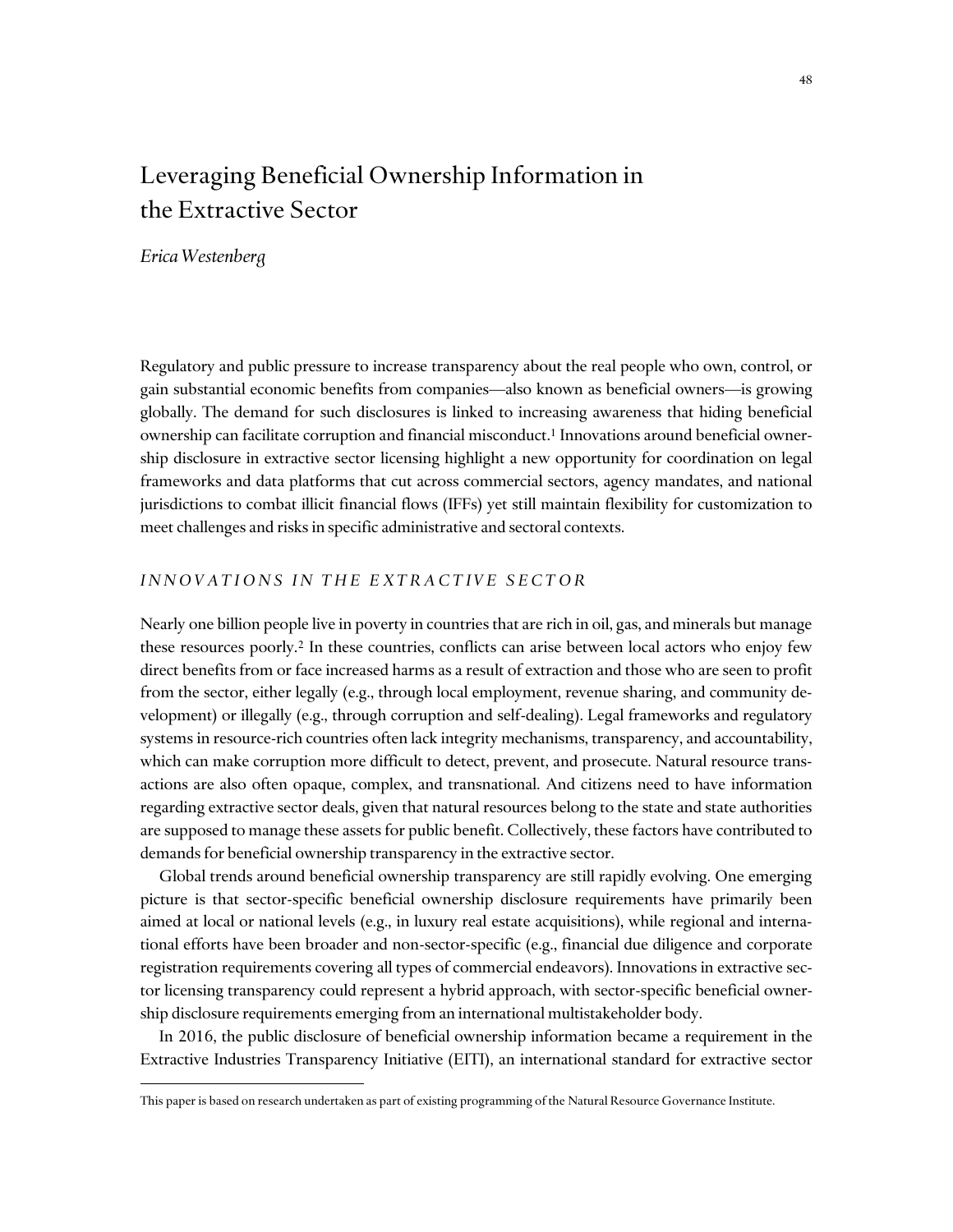# Leveraging Beneficial Ownership Information in the Extractive Sector

*Erica Westenberg*

Regulatory and public pressure to increase transparency about the real people who own, control, or gain substantial economic benefits from companies—also known as beneficial owners—is growing globally. The demand for such disclosures is linked to increasing awareness that hiding beneficial ownership can facilitate corruption and financial misconduct.[1] Innovations around beneficial ownership disclosure in extractive sector licensing highlight a new opportunity for coordination on legal frameworks and data platforms that cut across commercial sectors, agency mandates, and national jurisdictions to combat illicit financial flows (IFFs) yet still maintain flexibility for customization to meet challenges and risks in specific administrative and sectoral contexts.

## *INNOVATIONS IN THE EXTRACTIVE SECTOR*

Nearly one billion people live in poverty in countries that are rich in oil, gas, and minerals but manage these resources poorly.[2] In these countries, conflicts can arise between local actors who enjoy few direct benefits from or face increased harms as a result of extraction and those who are seen to profit from the sector, either legally (e.g., through local employment, revenue sharing, and community development) or illegally (e.g., through corruption and self-dealing). Legal frameworks and regulatory systems in resource-rich countries often lack integrity mechanisms, transparency, and accountability, which can make corruption more difficult to detect, prevent, and prosecute. Natural resource transactions are also often opaque, complex, and transnational. And citizens need to have information regarding extractive sector deals, given that natural resources belong to the state and state authorities are supposed to manage these assets for public benefit. Collectively, these factors have contributed to demands for beneficial ownership transparency in the extractive sector.

Global trends around beneficial ownership transparency are still rapidly evolving. One emerging picture is that sector-specific beneficial ownership disclosure requirements have primarily been aimed at local or national levels (e.g., in luxury real estate acquisitions), while regional and international efforts have been broader and non-sector-specific (e.g., financial due diligence and corporate registration requirements covering all types of commercial endeavors). Innovations in extractive sector licensing transparency could represent a hybrid approach, with sector-specific beneficial ownership disclosure requirements emerging from an international multistakeholder body.

In 2016, the public disclosure of beneficial ownership information became a requirement in the Extractive Industries Transparency Initiative (EITI), an international standard for extractive sector

---

This paper is based on research undertaken as part of existing programming of the Natural Resource Governance Institute.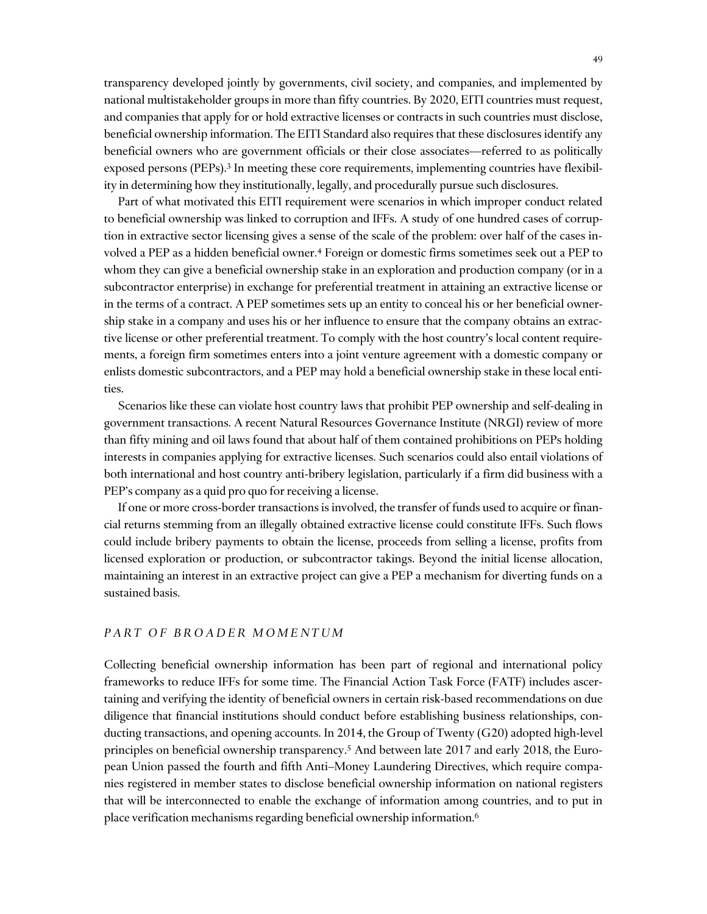transparency developed jointly by governments, civil society, and companies, and implemented by national multistakeholder groups in more than fifty countries. By 2020, EITI countries must request, and companies that apply for or hold extractive licenses or contracts in such countries must disclose, beneficial ownership information. The EITI Standard also requires that these disclosures identify any beneficial owners who are government officials or their close associates—referred to as politically exposed persons (PEPs).[3] In meeting these core requirements, implementing countries have flexibility in determining how they institutionally, legally, and procedurally pursue such disclosures.

Part of what motivated this EITI requirement were scenarios in which improper conduct related to beneficial ownership was linked to corruption and IFFs. A study of one hundred cases of corruption in extractive sector licensing gives a sense of the scale of the problem: over half of the cases involved a PEP as a hidden beneficial owner.[4] Foreign or domestic firms sometimes seek out a PEP to whom they can give a beneficial ownership stake in an exploration and production company (or in a subcontractor enterprise) in exchange for preferential treatment in attaining an extractive license or in the terms of a contract. A PEP sometimes sets up an entity to conceal his or her beneficial ownership stake in a company and uses his or her influence to ensure that the company obtains an extractive license or other preferential treatment. To comply with the host country's local content requirements, a foreign firm sometimes enters into a joint venture agreement with a domestic company or enlists domestic subcontractors, and a PEP may hold a beneficial ownership stake in these local entities.

Scenarios like these can violate host country laws that prohibit PEP ownership and self-dealing in government transactions. A recent Natural Resources Governance Institute (NRGI) review of more than fifty mining and oil laws found that about half of them contained prohibitions on PEPs holding interests in companies applying for extractive licenses. Such scenarios could also entail violations of both international and host country anti-bribery legislation, particularly if a firm did business with a PEP's company as a quid pro quo for receiving a license.

If one or more cross-border transactions is involved, the transfer of funds used to acquire or financial returns stemming from an illegally obtained extractive license could constitute IFFs. Such flows could include bribery payments to obtain the license, proceeds from selling a license, profits from licensed exploration or production, or subcontractor takings. Beyond the initial license allocation, maintaining an interest in an extractive project can give a PEP a mechanism for diverting funds on a sustained basis.

## *PART OF BROADER MOMENTUM*

Collecting beneficial ownership information has been part of regional and international policy frameworks to reduce IFFs for some time. The Financial Action Task Force (FATF) includes ascertaining and verifying the identity of beneficial owners in certain risk-based recommendations on due diligence that financial institutions should conduct before establishing business relationships, conducting transactions, and opening accounts. In 2014, the Group of Twenty (G20) adopted high-level principles on beneficial ownership transparency.[5] And between late 2017 and early 2018, the European Union passed the fourth and fifth Anti–Money Laundering Directives, which require companies registered in member states to disclose beneficial ownership information on national registers that will be interconnected to enable the exchange of information among countries, and to put in place verification mechanisms regarding beneficial ownership information.[6]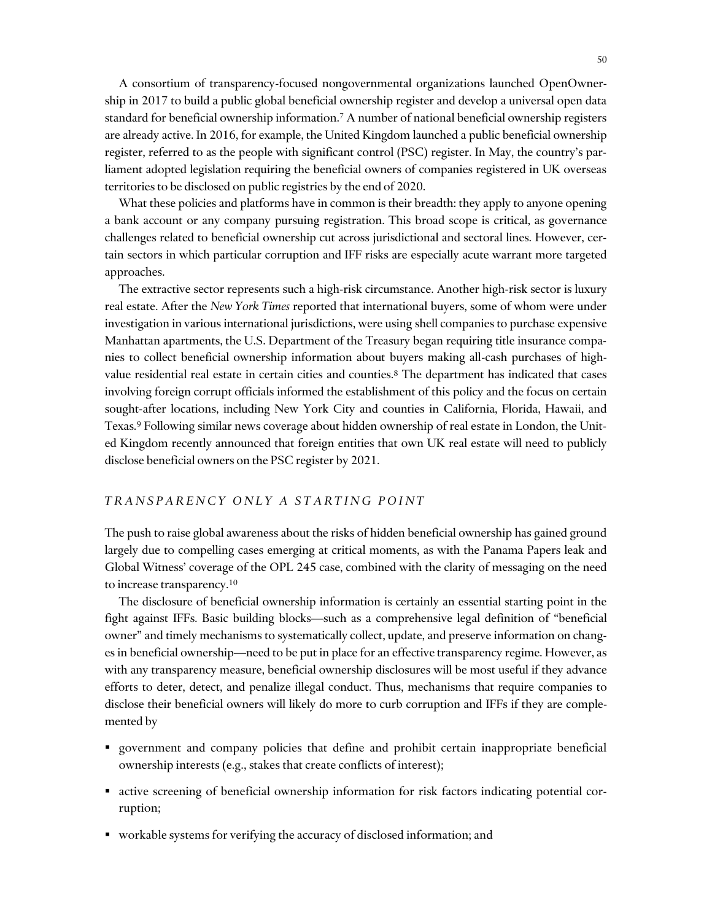A consortium of transparency-focused nongovernmental organizations launched OpenOwnership in 2017 to build a public global beneficial ownership register and develop a universal open data standard for beneficial ownership information.[7] A number of national beneficial ownership registers are already active. In 2016, for example, the United Kingdom launched a public beneficial ownership register, referred to as the people with significant control (PSC) register. In May, the country's parliament adopted legislation requiring the beneficial owners of companies registered in UK overseas territories to be disclosed on public registries by the end of 2020.

What these policies and platforms have in common is their breadth: they apply to anyone opening a bank account or any company pursuing registration. This broad scope is critical, as governance challenges related to beneficial ownership cut across jurisdictional and sectoral lines. However, certain sectors in which particular corruption and IFF risks are especially acute warrant more targeted approaches.

The extractive sector represents such a high-risk circumstance. Another high-risk sector is luxury real estate. After the *New York Times* reported that international buyers, some of whom were under investigation in various international jurisdictions, were using shell companies to purchase expensive Manhattan apartments, the U.S. Department of the Treasury began requiring title insurance companies to collect beneficial ownership information about buyers making all-cash purchases of high-value residential real estate in certain cities and counties.[8] The department has indicated that cases involving foreign corrupt officials informed the establishment of this policy and the focus on certain sought-after locations, including New York City and counties in California, Florida, Hawaii, and Texas.[9] Following similar news coverage about hidden ownership of real estate in London, the United Kingdom recently announced that foreign entities that own UK real estate will need to publicly disclose beneficial owners on the PSC register by 2021.

### *TRANSPARENCY ONLY A STARTING POINT*

The push to raise global awareness about the risks of hidden beneficial ownership has gained ground largely due to compelling cases emerging at critical moments, as with the Panama Papers leak and Global Witness' coverage of the OPL 245 case, combined with the clarity of messaging on the need to increase transparency.[10]

The disclosure of beneficial ownership information is certainly an essential starting point in the fight against IFFs. Basic building blocks—such as a comprehensive legal definition of "beneficial owner" and timely mechanisms to systematically collect, update, and preserve information on changes in beneficial ownership—need to be put in place for an effective transparency regime. However, as with any transparency measure, beneficial ownership disclosures will be most useful if they advance efforts to deter, detect, and penalize illegal conduct. Thus, mechanisms that require companies to disclose their beneficial owners will likely do more to curb corruption and IFFs if they are complemented by

- government and company policies that define and prohibit certain inappropriate beneficial ownership interests (e.g., stakes that create conflicts of interest);
- active screening of beneficial ownership information for risk factors indicating potential corruption;
- workable systems for verifying the accuracy of disclosed information; and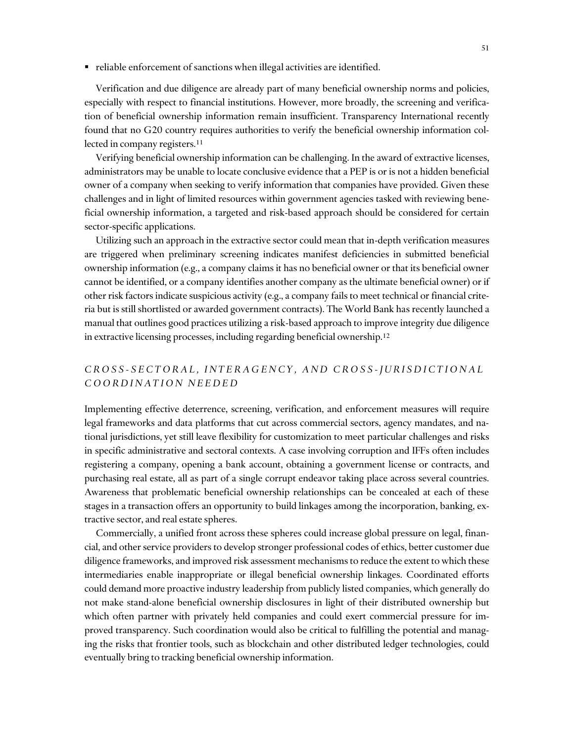- reliable enforcement of sanctions when illegal activities are identified.

Verification and due diligence are already part of many beneficial ownership norms and policies, especially with respect to financial institutions. However, more broadly, the screening and verification of beneficial ownership information remain insufficient. Transparency International recently found that no G20 country requires authorities to verify the beneficial ownership information collected in company registers.[11]

Verifying beneficial ownership information can be challenging. In the award of extractive licenses, administrators may be unable to locate conclusive evidence that a PEP is or is not a hidden beneficial owner of a company when seeking to verify information that companies have provided. Given these challenges and in light of limited resources within government agencies tasked with reviewing beneficial ownership information, a targeted and risk-based approach should be considered for certain sector-specific applications.

Utilizing such an approach in the extractive sector could mean that in-depth verification measures are triggered when preliminary screening indicates manifest deficiencies in submitted beneficial ownership information (e.g., a company claims it has no beneficial owner or that its beneficial owner cannot be identified, or a company identifies another company as the ultimate beneficial owner) or if other risk factors indicate suspicious activity (e.g., a company fails to meet technical or financial criteria but is still shortlisted or awarded government contracts). The World Bank has recently launched a manual that outlines good practices utilizing a risk-based approach to improve integrity due diligence in extractive licensing processes, including regarding beneficial ownership.[12]

## *CROSS-SECTORAL, INTERAGENCY, AND CROSS-JURISDICTIONAL COORDINATION NEEDED*

Implementing effective deterrence, screening, verification, and enforcement measures will require legal frameworks and data platforms that cut across commercial sectors, agency mandates, and national jurisdictions, yet still leave flexibility for customization to meet particular challenges and risks in specific administrative and sectoral contexts. A case involving corruption and IFFs often includes registering a company, opening a bank account, obtaining a government license or contracts, and purchasing real estate, all as part of a single corrupt endeavor taking place across several countries. Awareness that problematic beneficial ownership relationships can be concealed at each of these stages in a transaction offers an opportunity to build linkages among the incorporation, banking, extractive sector, and real estate spheres.

Commercially, a unified front across these spheres could increase global pressure on legal, financial, and other service providers to develop stronger professional codes of ethics, better customer due diligence frameworks, and improved risk assessment mechanisms to reduce the extent to which these intermediaries enable inappropriate or illegal beneficial ownership linkages. Coordinated efforts could demand more proactive industry leadership from publicly listed companies, which generally do not make stand-alone beneficial ownership disclosures in light of their distributed ownership but which often partner with privately held companies and could exert commercial pressure for improved transparency. Such coordination would also be critical to fulfilling the potential and managing the risks that frontier tools, such as blockchain and other distributed ledger technologies, could eventually bring to tracking beneficial ownership information.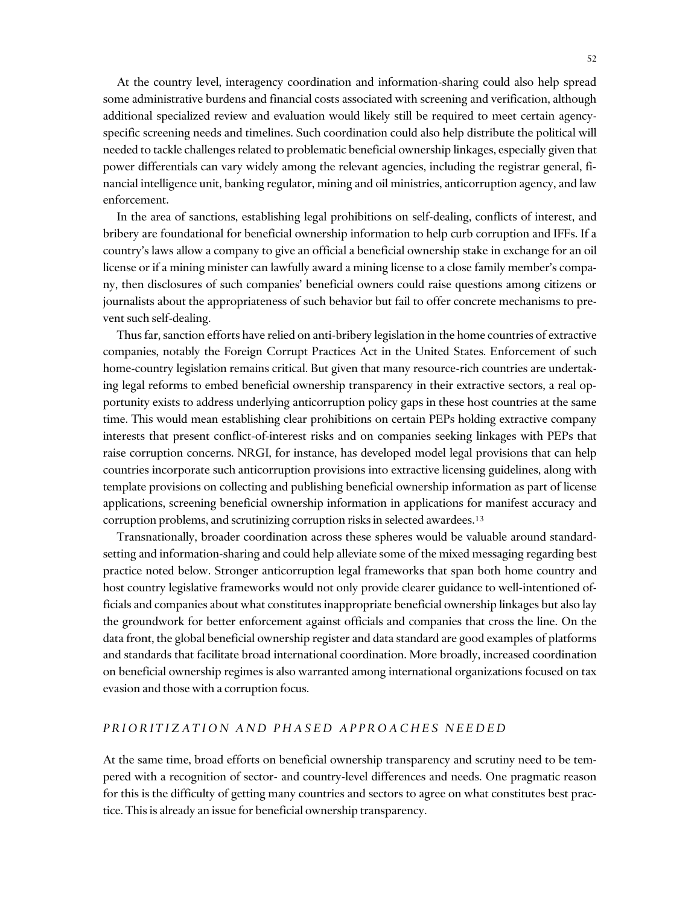At the country level, interagency coordination and information-sharing could also help spread some administrative burdens and financial costs associated with screening and verification, although additional specialized review and evaluation would likely still be required to meet certain agency-specific screening needs and timelines. Such coordination could also help distribute the political will needed to tackle challenges related to problematic beneficial ownership linkages, especially given that power differentials can vary widely among the relevant agencies, including the registrar general, financial intelligence unit, banking regulator, mining and oil ministries, anticorruption agency, and law enforcement.

In the area of sanctions, establishing legal prohibitions on self-dealing, conflicts of interest, and bribery are foundational for beneficial ownership information to help curb corruption and IFFs. If a country's laws allow a company to give an official a beneficial ownership stake in exchange for an oil license or if a mining minister can lawfully award a mining license to a close family member's company, then disclosures of such companies' beneficial owners could raise questions among citizens or journalists about the appropriateness of such behavior but fail to offer concrete mechanisms to prevent such self-dealing.

Thus far, sanction efforts have relied on anti-bribery legislation in the home countries of extractive companies, notably the Foreign Corrupt Practices Act in the United States. Enforcement of such home-country legislation remains critical. But given that many resource-rich countries are undertaking legal reforms to embed beneficial ownership transparency in their extractive sectors, a real opportunity exists to address underlying anticorruption policy gaps in these host countries at the same time. This would mean establishing clear prohibitions on certain PEPs holding extractive company interests that present conflict-of-interest risks and on companies seeking linkages with PEPs that raise corruption concerns. NRGI, for instance, has developed model legal provisions that can help countries incorporate such anticorruption provisions into extractive licensing guidelines, along with template provisions on collecting and publishing beneficial ownership information as part of license applications, screening beneficial ownership information in applications for manifest accuracy and corruption problems, and scrutinizing corruption risks in selected awardees.[13]

Transnationally, broader coordination across these spheres would be valuable around standard-setting and information-sharing and could help alleviate some of the mixed messaging regarding best practice noted below. Stronger anticorruption legal frameworks that span both home country and host country legislative frameworks would not only provide clearer guidance to well-intentioned officials and companies about what constitutes inappropriate beneficial ownership linkages but also lay the groundwork for better enforcement against officials and companies that cross the line. On the data front, the global beneficial ownership register and data standard are good examples of platforms and standards that facilitate broad international coordination. More broadly, increased coordination on beneficial ownership regimes is also warranted among international organizations focused on tax evasion and those with a corruption focus.

### *PRIORITIZATION AND PHASED APPROACHES NEEDED*

At the same time, broad efforts on beneficial ownership transparency and scrutiny need to be tempered with a recognition of sector- and country-level differences and needs. One pragmatic reason for this is the difficulty of getting many countries and sectors to agree on what constitutes best practice. This is already an issue for beneficial ownership transparency.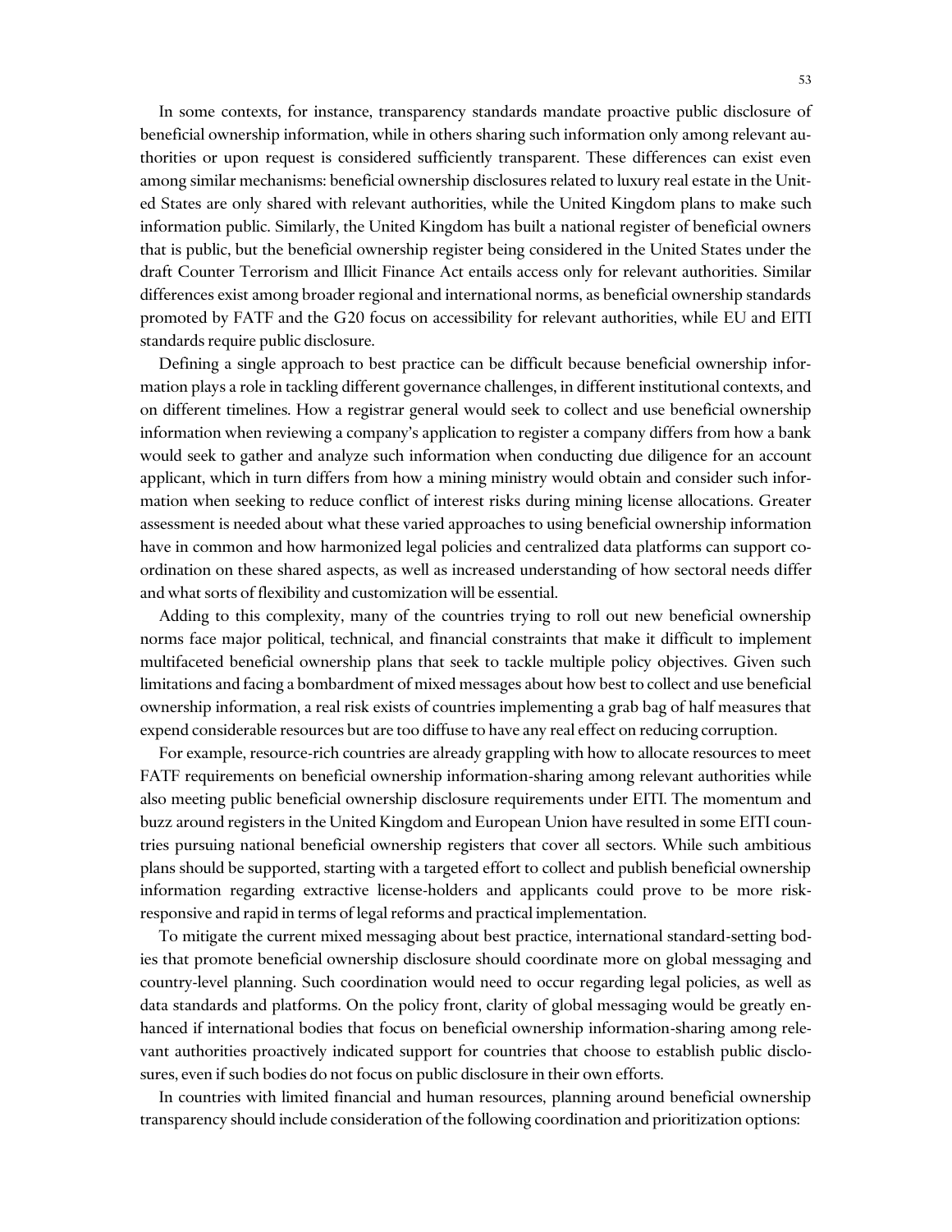In some contexts, for instance, transparency standards mandate proactive public disclosure of beneficial ownership information, while in others sharing such information only among relevant authorities or upon request is considered sufficiently transparent. These differences can exist even among similar mechanisms: beneficial ownership disclosures related to luxury real estate in the United States are only shared with relevant authorities, while the United Kingdom plans to make such information public. Similarly, the United Kingdom has built a national register of beneficial owners that is public, but the beneficial ownership register being considered in the United States under the draft Counter Terrorism and Illicit Finance Act entails access only for relevant authorities. Similar differences exist among broader regional and international norms, as beneficial ownership standards promoted by FATF and the G20 focus on accessibility for relevant authorities, while EU and EITI standards require public disclosure.

Defining a single approach to best practice can be difficult because beneficial ownership information plays a role in tackling different governance challenges, in different institutional contexts, and on different timelines. How a registrar general would seek to collect and use beneficial ownership information when reviewing a company's application to register a company differs from how a bank would seek to gather and analyze such information when conducting due diligence for an account applicant, which in turn differs from how a mining ministry would obtain and consider such information when seeking to reduce conflict of interest risks during mining license allocations. Greater assessment is needed about what these varied approaches to using beneficial ownership information have in common and how harmonized legal policies and centralized data platforms can support coordination on these shared aspects, as well as increased understanding of how sectoral needs differ and what sorts of flexibility and customization will be essential.

Adding to this complexity, many of the countries trying to roll out new beneficial ownership norms face major political, technical, and financial constraints that make it difficult to implement multifaceted beneficial ownership plans that seek to tackle multiple policy objectives. Given such limitations and facing a bombardment of mixed messages about how best to collect and use beneficial ownership information, a real risk exists of countries implementing a grab bag of half measures that expend considerable resources but are too diffuse to have any real effect on reducing corruption.

For example, resource-rich countries are already grappling with how to allocate resources to meet FATF requirements on beneficial ownership information-sharing among relevant authorities while also meeting public beneficial ownership disclosure requirements under EITI. The momentum and buzz around registers in the United Kingdom and European Union have resulted in some EITI countries pursuing national beneficial ownership registers that cover all sectors. While such ambitious plans should be supported, starting with a targeted effort to collect and publish beneficial ownership information regarding extractive license-holders and applicants could prove to be more risk-responsive and rapid in terms of legal reforms and practical implementation.

To mitigate the current mixed messaging about best practice, international standard-setting bodies that promote beneficial ownership disclosure should coordinate more on global messaging and country-level planning. Such coordination would need to occur regarding legal policies, as well as data standards and platforms. On the policy front, clarity of global messaging would be greatly enhanced if international bodies that focus on beneficial ownership information-sharing among relevant authorities proactively indicated support for countries that choose to establish public disclosures, even if such bodies do not focus on public disclosure in their own efforts.

In countries with limited financial and human resources, planning around beneficial ownership transparency should include consideration of the following coordination and prioritization options: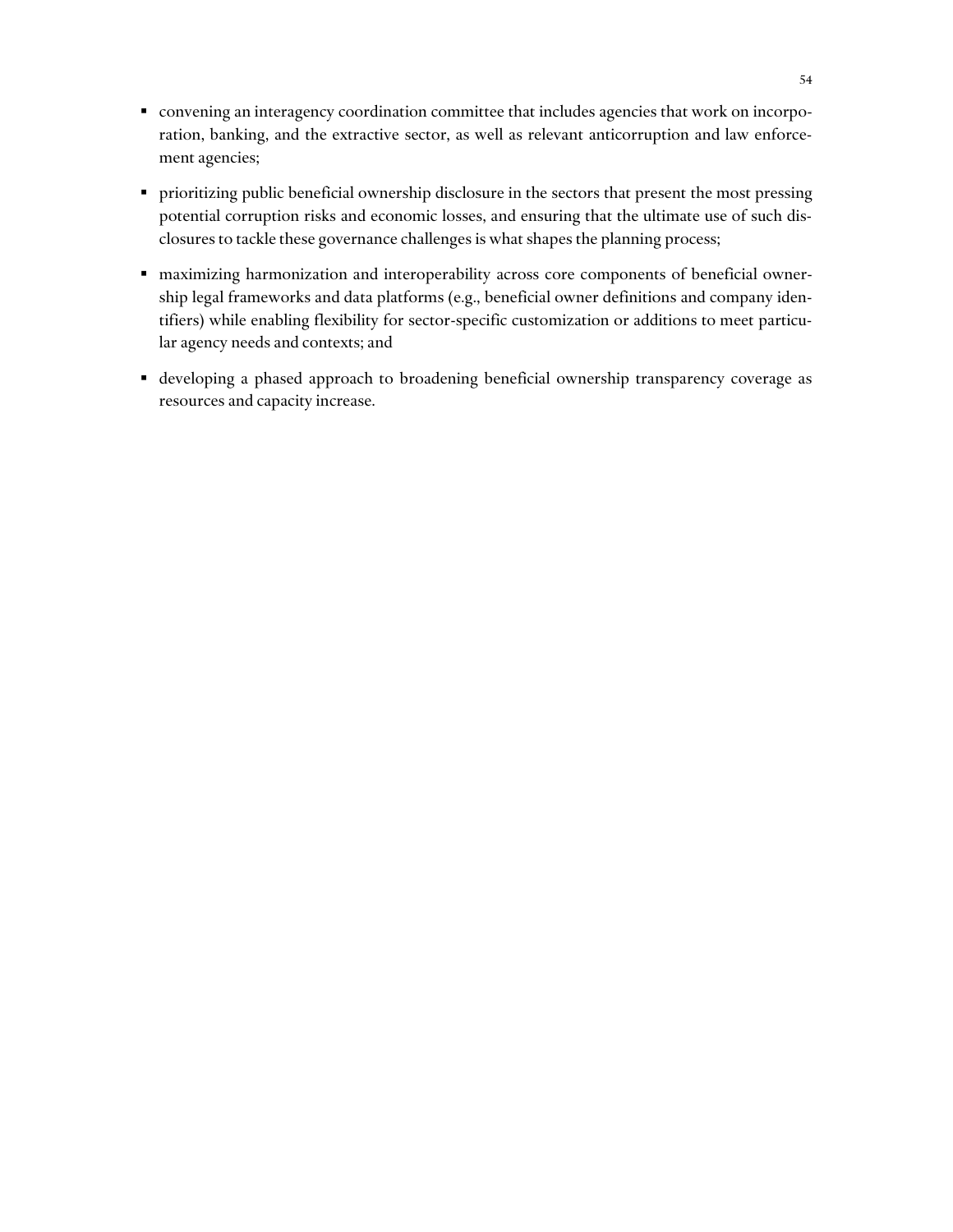- convening an interagency coordination committee that includes agencies that work on incorporation, banking, and the extractive sector, as well as relevant anticorruption and law enforcement agencies;
- prioritizing public beneficial ownership disclosure in the sectors that present the most pressing potential corruption risks and economic losses, and ensuring that the ultimate use of such disclosures to tackle these governance challenges is what shapes the planning process;
- maximizing harmonization and interoperability across core components of beneficial ownership legal frameworks and data platforms (e.g., beneficial owner definitions and company identifiers) while enabling flexibility for sector-specific customization or additions to meet particular agency needs and contexts; and
- developing a phased approach to broadening beneficial ownership transparency coverage as resources and capacity increase.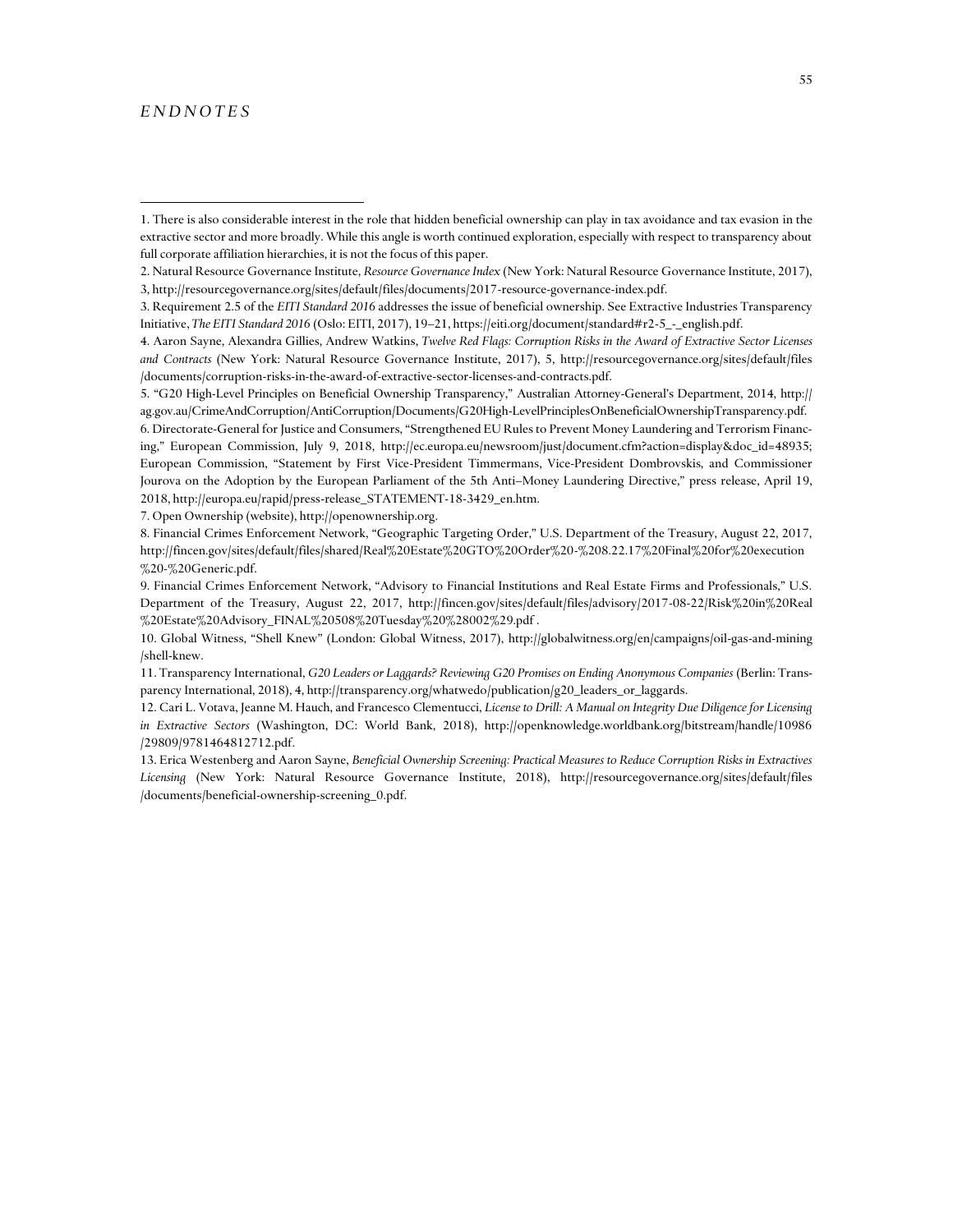## ENDNOTES

1. There is also considerable interest in the role that hidden beneficial ownership can play in tax avoidance and tax evasion in the extractive sector and more broadly. While this angle is worth continued exploration, especially with respect to transparency about full corporate affiliation hierarchies, it is not the focus of this paper.

2. Natural Resource Governance Institute, *Resource Governance Index* (New York: Natural Resource Governance Institute, 2017), 3, http://resourcegovernance.org/sites/default/files/documents/2017-resource-governance-index.pdf.

3. Requirement 2.5 of the *EITI Standard 2016* addresses the issue of beneficial ownership. See Extractive Industries Transparency Initiative, *The EITI Standard 2016* (Oslo: EITI, 2017), 19–21, https://eiti.org/document/standard#r2-5_-_english.pdf.

4. Aaron Sayne, Alexandra Gillies, Andrew Watkins, *Twelve Red Flags: Corruption Risks in the Award of Extractive Sector Licenses and Contracts* (New York: Natural Resource Governance Institute, 2017), 5, http://resourcegovernance.org/sites/default/files/documents/corruption-risks-in-the-award-of-extractive-sector-licenses-and-contracts.pdf.

5. "G20 High-Level Principles on Beneficial Ownership Transparency," Australian Attorney-General's Department, 2014, http://ag.gov.au/CrimeAndCorruption/AntiCorruption/Documents/G20High-LevelPrinciplesOnBeneficialOwnershipTransparency.pdf.

6. Directorate-General for Justice and Consumers, "Strengthened EU Rules to Prevent Money Laundering and Terrorism Financing," European Commission, July 9, 2018, http://ec.europa.eu/newsroom/just/document.cfm?action=display&doc_id=48935; European Commission, "Statement by First Vice-President Timmermans, Vice-President Dombrovskis, and Commissioner Jourova on the Adoption by the European Parliament of the 5th Anti–Money Laundering Directive," press release, April 19, 2018, http://europa.eu/rapid/press-release_STATEMENT-18-3429_en.htm.

7. Open Ownership (website), http://openownership.org.

8. Financial Crimes Enforcement Network, "Geographic Targeting Order," U.S. Department of the Treasury, August 22, 2017, http://fincen.gov/sites/default/files/shared/Real%20Estate%20GTO%20Order%20-%208.22.17%20Final%20for%20execution%20-%20Generic.pdf.

9. Financial Crimes Enforcement Network, "Advisory to Financial Institutions and Real Estate Firms and Professionals," U.S. Department of the Treasury, August 22, 2017, http://fincen.gov/sites/default/files/advisory/2017-08-22/Risk%20in%20Real%20Estate%20Advisory_FINAL%20508%20Tuesday%20%28002%29.pdf .

10. Global Witness, "Shell Knew" (London: Global Witness, 2017), http://globalwitness.org/en/campaigns/oil-gas-and-mining/shell-knew.

11. Transparency International, *G20 Leaders or Laggards? Reviewing G20 Promises on Ending Anonymous Companies* (Berlin: Transparency International, 2018), 4, http://transparency.org/whatwedo/publication/g20_leaders_or_laggards.

12. Cari L. Votava, Jeanne M. Hauch, and Francesco Clementucci, *License to Drill: A Manual on Integrity Due Diligence for Licensing in Extractive Sectors* (Washington, DC: World Bank, 2018), http://openknowledge.worldbank.org/bitstream/handle/10986/29809/9781464812712.pdf.

13. Erica Westenberg and Aaron Sayne, *Beneficial Ownership Screening: Practical Measures to Reduce Corruption Risks in Extractives Licensing* (New York: Natural Resource Governance Institute, 2018), http://resourcegovernance.org/sites/default/files/documents/beneficial-ownership-screening_0.pdf.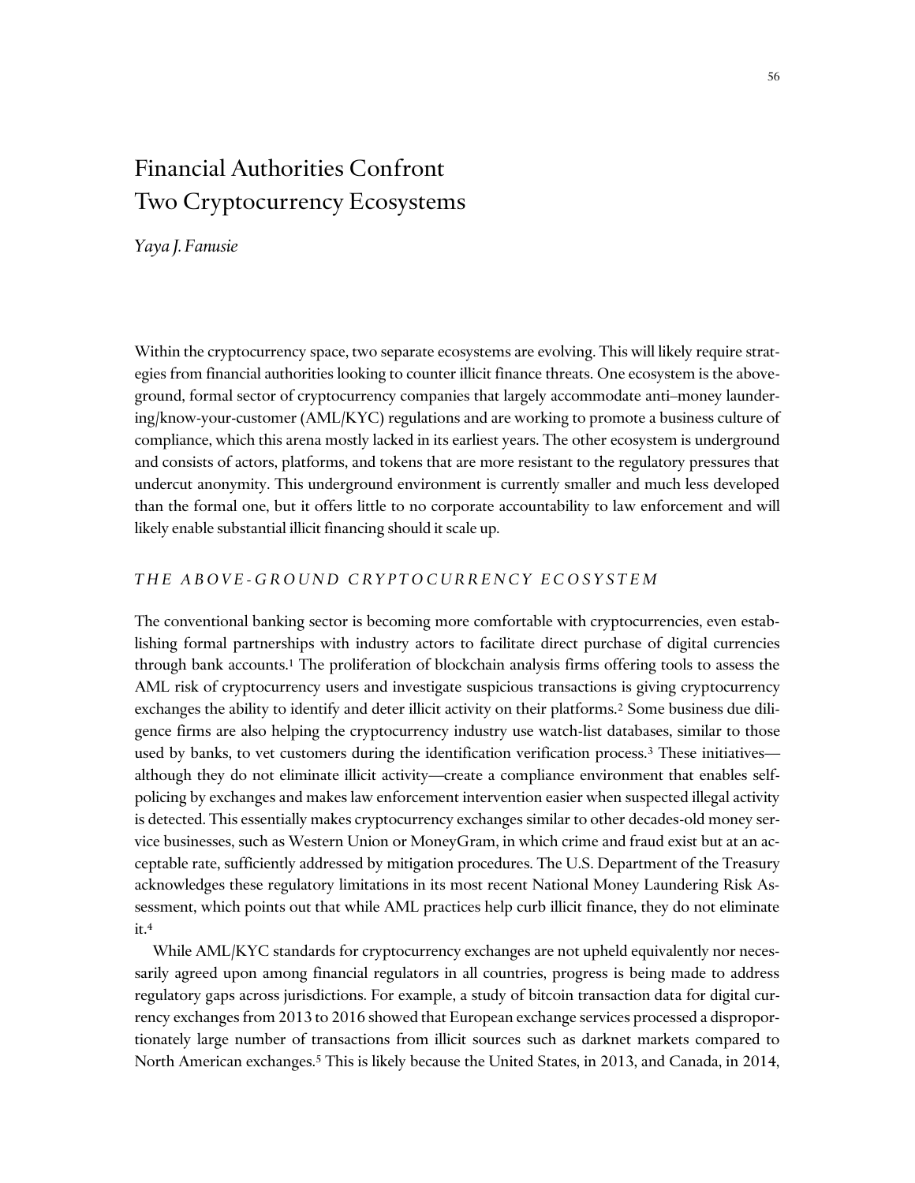# Financial Authorities Confront Two Cryptocurrency Ecosystems

*Yaya J. Fanusie*

Within the cryptocurrency space, two separate ecosystems are evolving. This will likely require strategies from financial authorities looking to counter illicit finance threats. One ecosystem is the above-ground, formal sector of cryptocurrency companies that largely accommodate anti–money laundering/know-your-customer (AML/KYC) regulations and are working to promote a business culture of compliance, which this arena mostly lacked in its earliest years. The other ecosystem is underground and consists of actors, platforms, and tokens that are more resistant to the regulatory pressures that undercut anonymity. This underground environment is currently smaller and much less developed than the formal one, but it offers little to no corporate accountability to law enforcement and will likely enable substantial illicit financing should it scale up.

## *THE ABOVE-GROUND CRYPTOCURRENCY ECOSYSTEM*

The conventional banking sector is becoming more comfortable with cryptocurrencies, even establishing formal partnerships with industry actors to facilitate direct purchase of digital currencies through bank accounts.[1] The proliferation of blockchain analysis firms offering tools to assess the AML risk of cryptocurrency users and investigate suspicious transactions is giving cryptocurrency exchanges the ability to identify and deter illicit activity on their platforms.[2] Some business due diligence firms are also helping the cryptocurrency industry use watch-list databases, similar to those used by banks, to vet customers during the identification verification process.[3] These initiatives—although they do not eliminate illicit activity—create a compliance environment that enables self-policing by exchanges and makes law enforcement intervention easier when suspected illegal activity is detected. This essentially makes cryptocurrency exchanges similar to other decades-old money service businesses, such as Western Union or MoneyGram, in which crime and fraud exist but at an acceptable rate, sufficiently addressed by mitigation procedures. The U.S. Department of the Treasury acknowledges these regulatory limitations in its most recent National Money Laundering Risk Assessment, which points out that while AML practices help curb illicit finance, they do not eliminate it.[4]

While AML/KYC standards for cryptocurrency exchanges are not upheld equivalently nor necessarily agreed upon among financial regulators in all countries, progress is being made to address regulatory gaps across jurisdictions. For example, a study of bitcoin transaction data for digital currency exchanges from 2013 to 2016 showed that European exchange services processed a disproportionately large number of transactions from illicit sources such as darknet markets compared to North American exchanges.[5] This is likely because the United States, in 2013, and Canada, in 2014,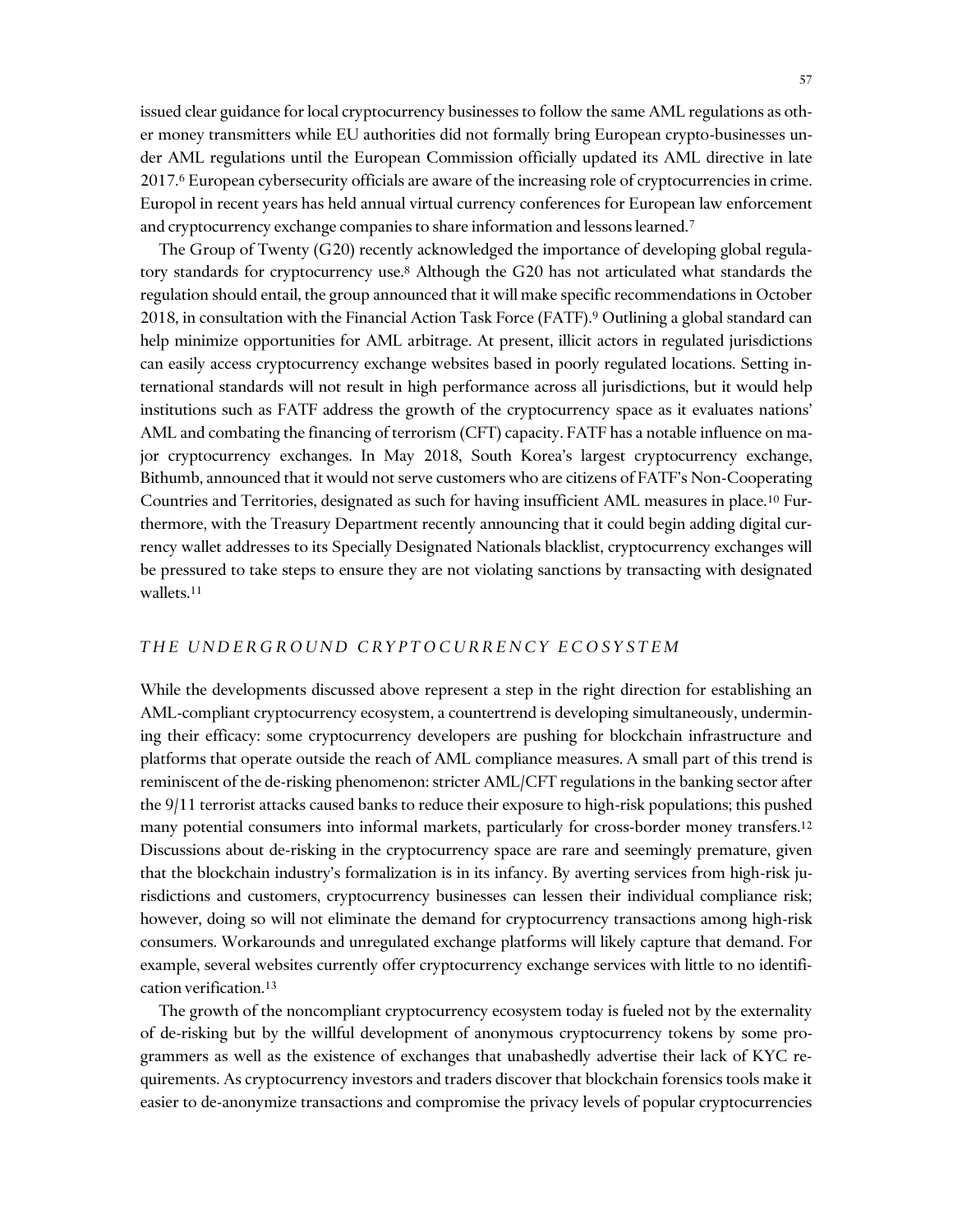issued clear guidance for local cryptocurrency businesses to follow the same AML regulations as other money transmitters while EU authorities did not formally bring European crypto-businesses under AML regulations until the European Commission officially updated its AML directive in late 2017.[6] European cybersecurity officials are aware of the increasing role of cryptocurrencies in crime. Europol in recent years has held annual virtual currency conferences for European law enforcement and cryptocurrency exchange companies to share information and lessons learned.[7]

The Group of Twenty (G20) recently acknowledged the importance of developing global regulatory standards for cryptocurrency use.[8] Although the G20 has not articulated what standards the regulation should entail, the group announced that it will make specific recommendations in October 2018, in consultation with the Financial Action Task Force (FATF).[9] Outlining a global standard can help minimize opportunities for AML arbitrage. At present, illicit actors in regulated jurisdictions can easily access cryptocurrency exchange websites based in poorly regulated locations. Setting international standards will not result in high performance across all jurisdictions, but it would help institutions such as FATF address the growth of the cryptocurrency space as it evaluates nations' AML and combating the financing of terrorism (CFT) capacity. FATF has a notable influence on major cryptocurrency exchanges. In May 2018, South Korea's largest cryptocurrency exchange, Bithumb, announced that it would not serve customers who are citizens of FATF's Non-Cooperating Countries and Territories, designated as such for having insufficient AML measures in place.[10] Furthermore, with the Treasury Department recently announcing that it could begin adding digital currency wallet addresses to its Specially Designated Nationals blacklist, cryptocurrency exchanges will be pressured to take steps to ensure they are not violating sanctions by transacting with designated wallets.[11]

## *THE UNDERGROUND CRYPTOCURRENCY ECOSYSTEM*

While the developments discussed above represent a step in the right direction for establishing an AML-compliant cryptocurrency ecosystem, a countertrend is developing simultaneously, undermining their efficacy: some cryptocurrency developers are pushing for blockchain infrastructure and platforms that operate outside the reach of AML compliance measures. A small part of this trend is reminiscent of the de-risking phenomenon: stricter AML/CFT regulations in the banking sector after the 9/11 terrorist attacks caused banks to reduce their exposure to high-risk populations; this pushed many potential consumers into informal markets, particularly for cross-border money transfers.[12] Discussions about de-risking in the cryptocurrency space are rare and seemingly premature, given that the blockchain industry's formalization is in its infancy. By averting services from high-risk jurisdictions and customers, cryptocurrency businesses can lessen their individual compliance risk; however, doing so will not eliminate the demand for cryptocurrency transactions among high-risk consumers. Workarounds and unregulated exchange platforms will likely capture that demand. For example, several websites currently offer cryptocurrency exchange services with little to no identification verification.[13]

The growth of the noncompliant cryptocurrency ecosystem today is fueled not by the externality of de-risking but by the willful development of anonymous cryptocurrency tokens by some programmers as well as the existence of exchanges that unabashedly advertise their lack of KYC requirements. As cryptocurrency investors and traders discover that blockchain forensics tools make it easier to de-anonymize transactions and compromise the privacy levels of popular cryptocurrencies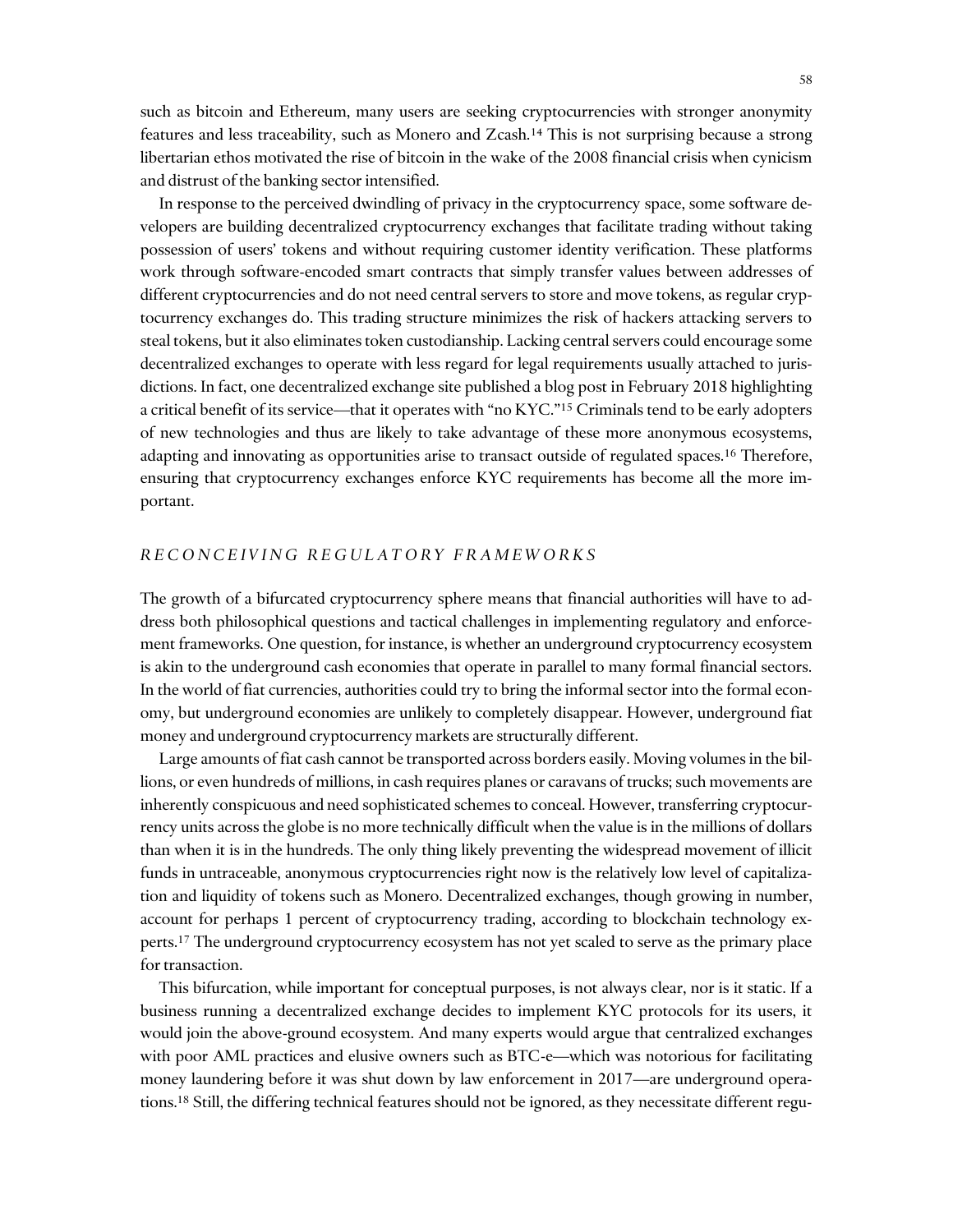such as bitcoin and Ethereum, many users are seeking cryptocurrencies with stronger anonymity features and less traceability, such as Monero and Zcash.[14] This is not surprising because a strong libertarian ethos motivated the rise of bitcoin in the wake of the 2008 financial crisis when cynicism and distrust of the banking sector intensified.

In response to the perceived dwindling of privacy in the cryptocurrency space, some software developers are building decentralized cryptocurrency exchanges that facilitate trading without taking possession of users' tokens and without requiring customer identity verification. These platforms work through software-encoded smart contracts that simply transfer values between addresses of different cryptocurrencies and do not need central servers to store and move tokens, as regular cryptocurrency exchanges do. This trading structure minimizes the risk of hackers attacking servers to steal tokens, but it also eliminates token custodianship. Lacking central servers could encourage some decentralized exchanges to operate with less regard for legal requirements usually attached to jurisdictions. In fact, one decentralized exchange site published a blog post in February 2018 highlighting a critical benefit of its service—that it operates with "no KYC."[15] Criminals tend to be early adopters of new technologies and thus are likely to take advantage of these more anonymous ecosystems, adapting and innovating as opportunities arise to transact outside of regulated spaces.[16] Therefore, ensuring that cryptocurrency exchanges enforce KYC requirements has become all the more important.

## *RECONCEIVING REGULATORY FRAMEWORKS*

The growth of a bifurcated cryptocurrency sphere means that financial authorities will have to address both philosophical questions and tactical challenges in implementing regulatory and enforcement frameworks. One question, for instance, is whether an underground cryptocurrency ecosystem is akin to the underground cash economies that operate in parallel to many formal financial sectors. In the world of fiat currencies, authorities could try to bring the informal sector into the formal economy, but underground economies are unlikely to completely disappear. However, underground fiat money and underground cryptocurrency markets are structurally different.

Large amounts of fiat cash cannot be transported across borders easily. Moving volumes in the billions, or even hundreds of millions, in cash requires planes or caravans of trucks; such movements are inherently conspicuous and need sophisticated schemes to conceal. However, transferring cryptocurrency units across the globe is no more technically difficult when the value is in the millions of dollars than when it is in the hundreds. The only thing likely preventing the widespread movement of illicit funds in untraceable, anonymous cryptocurrencies right now is the relatively low level of capitalization and liquidity of tokens such as Monero. Decentralized exchanges, though growing in number, account for perhaps 1 percent of cryptocurrency trading, according to blockchain technology experts.[17] The underground cryptocurrency ecosystem has not yet scaled to serve as the primary place for transaction.

This bifurcation, while important for conceptual purposes, is not always clear, nor is it static. If a business running a decentralized exchange decides to implement KYC protocols for its users, it would join the above-ground ecosystem. And many experts would argue that centralized exchanges with poor AML practices and elusive owners such as BTC-e—which was notorious for facilitating money laundering before it was shut down by law enforcement in 2017—are underground operations.[18] Still, the differing technical features should not be ignored, as they necessitate different regu-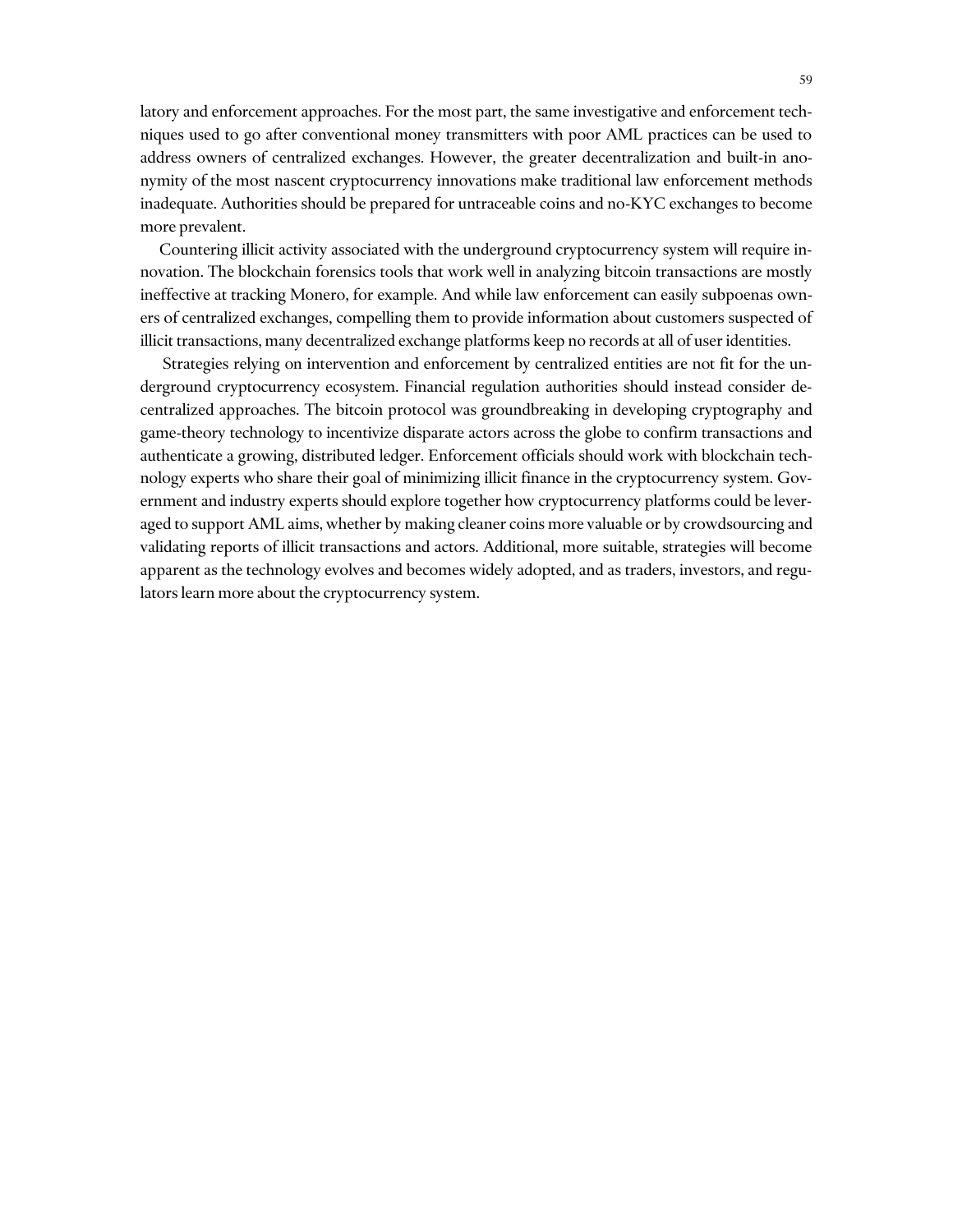latory and enforcement approaches. For the most part, the same investigative and enforcement techniques used to go after conventional money transmitters with poor AML practices can be used to address owners of centralized exchanges. However, the greater decentralization and built-in anonymity of the most nascent cryptocurrency innovations make traditional law enforcement methods inadequate. Authorities should be prepared for untraceable coins and no-KYC exchanges to become more prevalent.

Countering illicit activity associated with the underground cryptocurrency system will require innovation. The blockchain forensics tools that work well in analyzing bitcoin transactions are mostly ineffective at tracking Monero, for example. And while law enforcement can easily subpoenas owners of centralized exchanges, compelling them to provide information about customers suspected of illicit transactions, many decentralized exchange platforms keep no records at all of user identities.

Strategies relying on intervention and enforcement by centralized entities are not fit for the underground cryptocurrency ecosystem. Financial regulation authorities should instead consider decentralized approaches. The bitcoin protocol was groundbreaking in developing cryptography and game-theory technology to incentivize disparate actors across the globe to confirm transactions and authenticate a growing, distributed ledger. Enforcement officials should work with blockchain technology experts who share their goal of minimizing illicit finance in the cryptocurrency system. Government and industry experts should explore together how cryptocurrency platforms could be leveraged to support AML aims, whether by making cleaner coins more valuable or by crowdsourcing and validating reports of illicit transactions and actors. Additional, more suitable, strategies will become apparent as the technology evolves and becomes widely adopted, and as traders, investors, and regulators learn more about the cryptocurrency system.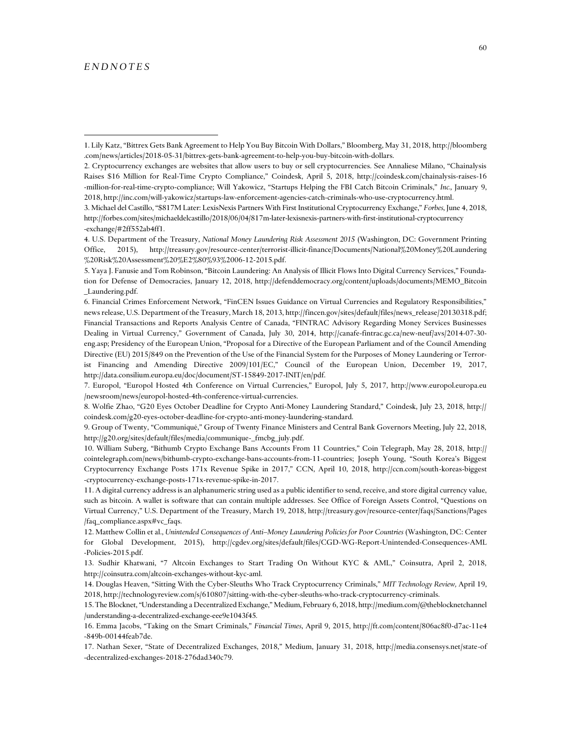# *ENDNOTES*

1. Lily Katz, "Bittrex Gets Bank Agreement to Help You Buy Bitcoin With Dollars," Bloomberg, May 31, 2018, http://bloomberg.com/news/articles/2018-05-31/bittrex-gets-bank-agreement-to-help-you-buy-bitcoin-with-dollars.

2. Cryptocurrency exchanges are websites that allow users to buy or sell cryptocurrencies. See Annaliese Milano, "Chainalysis Raises $16 Million for Real-Time Crypto Compliance," Coindesk, April 5, 2018, http://coindesk.com/chainalysis-raises-16-million-for-real-time-crypto-compliance; Will Yakowicz, "Startups Helping the FBI Catch Bitcoin Criminals," *Inc.,* January 9, 2018, http://inc.com/will-yakowicz/startups-law-enforcement-agencies-catch-criminals-who-use-cryptocurrency.html.

3. Michael del Castillo, "$817M Later: LexisNexis Partners With First Institutional Cryptocurrency Exchange," *Forbes*, June 4, 2018, http://forbes.com/sites/michaeldelcastillo/2018/06/04/817m-later-lexisnexis-partners-with-first-institutional-cryptocurrency-exchange/#2ff552ab4ff1.

4. U.S. Department of the Treasury, *National Money Laundering Risk Assessment 2015* (Washington, DC: Government Printing Office, 2015), http://treasury.gov/resource-center/terrorist-illicit-finance/Documents/National%20Money%20Laundering%20Risk%20Assessment%20%E2%80%93%2006-12-2015.pdf.

5. Yaya J. Fanusie and Tom Robinson, "Bitcoin Laundering: An Analysis of Illicit Flows Into Digital Currency Services," Foundation for Defense of Democracies, January 12, 2018, http://defenddemocracy.org/content/uploads/documents/MEMO_Bitcoin_Laundering.pdf.

6. Financial Crimes Enforcement Network, "FinCEN Issues Guidance on Virtual Currencies and Regulatory Responsibilities," news release, U.S. Department of the Treasury, March 18, 2013, http://fincen.gov/sites/default/files/news_release/20130318.pdf; Financial Transactions and Reports Analysis Centre of Canada, "FINTRAC Advisory Regarding Money Services Businesses Dealing in Virtual Currency," Government of Canada, July 30, 2014, http://canafe-fintrac.gc.ca/new-neuf/avs/2014-07-30-eng.asp; Presidency of the European Union, "Proposal for a Directive of the European Parliament and of the Council Amending Directive (EU) 2015/849 on the Prevention of the Use of the Financial System for the Purposes of Money Laundering or Terrorist Financing and Amending Directive 2009/101/EC," Council of the European Union, December 19, 2017, http://data.consilium.europa.eu/doc/document/ST-15849-2017-INIT/en/pdf.

7. Europol, "Europol Hosted 4th Conference on Virtual Currencies," Europol, July 5, 2017, http://www.europol.europa.eu/newsroom/news/europol-hosted-4th-conference-virtual-currencies.

8. Wolfie Zhao, "G20 Eyes October Deadline for Crypto Anti-Money Laundering Standard," Coindesk, July 23, 2018, http://coindesk.com/g20-eyes-october-deadline-for-crypto-anti-money-laundering-standard.

9. Group of Twenty, "Communiqué," Group of Twenty Finance Ministers and Central Bank Governors Meeting, July 22, 2018, http://g20.org/sites/default/files/media/communique-_fmcbg_july.pdf.

10. William Suberg, "Bithumb Crypto Exchange Bans Accounts From 11 Countries," Coin Telegraph, May 28, 2018, http://cointelegraph.com/news/bithumb-crypto-exchange-bans-accounts-from-11-countries; Joseph Young, "South Korea's Biggest Cryptocurrency Exchange Posts 171x Revenue Spike in 2017," CCN, April 10, 2018, http://ccn.com/south-koreas-biggest-cryptocurrency-exchange-posts-171x-revenue-spike-in-2017.

11. A digital currency address is an alphanumeric string used as a public identifier to send, receive, and store digital currency value, such as bitcoin. A wallet is software that can contain multiple addresses. See Office of Foreign Assets Control, "Questions on Virtual Currency," U.S. Department of the Treasury, March 19, 2018, http://treasury.gov/resource-center/faqs/Sanctions/Pages/faq_compliance.aspx#vc_faqs.

12. Matthew Collin et al., *Unintended Consequences of Anti–Money Laundering Policies for Poor Countries* (Washington, DC: Center for Global Development, 2015), http://cgdev.org/sites/default/files/CGD-WG-Report-Unintended-Consequences-AML-Policies-2015.pdf.

13. Sudhir Khatwani, "7 Altcoin Exchanges to Start Trading On Without KYC & AML," Coinsutra, April 2, 2018, http://coinsutra.com/altcoin-exchanges-without-kyc-aml.

14. Douglas Heaven, "Sitting With the Cyber-Sleuths Who Track Cryptocurrency Criminals," *MIT Technology Review,* April 19, 2018, http://technologyreview.com/s/610807/sitting-with-the-cyber-sleuths-who-track-cryptocurrency-criminals.

15. The Blocknet, "Understanding a Decentralized Exchange," Medium, February 6, 2018, http://medium.com/@theblocknetchannel/understanding-a-decentralized-exchange-eee9e1043f45.

16. Emma Jacobs, "Taking on the Smart Criminals," *Financial Times*, April 9, 2015, http://ft.com/content/806ac8f0-d7ac-11e4-849b-00144feab7de.

17. Nathan Sexer, "State of Decentralized Exchanges, 2018," Medium, January 31, 2018, http://media.consensys.net/state-of-decentralized-exchanges-2018-276dad340c79.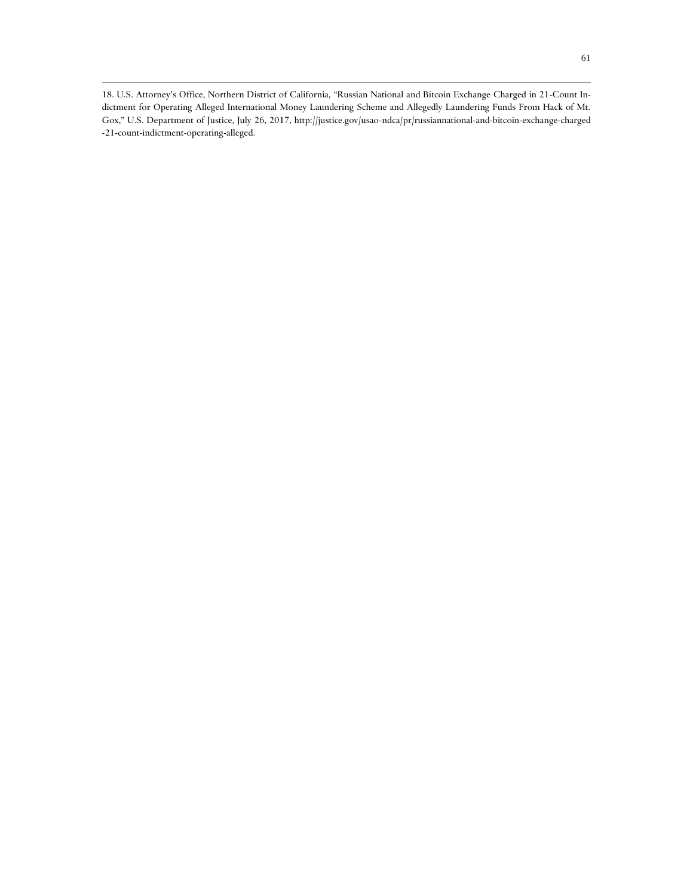18. U.S. Attorney's Office, Northern District of California, "Russian National and Bitcoin Exchange Charged in 21-Count Indictment for Operating Alleged International Money Laundering Scheme and Allegedly Laundering Funds From Hack of Mt. Gox," U.S. Department of Justice, July 26, 2017, http://justice.gov/usao-ndca/pr/russiannational-and-bitcoin-exchange-charged-21-count-indictment-operating-alleged.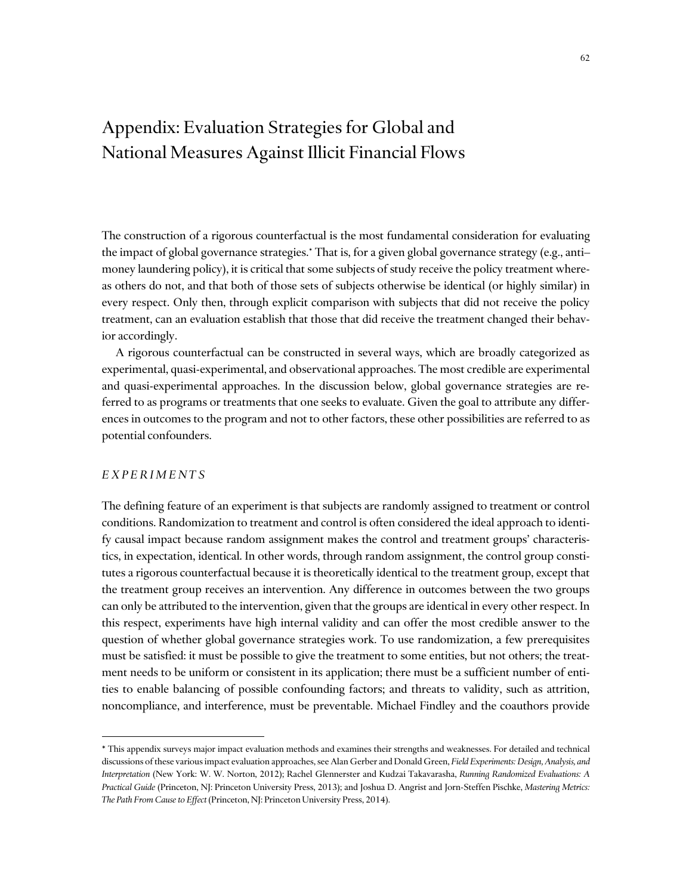# Appendix: Evaluation Strategies for Global and National Measures Against Illicit Financial Flows

The construction of a rigorous counterfactual is the most fundamental consideration for evaluating the impact of global governance strategies.* That is, for a given global governance strategy (e.g., anti–money laundering policy), it is critical that some subjects of study receive the policy treatment whereas others do not, and that both of those sets of subjects otherwise be identical (or highly similar) in every respect. Only then, through explicit comparison with subjects that did not receive the policy treatment, can an evaluation establish that those that did receive the treatment changed their behavior accordingly.

A rigorous counterfactual can be constructed in several ways, which are broadly categorized as experimental, quasi-experimental, and observational approaches. The most credible are experimental and quasi-experimental approaches. In the discussion below, global governance strategies are referred to as programs or treatments that one seeks to evaluate. Given the goal to attribute any differences in outcomes to the program and not to other factors, these other possibilities are referred to as potential confounders.

## *EXPERIMENTS*

The defining feature of an experiment is that subjects are randomly assigned to treatment or control conditions. Randomization to treatment and control is often considered the ideal approach to identify causal impact because random assignment makes the control and treatment groups' characteristics, in expectation, identical. In other words, through random assignment, the control group constitutes a rigorous counterfactual because it is theoretically identical to the treatment group, except that the treatment group receives an intervention. Any difference in outcomes between the two groups can only be attributed to the intervention, given that the groups are identical in every other respect. In this respect, experiments have high internal validity and can offer the most credible answer to the question of whether global governance strategies work. To use randomization, a few prerequisites must be satisfied: it must be possible to give the treatment to some entities, but not others; the treatment needs to be uniform or consistent in its application; there must be a sufficient number of entities to enable balancing of possible confounding factors; and threats to validity, such as attrition, noncompliance, and interference, must be preventable. Michael Findley and the coauthors provide

---

* This appendix surveys major impact evaluation methods and examines their strengths and weaknesses. For detailed and technical discussions of these various impact evaluation approaches, see Alan Gerber and Donald Green, *Field Experiments: Design, Analysis, and Interpretation* (New York: W. W. Norton, 2012); Rachel Glennerster and Kudzai Takavarasha, *Running Randomized Evaluations: A Practical Guide* (Princeton, NJ: Princeton University Press, 2013); and Joshua D. Angrist and Jorn-Steffen Pischke, *Mastering Metrics: The Path From Cause to Effect* (Princeton, NJ: Princeton University Press, 2014).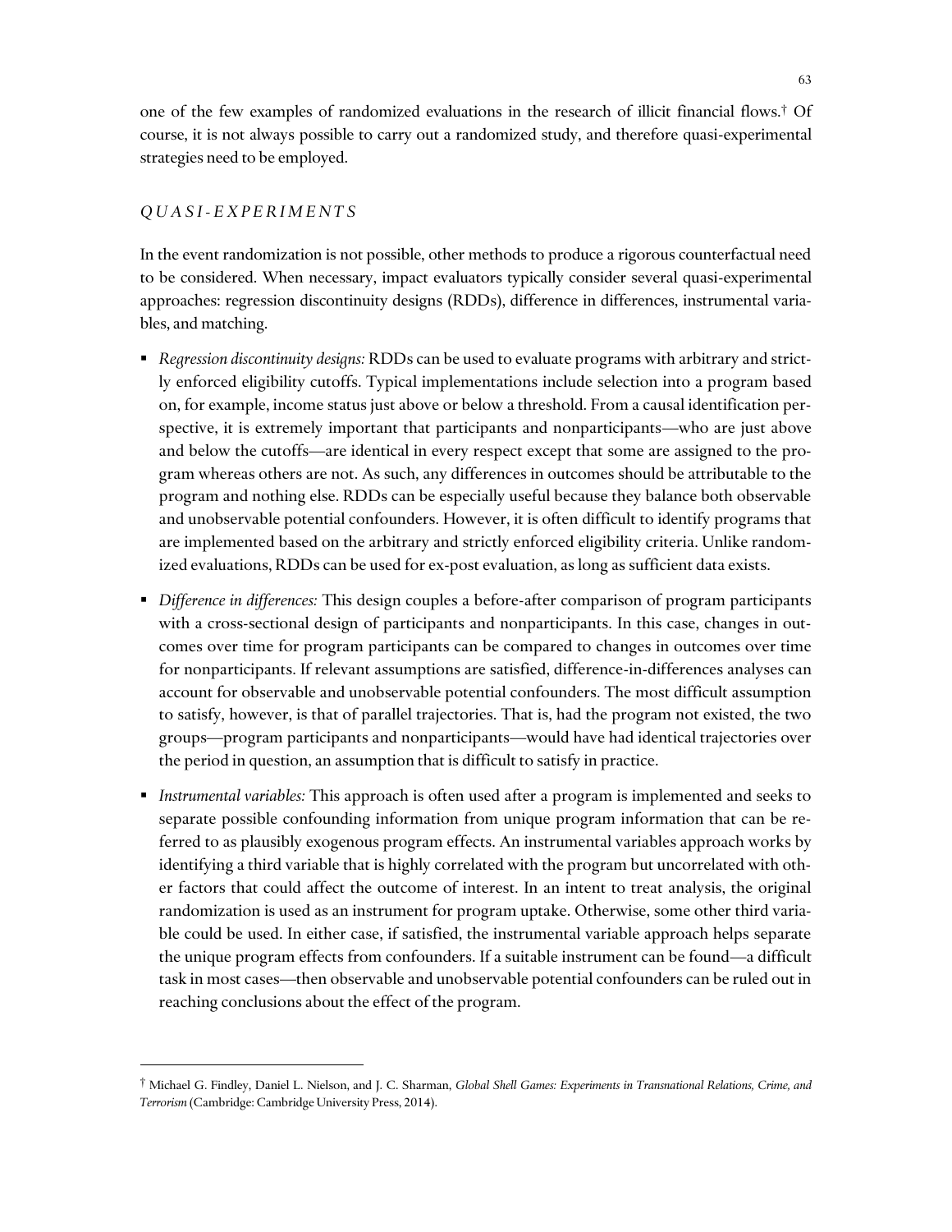one of the few examples of randomized evaluations in the research of illicit financial flows.† Of course, it is not always possible to carry out a randomized study, and therefore quasi-experimental strategies need to be employed.

### *QUASI-EXPERIMENTS*

In the event randomization is not possible, other methods to produce a rigorous counterfactual need to be considered. When necessary, impact evaluators typically consider several quasi-experimental approaches: regression discontinuity designs (RDDs), difference in differences, instrumental variables, and matching.

- *Regression discontinuity designs:* RDDs can be used to evaluate programs with arbitrary and strictly enforced eligibility cutoffs. Typical implementations include selection into a program based on, for example, income status just above or below a threshold. From a causal identification perspective, it is extremely important that participants and nonparticipants—who are just above and below the cutoffs—are identical in every respect except that some are assigned to the program whereas others are not. As such, any differences in outcomes should be attributable to the program and nothing else. RDDs can be especially useful because they balance both observable and unobservable potential confounders. However, it is often difficult to identify programs that are implemented based on the arbitrary and strictly enforced eligibility criteria. Unlike randomized evaluations, RDDs can be used for ex-post evaluation, as long as sufficient data exists.
- *Difference in differences:* This design couples a before-after comparison of program participants with a cross-sectional design of participants and nonparticipants. In this case, changes in outcomes over time for program participants can be compared to changes in outcomes over time for nonparticipants. If relevant assumptions are satisfied, difference-in-differences analyses can account for observable and unobservable potential confounders. The most difficult assumption to satisfy, however, is that of parallel trajectories. That is, had the program not existed, the two groups—program participants and nonparticipants—would have had identical trajectories over the period in question, an assumption that is difficult to satisfy in practice.
- *Instrumental variables:* This approach is often used after a program is implemented and seeks to separate possible confounding information from unique program information that can be referred to as plausibly exogenous program effects. An instrumental variables approach works by identifying a third variable that is highly correlated with the program but uncorrelated with other factors that could affect the outcome of interest. In an intent to treat analysis, the original randomization is used as an instrument for program uptake. Otherwise, some other third variable could be used. In either case, if satisfied, the instrumental variable approach helps separate the unique program effects from confounders. If a suitable instrument can be found—a difficult task in most cases—then observable and unobservable potential confounders can be ruled out in reaching conclusions about the effect of the program.

---

† Michael G. Findley, Daniel L. Nielson, and J. C. Sharman, *Global Shell Games: Experiments in Transnational Relations, Crime, and Terrorism* (Cambridge: Cambridge University Press, 2014).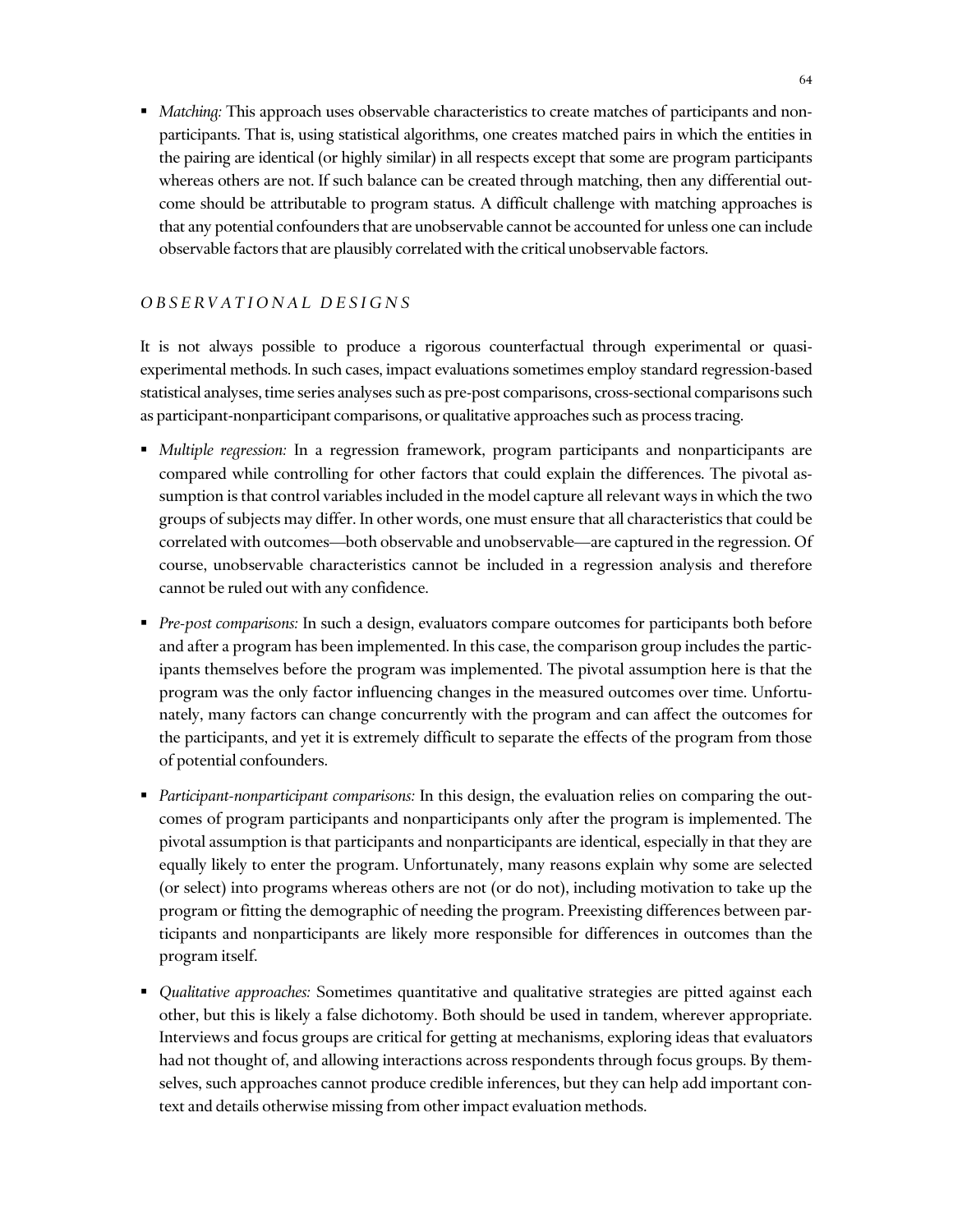- *Matching:* This approach uses observable characteristics to create matches of participants and nonparticipants. That is, using statistical algorithms, one creates matched pairs in which the entities in the pairing are identical (or highly similar) in all respects except that some are program participants whereas others are not. If such balance can be created through matching, then any differential outcome should be attributable to program status. A difficult challenge with matching approaches is that any potential confounders that are unobservable cannot be accounted for unless one can include observable factors that are plausibly correlated with the critical unobservable factors.

### *OBSERVATIONAL DESIGNS*

It is not always possible to produce a rigorous counterfactual through experimental or quasi-experimental methods. In such cases, impact evaluations sometimes employ standard regression-based statistical analyses, time series analyses such as pre-post comparisons, cross-sectional comparisons such as participant-nonparticipant comparisons, or qualitative approaches such as process tracing.

- *Multiple regression:* In a regression framework, program participants and nonparticipants are compared while controlling for other factors that could explain the differences. The pivotal assumption is that control variables included in the model capture all relevant ways in which the two groups of subjects may differ. In other words, one must ensure that all characteristics that could be correlated with outcomes—both observable and unobservable—are captured in the regression. Of course, unobservable characteristics cannot be included in a regression analysis and therefore cannot be ruled out with any confidence.

- *Pre-post comparisons:* In such a design, evaluators compare outcomes for participants both before and after a program has been implemented. In this case, the comparison group includes the participants themselves before the program was implemented. The pivotal assumption here is that the program was the only factor influencing changes in the measured outcomes over time. Unfortunately, many factors can change concurrently with the program and can affect the outcomes for the participants, and yet it is extremely difficult to separate the effects of the program from those of potential confounders.

- *Participant-nonparticipant comparisons:* In this design, the evaluation relies on comparing the outcomes of program participants and nonparticipants only after the program is implemented. The pivotal assumption is that participants and nonparticipants are identical, especially in that they are equally likely to enter the program. Unfortunately, many reasons explain why some are selected (or select) into programs whereas others are not (or do not), including motivation to take up the program or fitting the demographic of needing the program. Preexisting differences between participants and nonparticipants are likely more responsible for differences in outcomes than the program itself.

- *Qualitative approaches:* Sometimes quantitative and qualitative strategies are pitted against each other, but this is likely a false dichotomy. Both should be used in tandem, wherever appropriate. Interviews and focus groups are critical for getting at mechanisms, exploring ideas that evaluators had not thought of, and allowing interactions across respondents through focus groups. By themselves, such approaches cannot produce credible inferences, but they can help add important context and details otherwise missing from other impact evaluation methods.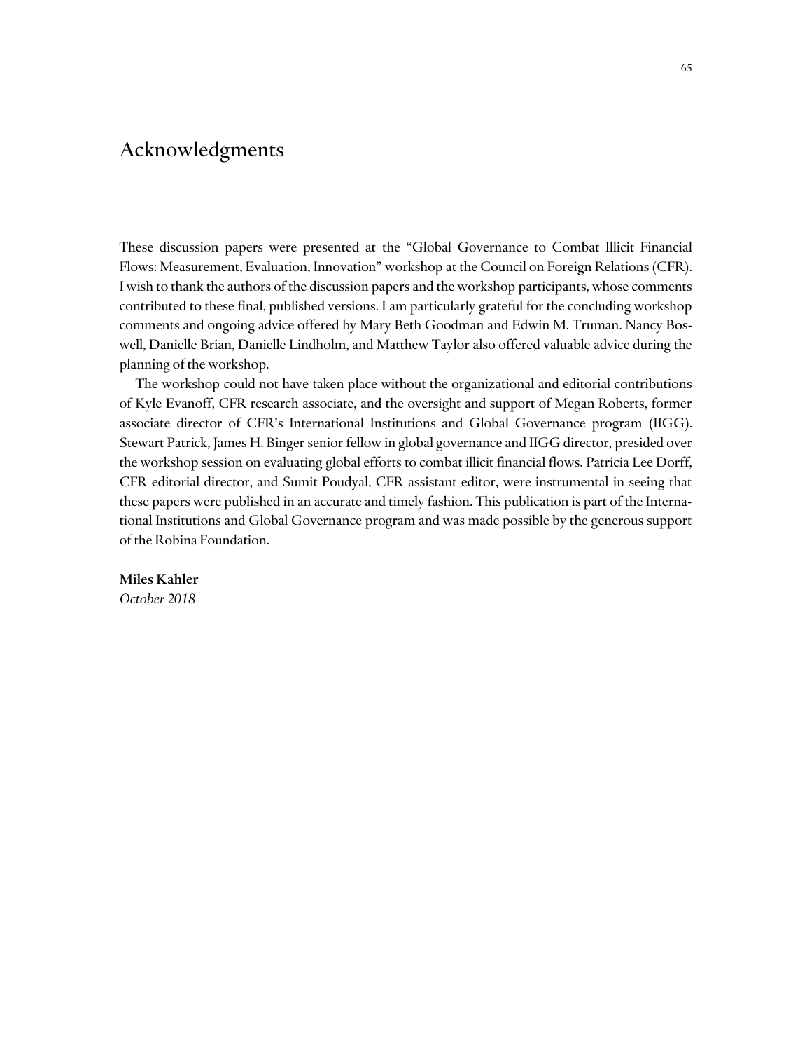# Acknowledgments

These discussion papers were presented at the "Global Governance to Combat Illicit Financial Flows: Measurement, Evaluation, Innovation" workshop at the Council on Foreign Relations (CFR). I wish to thank the authors of the discussion papers and the workshop participants, whose comments contributed to these final, published versions. I am particularly grateful for the concluding workshop comments and ongoing advice offered by Mary Beth Goodman and Edwin M. Truman. Nancy Boswell, Danielle Brian, Danielle Lindholm, and Matthew Taylor also offered valuable advice during the planning of the workshop.

The workshop could not have taken place without the organizational and editorial contributions of Kyle Evanoff, CFR research associate, and the oversight and support of Megan Roberts, former associate director of CFR's International Institutions and Global Governance program (IIGG). Stewart Patrick, James H. Binger senior fellow in global governance and IIGG director, presided over the workshop session on evaluating global efforts to combat illicit financial flows. Patricia Lee Dorff, CFR editorial director, and Sumit Poudyal, CFR assistant editor, were instrumental in seeing that these papers were published in an accurate and timely fashion. This publication is part of the International Institutions and Global Governance program and was made possible by the generous support of the Robina Foundation.

**Miles Kahler**
*October 2018*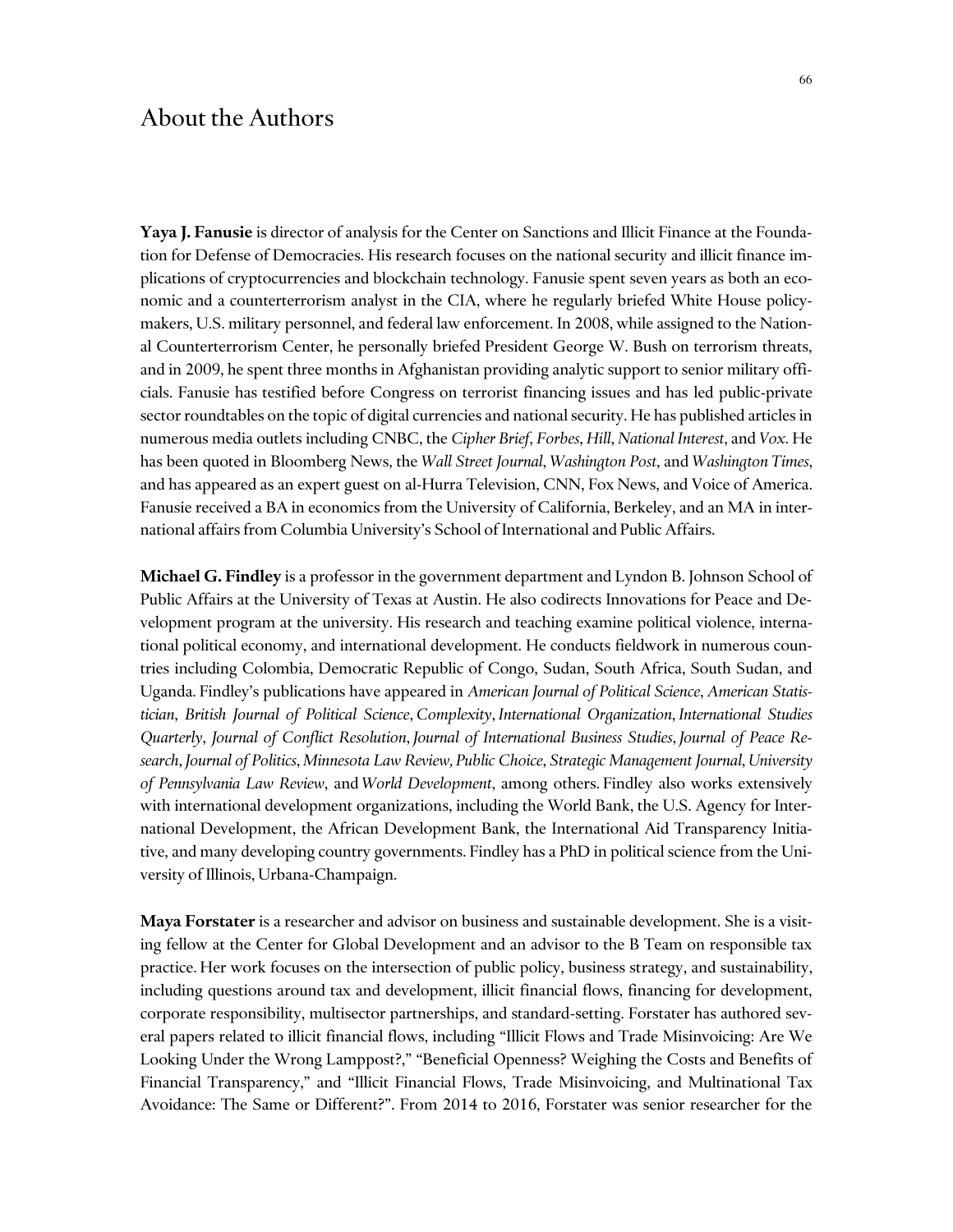# About the Authors

**Yaya J. Fanusie** is director of analysis for the Center on Sanctions and Illicit Finance at the Foundation for Defense of Democracies. His research focuses on the national security and illicit finance implications of cryptocurrencies and blockchain technology. Fanusie spent seven years as both an economic and a counterterrorism analyst in the CIA, where he regularly briefed White House policymakers, U.S. military personnel, and federal law enforcement. In 2008, while assigned to the National Counterterrorism Center, he personally briefed President George W. Bush on terrorism threats, and in 2009, he spent three months in Afghanistan providing analytic support to senior military officials. Fanusie has testified before Congress on terrorist financing issues and has led public-private sector roundtables on the topic of digital currencies and national security. He has published articles in numerous media outlets including CNBC, the *Cipher Brief*, *Forbes*, *Hill*, *National Interest*, and *Vox*. He has been quoted in Bloomberg News, the *Wall Street Journal*, *Washington Post*, and *Washington Times*, and has appeared as an expert guest on al-Hurra Television, CNN, Fox News, and Voice of America. Fanusie received a BA in economics from the University of California, Berkeley, and an MA in international affairs from Columbia University's School of International and Public Affairs.

**Michael G. Findley** is a professor in the government department and Lyndon B. Johnson School of Public Affairs at the University of Texas at Austin. He also codirects Innovations for Peace and Development program at the university. His research and teaching examine political violence, international political economy, and international development. He conducts fieldwork in numerous countries including Colombia, Democratic Republic of Congo, Sudan, South Africa, South Sudan, and Uganda. Findley's publications have appeared in *American Journal of Political Science*, *American Statistician*, *British Journal of Political Science*, *Complexity*, *International Organization*, *International Studies Quarterly*, *Journal of Conflict Resolution*, *Journal of International Business Studies*, *Journal of Peace Research*, *Journal of Politics*, *Minnesota Law Review, Public Choice*, *Strategic Management Journal*, *University of Pennsylvania Law Review*, and *World Development*, among others. Findley also works extensively with international development organizations, including the World Bank, the U.S. Agency for International Development, the African Development Bank, the International Aid Transparency Initiative, and many developing country governments. Findley has a PhD in political science from the University of Illinois, Urbana-Champaign.

**Maya Forstater** is a researcher and advisor on business and sustainable development. She is a visiting fellow at the Center for Global Development and an advisor to the B Team on responsible tax practice. Her work focuses on the intersection of public policy, business strategy, and sustainability, including questions around tax and development, illicit financial flows, financing for development, corporate responsibility, multisector partnerships, and standard-setting. Forstater has authored several papers related to illicit financial flows, including "Illicit Flows and Trade Misinvoicing: Are We Looking Under the Wrong Lamppost?," "Beneficial Openness? Weighing the Costs and Benefits of Financial Transparency," and "Illicit Financial Flows, Trade Misinvoicing, and Multinational Tax Avoidance: The Same or Different?". From 2014 to 2016, Forstater was senior researcher for the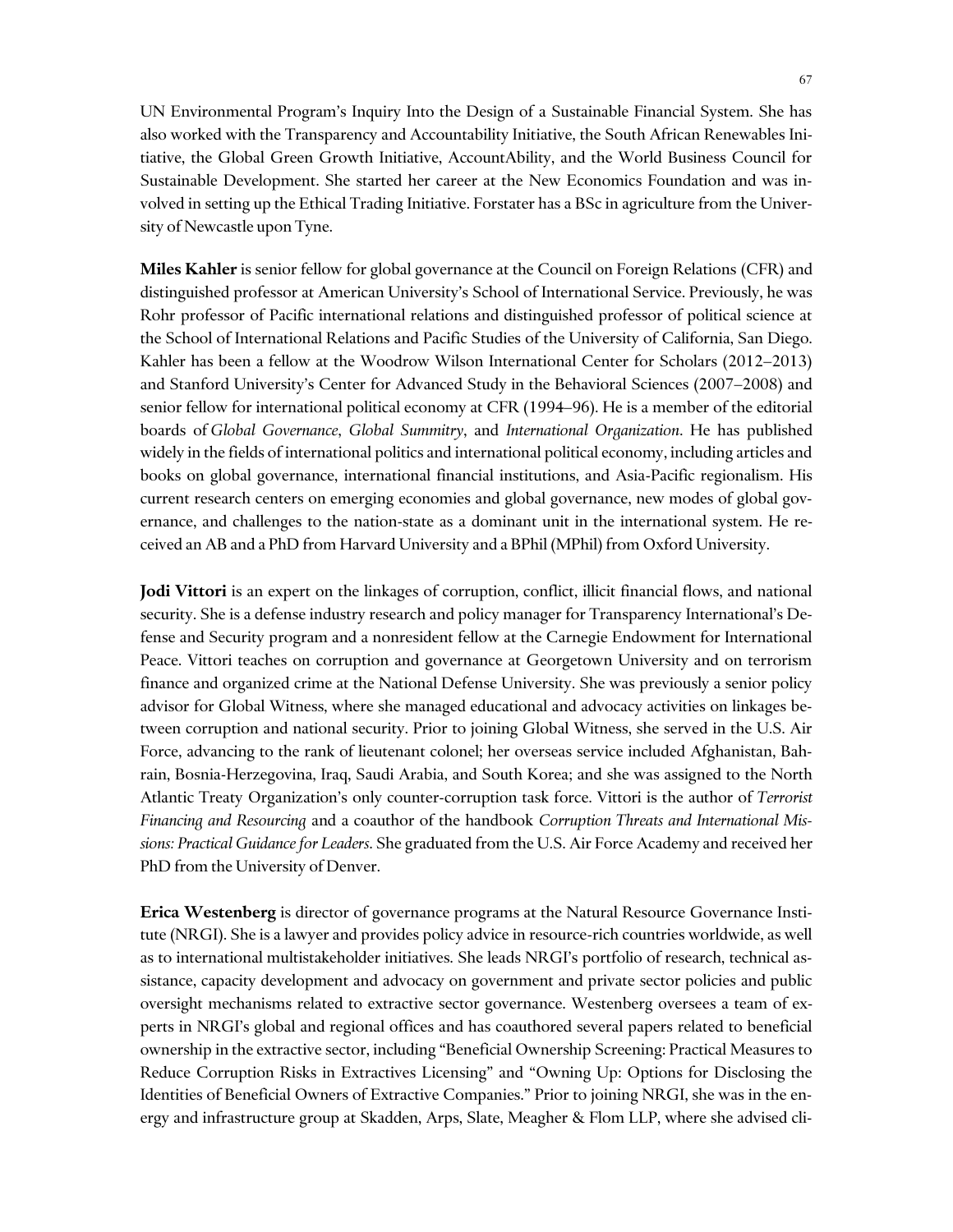UN Environmental Program's Inquiry Into the Design of a Sustainable Financial System. She has also worked with the Transparency and Accountability Initiative, the South African Renewables Initiative, the Global Green Growth Initiative, AccountAbility, and the World Business Council for Sustainable Development. She started her career at the New Economics Foundation and was involved in setting up the Ethical Trading Initiative. Forstater has a BSc in agriculture from the University of Newcastle upon Tyne.

**Miles Kahler** is senior fellow for global governance at the Council on Foreign Relations (CFR) and distinguished professor at American University's School of International Service. Previously, he was Rohr professor of Pacific international relations and distinguished professor of political science at the School of International Relations and Pacific Studies of the University of California, San Diego. Kahler has been a fellow at the Woodrow Wilson International Center for Scholars (2012–2013) and Stanford University's Center for Advanced Study in the Behavioral Sciences (2007–2008) and senior fellow for international political economy at CFR (1994–96). He is a member of the editorial boards of *Global Governance*, *Global Summitry*, and *International Organization*. He has published widely in the fields of international politics and international political economy, including articles and books on global governance, international financial institutions, and Asia-Pacific regionalism. His current research centers on emerging economies and global governance, new modes of global governance, and challenges to the nation-state as a dominant unit in the international system. He received an AB and a PhD from Harvard University and a BPhil (MPhil) from Oxford University.

**Jodi Vittori** is an expert on the linkages of corruption, conflict, illicit financial flows, and national security. She is a defense industry research and policy manager for Transparency International's Defense and Security program and a nonresident fellow at the Carnegie Endowment for International Peace. Vittori teaches on corruption and governance at Georgetown University and on terrorism finance and organized crime at the National Defense University. She was previously a senior policy advisor for Global Witness, where she managed educational and advocacy activities on linkages between corruption and national security. Prior to joining Global Witness, she served in the U.S. Air Force, advancing to the rank of lieutenant colonel; her overseas service included Afghanistan, Bahrain, Bosnia-Herzegovina, Iraq, Saudi Arabia, and South Korea; and she was assigned to the North Atlantic Treaty Organization's only counter-corruption task force. Vittori is the author of *Terrorist Financing and Resourcing* and a coauthor of the handbook *Corruption Threats and International Missions: Practical Guidance for Leaders*. She graduated from the U.S. Air Force Academy and received her PhD from the University of Denver.

**Erica Westenberg** is director of governance programs at the Natural Resource Governance Institute (NRGI). She is a lawyer and provides policy advice in resource-rich countries worldwide, as well as to international multistakeholder initiatives. She leads NRGI's portfolio of research, technical assistance, capacity development and advocacy on government and private sector policies and public oversight mechanisms related to extractive sector governance. Westenberg oversees a team of experts in NRGI's global and regional offices and has coauthored several papers related to beneficial ownership in the extractive sector, including "Beneficial Ownership Screening: Practical Measures to Reduce Corruption Risks in Extractives Licensing" and "Owning Up: Options for Disclosing the Identities of Beneficial Owners of Extractive Companies." Prior to joining NRGI, she was in the energy and infrastructure group at Skadden, Arps, Slate, Meagher & Flom LLP, where she advised cli-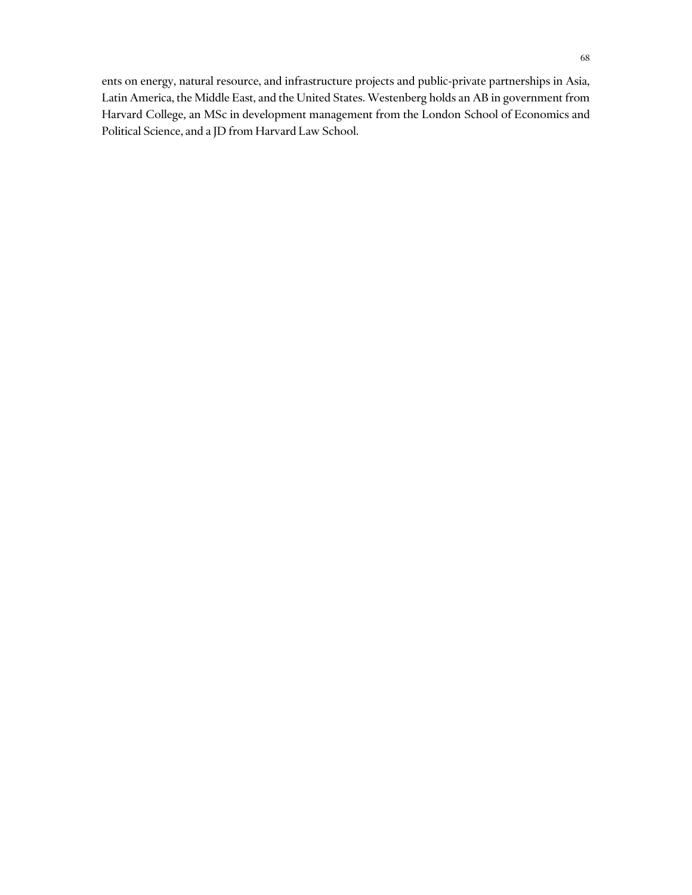ents on energy, natural resource, and infrastructure projects and public-private partnerships in Asia, Latin America, the Middle East, and the United States. Westenberg holds an AB in government from Harvard College, an MSc in development management from the London School of Economics and Political Science, and a JD from Harvard Law School.